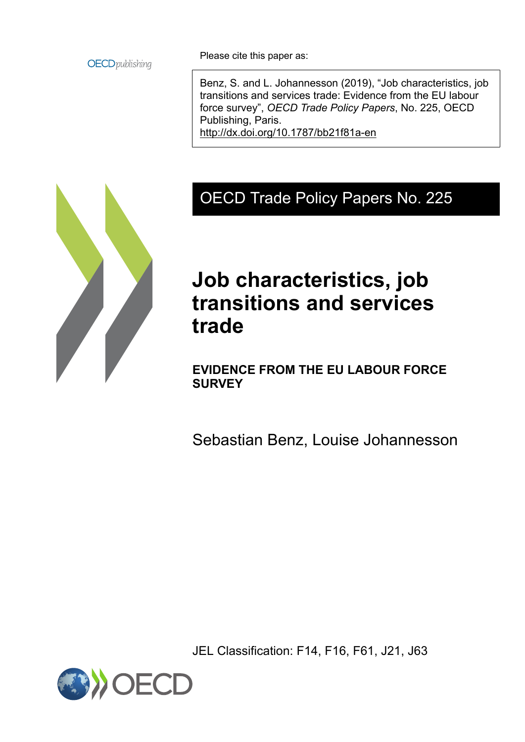OECD*publishing*

Please cite this paper as:

> Benz, S. and L. Johannesson (2019), “Job characteristics, job transitions and services trade: Evidence from the EU labour force survey”, *OECD Trade Policy Papers*, No. 225, OECD Publishing, Paris.
> http://dx.doi.org/10.1787/bb21f81a-en

OECD Trade Policy Papers No. 225

# Job characteristics, job transitions and services trade

## EVIDENCE FROM THE EU LABOUR FORCE SURVEY

Sebastian Benz, Louise Johannesson

JEL Classification: F14, F16, F61, J21, J63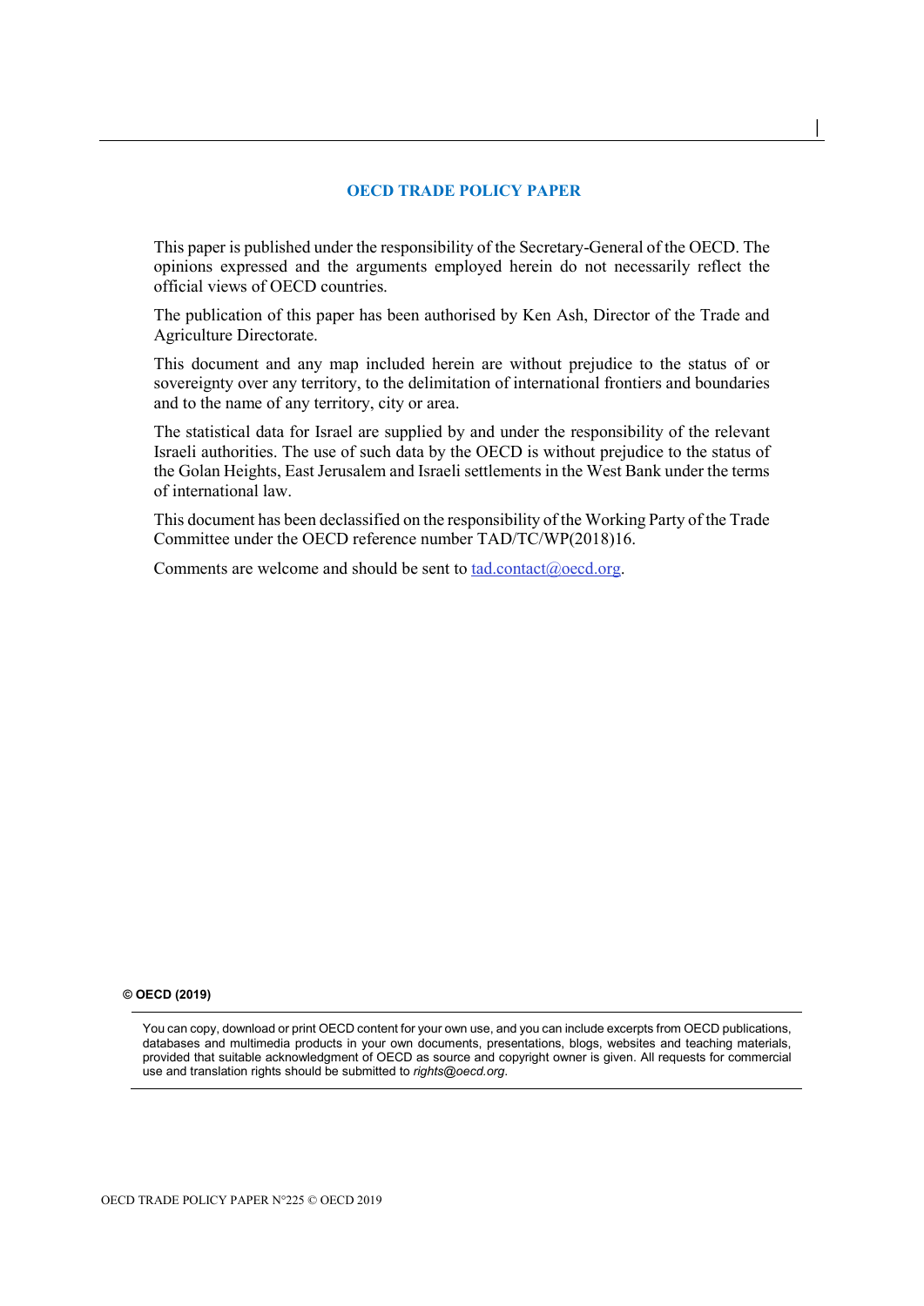## OECD TRADE POLICY PAPER

This paper is published under the responsibility of the Secretary-General of the OECD. The opinions expressed and the arguments employed herein do not necessarily reflect the official views of OECD countries.

The publication of this paper has been authorised by Ken Ash, Director of the Trade and Agriculture Directorate.

This document and any map included herein are without prejudice to the status of or sovereignty over any territory, to the delimitation of international frontiers and boundaries and to the name of any territory, city or area.

The statistical data for Israel are supplied by and under the responsibility of the relevant Israeli authorities. The use of such data by the OECD is without prejudice to the status of the Golan Heights, East Jerusalem and Israeli settlements in the West Bank under the terms of international law.

This document has been declassified on the responsibility of the Working Party of the Trade Committee under the OECD reference number TAD/TC/WP(2018)16.

Comments are welcome and should be sent to tad.contact@oecd.org.

**© OECD (2019)**

You can copy, download or print OECD content for your own use, and you can include excerpts from OECD publications, databases and multimedia products in your own documents, presentations, blogs, websites and teaching materials, provided that suitable acknowledgment of OECD as source and copyright owner is given. All requests for commercial use and translation rights should be submitted to *rights@oecd.org*.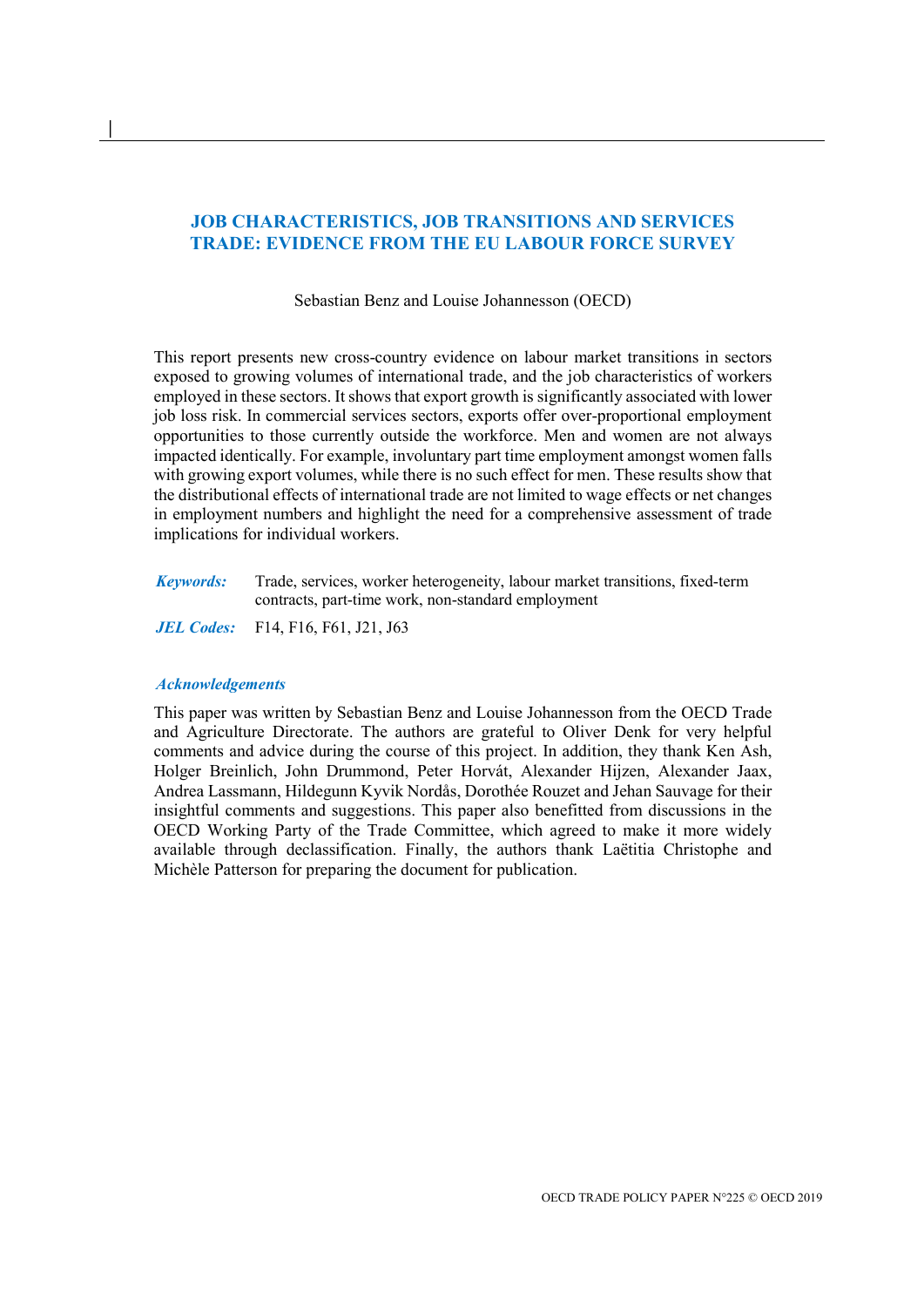# JOB CHARACTERISTICS, JOB TRANSITIONS AND SERVICES TRADE: EVIDENCE FROM THE EU LABOUR FORCE SURVEY

Sebastian Benz and Louise Johannesson (OECD)

This report presents new cross-country evidence on labour market transitions in sectors exposed to growing volumes of international trade, and the job characteristics of workers employed in these sectors. It shows that export growth is significantly associated with lower job loss risk. In commercial services sectors, exports offer over-proportional employment opportunities to those currently outside the workforce. Men and women are not always impacted identically. For example, involuntary part time employment amongst women falls with growing export volumes, while there is no such effect for men. These results show that the distributional effects of international trade are not limited to wage effects or net changes in employment numbers and highlight the need for a comprehensive assessment of trade implications for individual workers.

***Keywords:*** Trade, services, worker heterogeneity, labour market transitions, fixed-term contracts, part-time work, non-standard employment

***JEL Codes:*** F14, F16, F61, J21, J63

### *Acknowledgements*

This paper was written by Sebastian Benz and Louise Johannesson from the OECD Trade and Agriculture Directorate. The authors are grateful to Oliver Denk for very helpful comments and advice during the course of this project. In addition, they thank Ken Ash, Holger Breinlich, John Drummond, Peter Horvát, Alexander Hijzen, Alexander Jaax, Andrea Lassmann, Hildegunn Kyvik Nordås, Dorothée Rouzet and Jehan Sauvage for their insightful comments and suggestions. This paper also benefitted from discussions in the OECD Working Party of the Trade Committee, which agreed to make it more widely available through declassification. Finally, the authors thank Laëtitia Christophe and Michèle Patterson for preparing the document for publication.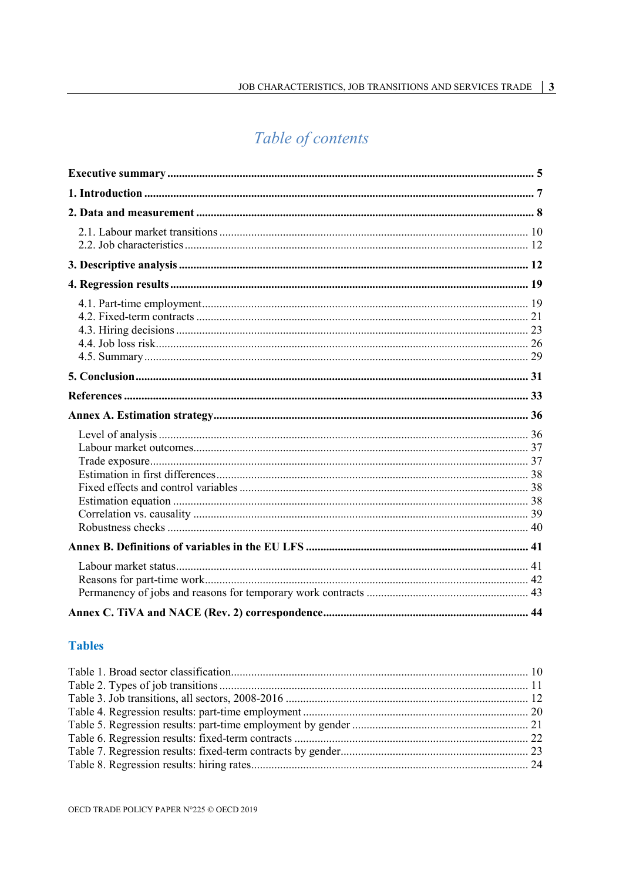# Table of contents

**Executive summary** ........................................................................................................................ **5**

**1. Introduction** ........................................................................................................................ **7**

**2. Data and measurement** ........................................................................................................ **8**

2.1. Labour market transitions ........................................................................................... 10
2.2. Job characteristics ....................................................................................................... 12

**3. Descriptive analysis** ........................................................................................................... **12**

**4. Regression results** ............................................................................................................. **19**

4.1. Part-time employment ................................................................................................. 19
4.2. Fixed-term contracts ................................................................................................... 21
4.3. Hiring decisions .......................................................................................................... 23
4.4. Job loss risk ................................................................................................................. 26
4.5. Summary ..................................................................................................................... 29

**5. Conclusion** ......................................................................................................................... **31**

**References** .............................................................................................................................. **33**

**Annex A. Estimation strategy** ................................................................................................ **36**

Level of analysis ............................................................................................................... 36
Labour market outcomes ................................................................................................... 37
Trade exposure .................................................................................................................. 37
Estimation in first differences ........................................................................................... 38
Fixed effects and control variables ................................................................................... 38
Estimation equation ........................................................................................................... 38
Correlation vs. causality ................................................................................................... 39
Robustness checks ............................................................................................................ 40

**Annex B. Definitions of variables in the EU LFS** ................................................................. **41**

Labour market status ......................................................................................................... 41
Reasons for part-time work ............................................................................................... 42
Permanency of jobs and reasons for temporary work contracts ........................................ 43

**Annex C. TiVA and NACE (Rev. 2) correspondence** ............................................................ **44**

## Tables

Table 1. Broad sector classification ...................................................................................... 10
Table 2. Types of job transitions .......................................................................................... 11
Table 3. Job transitions, all sectors, 2008-2016 ................................................................... 12
Table 4. Regression results: part-time employment ............................................................. 20
Table 5. Regression results: part-time employment by gender ............................................ 21
Table 6. Regression results: fixed-term contracts ................................................................ 22
Table 7. Regression results: fixed-term contracts by gender ................................................ 23
Table 8. Regression results: hiring rates ............................................................................... 24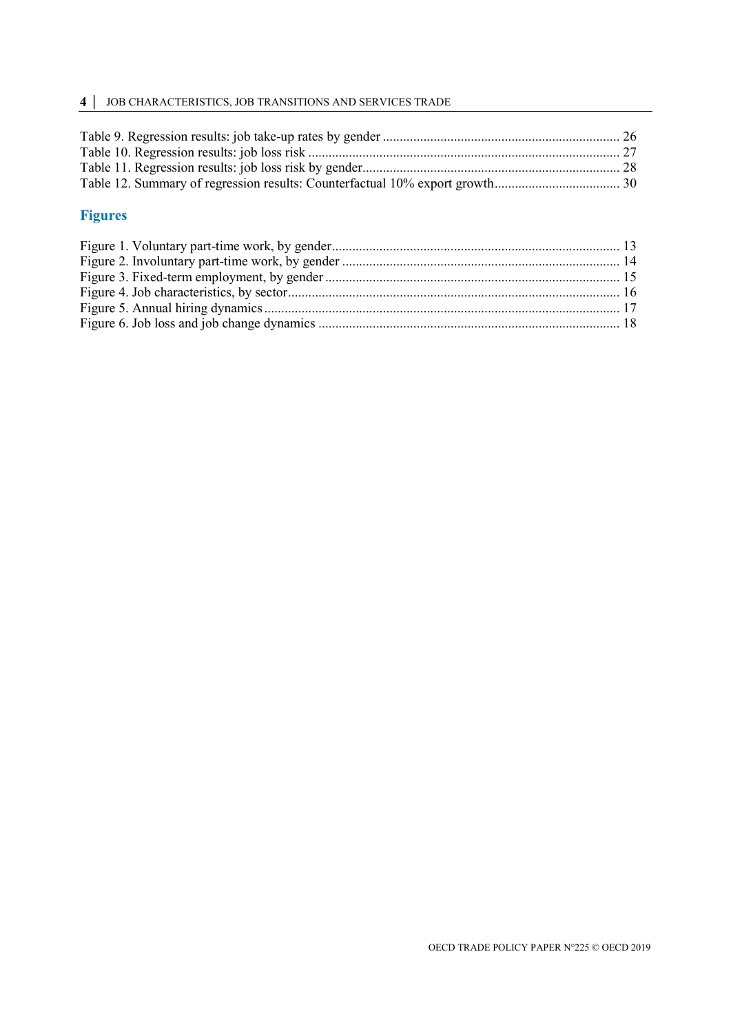Table 9. Regression results: job take-up rates by gender ..................................................................... 26
Table 10. Regression results: job loss risk ........................................................................................... 27
Table 11. Regression results: job loss risk by gender........................................................................... 28
Table 12. Summary of regression results: Counterfactual 10% export growth..................................... 30

## Figures

Figure 1. Voluntary part-time work, by gender.................................................................................... 13
Figure 2. Involuntary part-time work, by gender ................................................................................. 14
Figure 3. Fixed-term employment, by gender ...................................................................................... 15
Figure 4. Job characteristics, by sector.................................................................................................. 16
Figure 5. Annual hiring dynamics ........................................................................................................ 17
Figure 6. Job loss and job change dynamics ........................................................................................ 18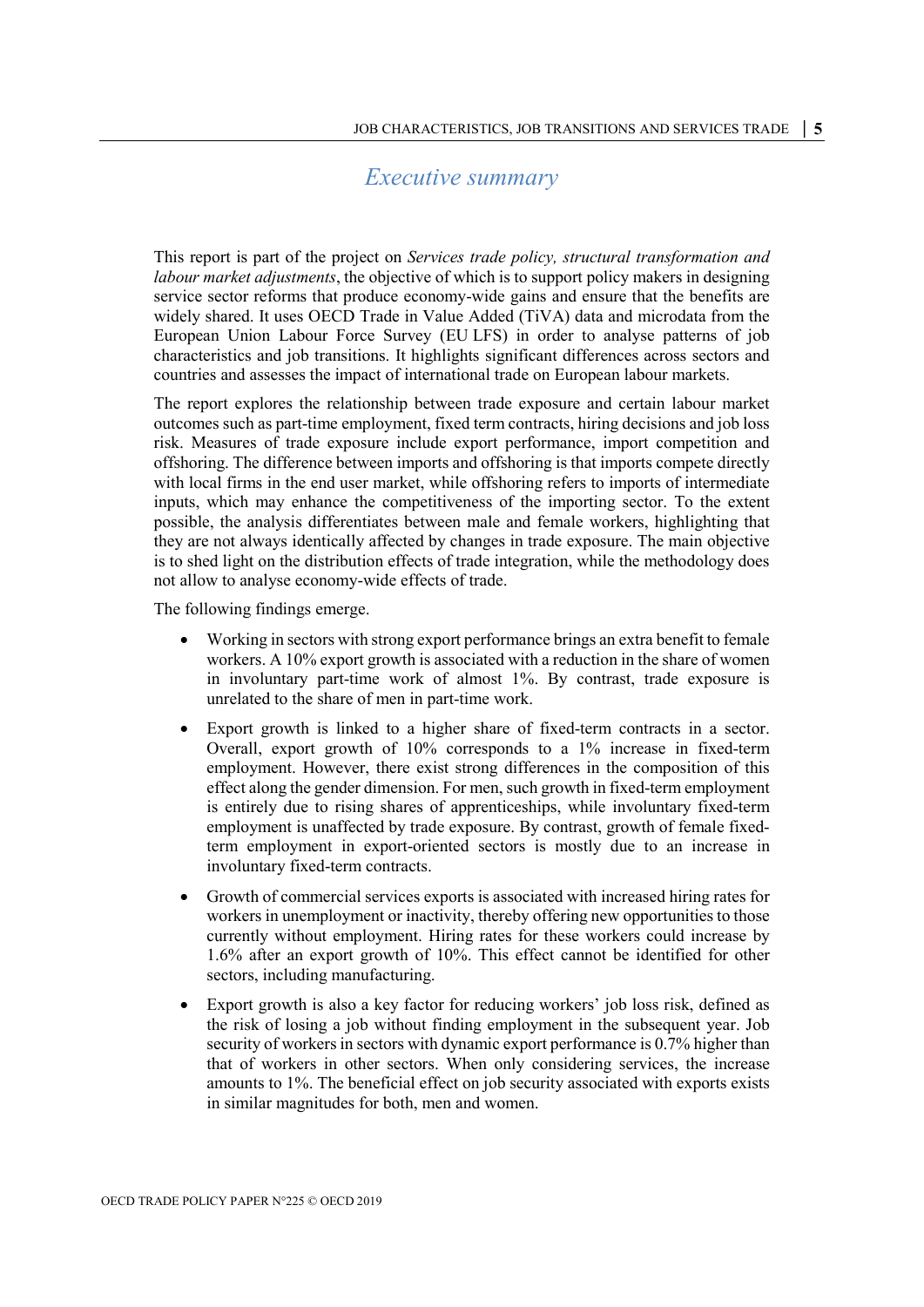# *Executive summary*

This report is part of the project on *Services trade policy, structural transformation and labour market adjustments*, the objective of which is to support policy makers in designing service sector reforms that produce economy-wide gains and ensure that the benefits are widely shared. It uses OECD Trade in Value Added (TiVA) data and microdata from the European Union Labour Force Survey (EU LFS) in order to analyse patterns of job characteristics and job transitions. It highlights significant differences across sectors and countries and assesses the impact of international trade on European labour markets.

The report explores the relationship between trade exposure and certain labour market outcomes such as part-time employment, fixed term contracts, hiring decisions and job loss risk. Measures of trade exposure include export performance, import competition and offshoring. The difference between imports and offshoring is that imports compete directly with local firms in the end user market, while offshoring refers to imports of intermediate inputs, which may enhance the competitiveness of the importing sector. To the extent possible, the analysis differentiates between male and female workers, highlighting that they are not always identically affected by changes in trade exposure. The main objective is to shed light on the distribution effects of trade integration, while the methodology does not allow to analyse economy-wide effects of trade.

The following findings emerge.

- Working in sectors with strong export performance brings an extra benefit to female workers. A 10% export growth is associated with a reduction in the share of women in involuntary part-time work of almost 1%. By contrast, trade exposure is unrelated to the share of men in part-time work.
- Export growth is linked to a higher share of fixed-term contracts in a sector. Overall, export growth of 10% corresponds to a 1% increase in fixed-term employment. However, there exist strong differences in the composition of this effect along the gender dimension. For men, such growth in fixed-term employment is entirely due to rising shares of apprenticeships, while involuntary fixed-term employment is unaffected by trade exposure. By contrast, growth of female fixed-term employment in export-oriented sectors is mostly due to an increase in involuntary fixed-term contracts.
- Growth of commercial services exports is associated with increased hiring rates for workers in unemployment or inactivity, thereby offering new opportunities to those currently without employment. Hiring rates for these workers could increase by 1.6% after an export growth of 10%. This effect cannot be identified for other sectors, including manufacturing.
- Export growth is also a key factor for reducing workers' job loss risk, defined as the risk of losing a job without finding employment in the subsequent year. Job security of workers in sectors with dynamic export performance is 0.7% higher than that of workers in other sectors. When only considering services, the increase amounts to 1%. The beneficial effect on job security associated with exports exists in similar magnitudes for both, men and women.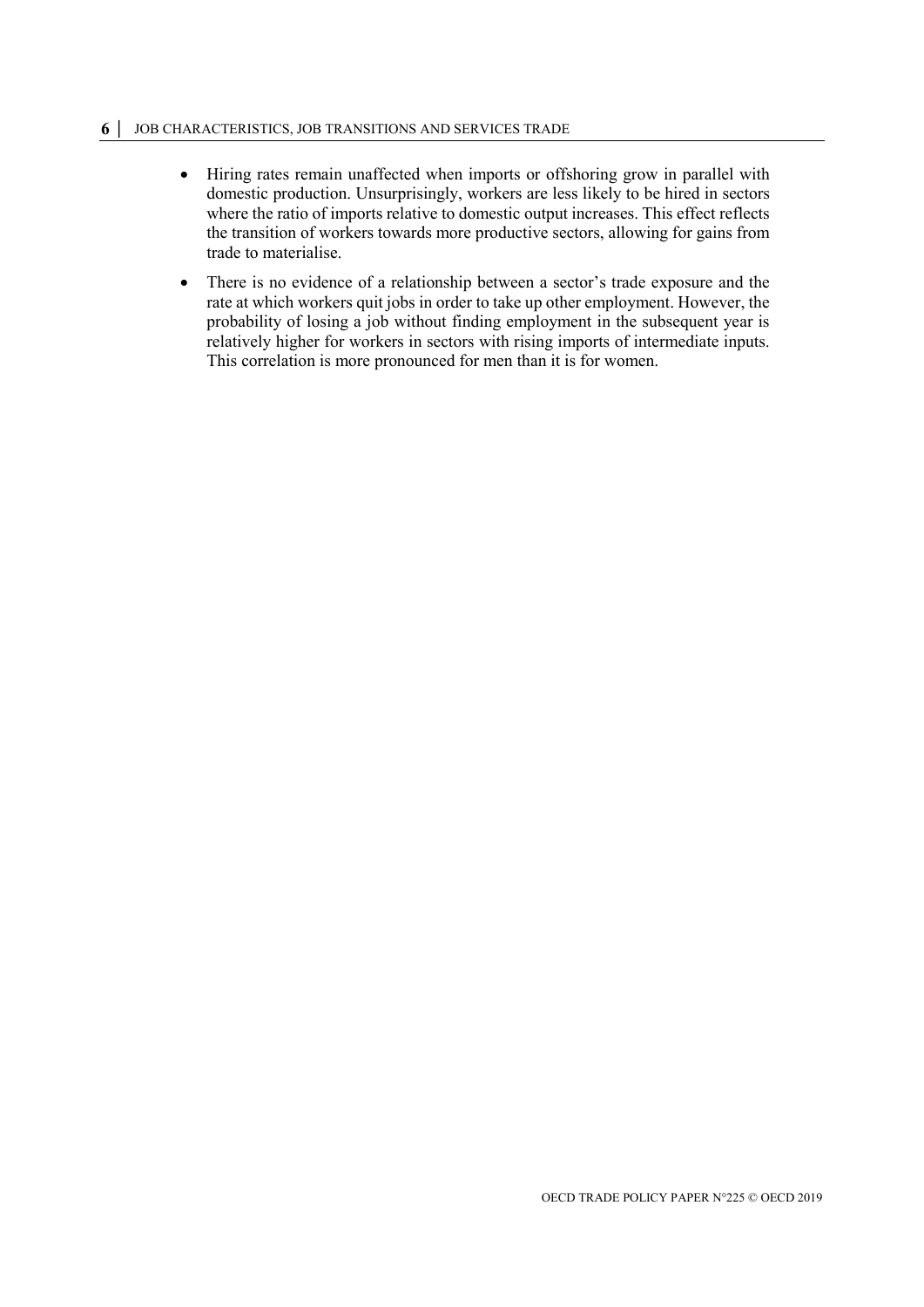- Hiring rates remain unaffected when imports or offshoring grow in parallel with domestic production. Unsurprisingly, workers are less likely to be hired in sectors where the ratio of imports relative to domestic output increases. This effect reflects the transition of workers towards more productive sectors, allowing for gains from trade to materialise.
- There is no evidence of a relationship between a sector's trade exposure and the rate at which workers quit jobs in order to take up other employment. However, the probability of losing a job without finding employment in the subsequent year is relatively higher for workers in sectors with rising imports of intermediate inputs. This correlation is more pronounced for men than it is for women.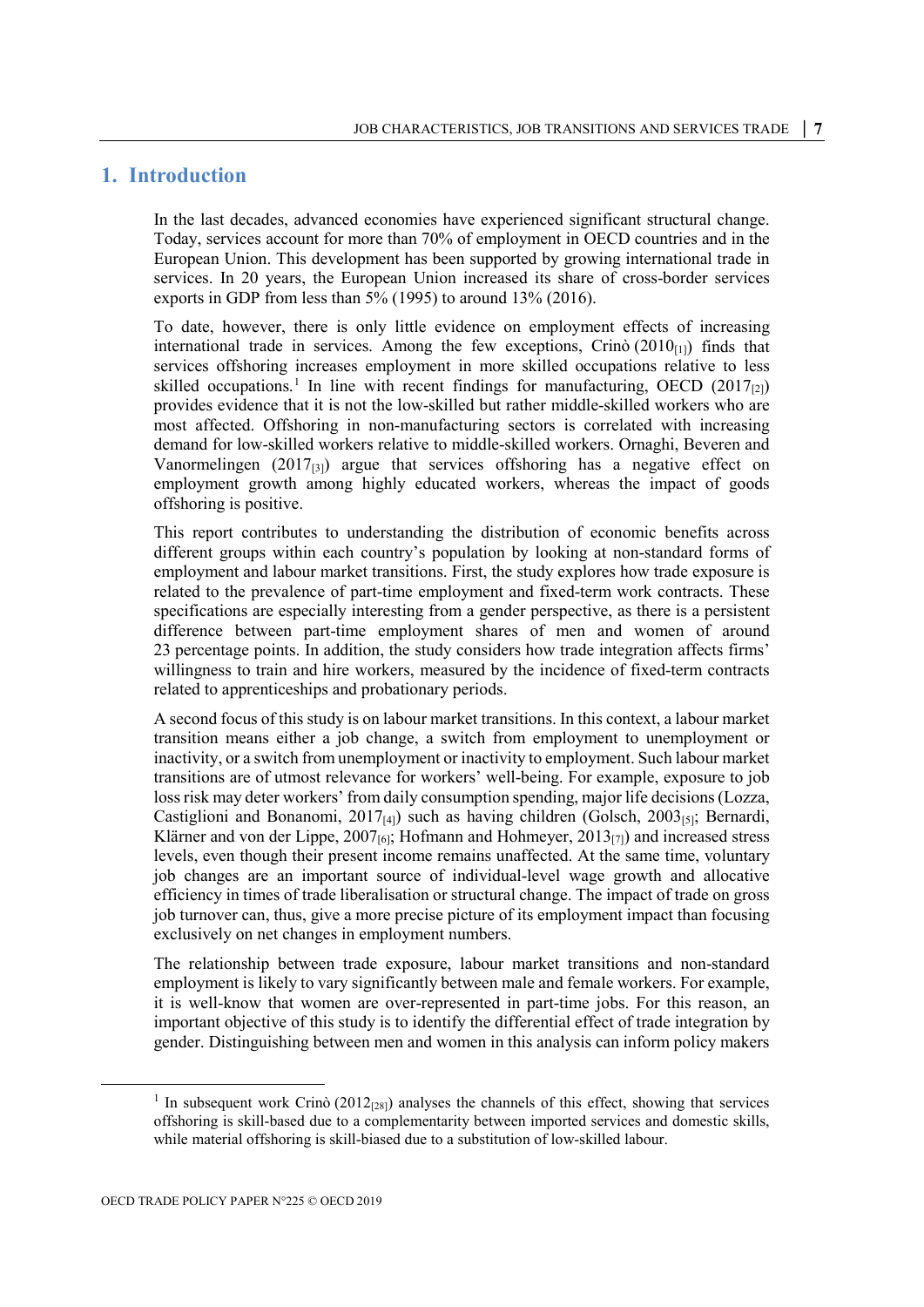# 1. Introduction

In the last decades, advanced economies have experienced significant structural change. Today, services account for more than 70% of employment in OECD countries and in the European Union. This development has been supported by growing international trade in services. In 20 years, the European Union increased its share of cross-border services exports in GDP from less than 5% (1995) to around 13% (2016).

To date, however, there is only little evidence on employment effects of increasing international trade in services. Among the few exceptions, Crinò (2010[1]) finds that services offshoring increases employment in more skilled occupations relative to less skilled occupations.[1] In line with recent findings for manufacturing, OECD (2017[2]) provides evidence that it is not the low-skilled but rather middle-skilled workers who are most affected. Offshoring in non-manufacturing sectors is correlated with increasing demand for low-skilled workers relative to middle-skilled workers. Ornaghi, Beveren and Vanormelingen (2017[3]) argue that services offshoring has a negative effect on employment growth among highly educated workers, whereas the impact of goods offshoring is positive.

This report contributes to understanding the distribution of economic benefits across different groups within each country's population by looking at non-standard forms of employment and labour market transitions. First, the study explores how trade exposure is related to the prevalence of part-time employment and fixed-term work contracts. These specifications are especially interesting from a gender perspective, as there is a persistent difference between part-time employment shares of men and women of around 23 percentage points. In addition, the study considers how trade integration affects firms' willingness to train and hire workers, measured by the incidence of fixed-term contracts related to apprenticeships and probationary periods.

A second focus of this study is on labour market transitions. In this context, a labour market transition means either a job change, a switch from employment to unemployment or inactivity, or a switch from unemployment or inactivity to employment. Such labour market transitions are of utmost relevance for workers' well-being. For example, exposure to job loss risk may deter workers' from daily consumption spending, major life decisions (Lozza, Castiglioni and Bonanomi, 2017[4]) such as having children (Golsch, 2003[5]; Bernardi, Klärner and von der Lippe, 2007[6]; Hofmann and Hohmeyer, 2013[7]) and increased stress levels, even though their present income remains unaffected. At the same time, voluntary job changes are an important source of individual-level wage growth and allocative efficiency in times of trade liberalisation or structural change. The impact of trade on gross job turnover can, thus, give a more precise picture of its employment impact than focusing exclusively on net changes in employment numbers.

The relationship between trade exposure, labour market transitions and non-standard employment is likely to vary significantly between male and female workers. For example, it is well-know that women are over-represented in part-time jobs. For this reason, an important objective of this study is to identify the differential effect of trade integration by gender. Distinguishing between men and women in this analysis can inform policy makers

[1] In subsequent work Crinò (2012[28]) analyses the channels of this effect, showing that services offshoring is skill-based due to a complementarity between imported services and domestic skills, while material offshoring is skill-biased due to a substitution of low-skilled labour.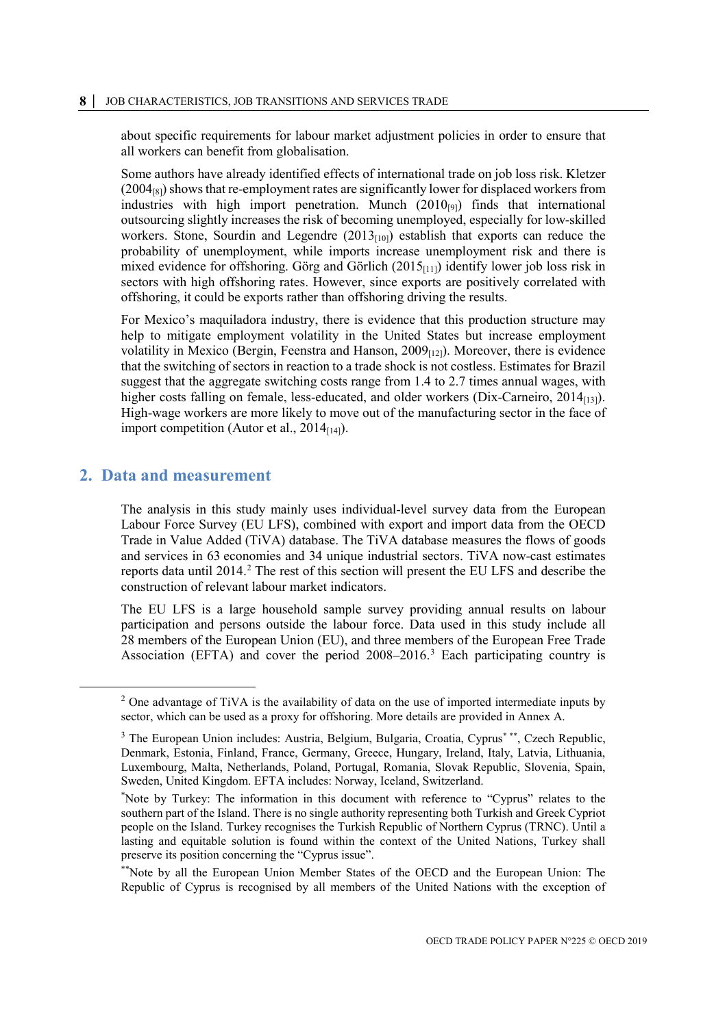about specific requirements for labour market adjustment policies in order to ensure that all workers can benefit from globalisation.

Some authors have already identified effects of international trade on job loss risk. Kletzer (2004[8]) shows that re-employment rates are significantly lower for displaced workers from industries with high import penetration. Munch (2010[9]) finds that international outsourcing slightly increases the risk of becoming unemployed, especially for low-skilled workers. Stone, Sourdin and Legendre (2013[10]) establish that exports can reduce the probability of unemployment, while imports increase unemployment risk and there is mixed evidence for offshoring. Görg and Görlich (2015[11]) identify lower job loss risk in sectors with high offshoring rates. However, since exports are positively correlated with offshoring, it could be exports rather than offshoring driving the results.

For Mexico's maquiladora industry, there is evidence that this production structure may help to mitigate employment volatility in the United States but increase employment volatility in Mexico (Bergin, Feenstra and Hanson, 2009[12]). Moreover, there is evidence that the switching of sectors in reaction to a trade shock is not costless. Estimates for Brazil suggest that the aggregate switching costs range from 1.4 to 2.7 times annual wages, with higher costs falling on female, less-educated, and older workers (Dix-Carneiro, 2014[13]). High-wage workers are more likely to move out of the manufacturing sector in the face of import competition (Autor et al., 2014[14]).

## 2. Data and measurement

The analysis in this study mainly uses individual-level survey data from the European Labour Force Survey (EU LFS), combined with export and import data from the OECD Trade in Value Added (TiVA) database. The TiVA database measures the flows of goods and services in 63 economies and 34 unique industrial sectors. TiVA now-cast estimates reports data until 2014.[2] The rest of this section will present the EU LFS and describe the construction of relevant labour market indicators.

The EU LFS is a large household sample survey providing annual results on labour participation and persons outside the labour force. Data used in this study include all 28 members of the European Union (EU), and three members of the European Free Trade Association (EFTA) and cover the period 2008–2016.[3] Each participating country is

[2] One advantage of TiVA is the availability of data on the use of imported intermediate inputs by sector, which can be used as a proxy for offshoring. More details are provided in Annex A.

[3] The European Union includes: Austria, Belgium, Bulgaria, Croatia, Cyprus[* **], Czech Republic, Denmark, Estonia, Finland, France, Germany, Greece, Hungary, Ireland, Italy, Latvia, Lithuania, Luxembourg, Malta, Netherlands, Poland, Portugal, Romania, Slovak Republic, Slovenia, Spain, Sweden, United Kingdom. EFTA includes: Norway, Iceland, Switzerland.

[*] Note by Turkey: The information in this document with reference to "Cyprus" relates to the southern part of the Island. There is no single authority representing both Turkish and Greek Cypriot people on the Island. Turkey recognises the Turkish Republic of Northern Cyprus (TRNC). Until a lasting and equitable solution is found within the context of the United Nations, Turkey shall preserve its position concerning the "Cyprus issue".

[**] Note by all the European Union Member States of the OECD and the European Union: The Republic of Cyprus is recognised by all members of the United Nations with the exception of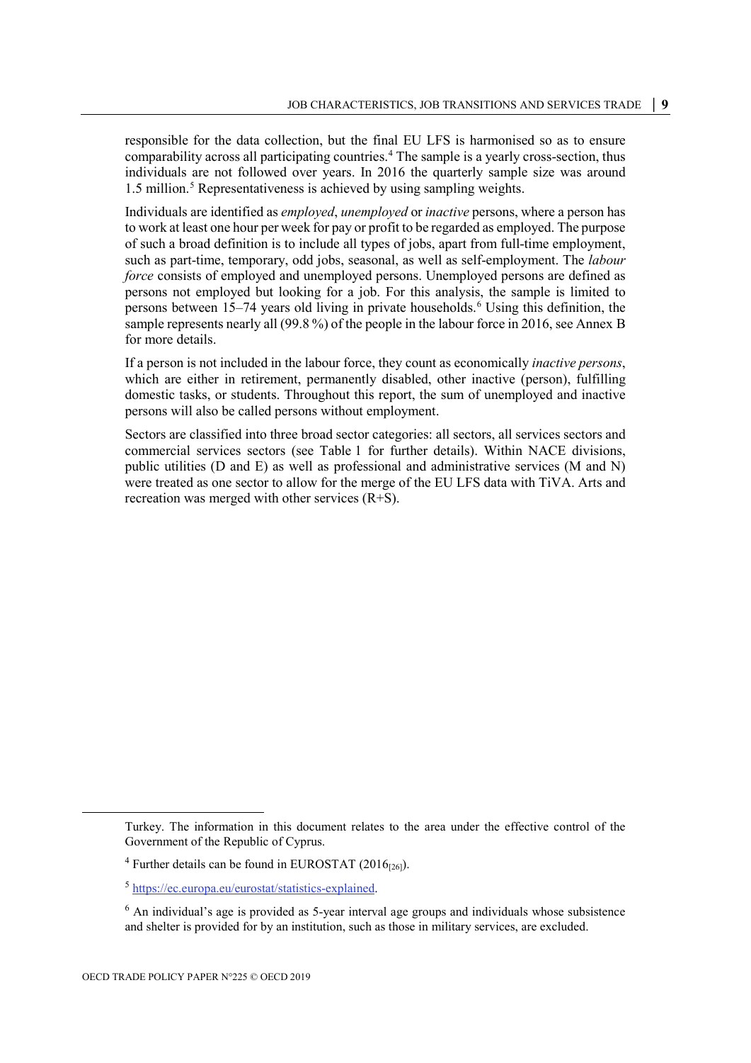responsible for the data collection, but the final EU LFS is harmonised so as to ensure comparability across all participating countries.[4] The sample is a yearly cross-section, thus individuals are not followed over years. In 2016 the quarterly sample size was around 1.5 million.[5] Representativeness is achieved by using sampling weights.

Individuals are identified as *employed*, *unemployed* or *inactive* persons, where a person has to work at least one hour per week for pay or profit to be regarded as employed. The purpose of such a broad definition is to include all types of jobs, apart from full-time employment, such as part-time, temporary, odd jobs, seasonal, as well as self-employment. The *labour force* consists of employed and unemployed persons. Unemployed persons are defined as persons not employed but looking for a job. For this analysis, the sample is limited to persons between 15–74 years old living in private households.[6] Using this definition, the sample represents nearly all (99.8 %) of the people in the labour force in 2016, see Annex B for more details.

If a person is not included in the labour force, they count as economically *inactive persons*, which are either in retirement, permanently disabled, other inactive (person), fulfilling domestic tasks, or students. Throughout this report, the sum of unemployed and inactive persons will also be called persons without employment.

Sectors are classified into three broad sector categories: all sectors, all services sectors and commercial services sectors (see Table 1 for further details). Within NACE divisions, public utilities (D and E) as well as professional and administrative services (M and N) were treated as one sector to allow for the merge of the EU LFS data with TiVA. Arts and recreation was merged with other services (R+S).

---

Turkey. The information in this document relates to the area under the effective control of the Government of the Republic of Cyprus.

[4] Further details can be found in EUROSTAT (2016[26]).

[5] https://ec.europa.eu/eurostat/statistics-explained.

[6] An individual's age is provided as 5-year interval age groups and individuals whose subsistence and shelter is provided for by an institution, such as those in military services, are excluded.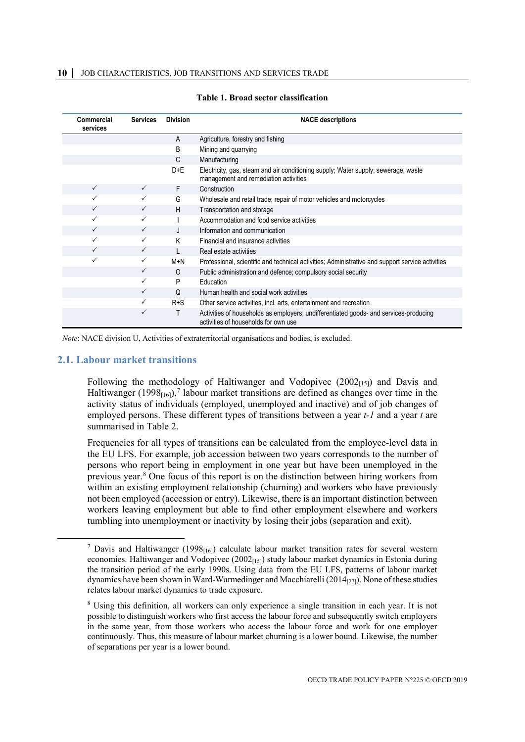**Table 1. Broad sector classification**

| Commercial services | Services | Division | NACE descriptions |
|---|---|---|---|
| | | A | Agriculture, forestry and fishing |
| | | B | Mining and quarrying |
| | | C | Manufacturing |
| | | D+E | Electricity, gas, steam and air conditioning supply; Water supply; sewerage, waste management and remediation activities |
| ✓ | ✓ | F | Construction |
| ✓ | ✓ | G | Wholesale and retail trade; repair of motor vehicles and motorcycles |
| ✓ | ✓ | H | Transportation and storage |
| ✓ | ✓ | I | Accommodation and food service activities |
| ✓ | ✓ | J | Information and communication |
| ✓ | ✓ | K | Financial and insurance activities |
| ✓ | ✓ | L | Real estate activities |
| ✓ | ✓ | M+N | Professional, scientific and technical activities; Administrative and support service activities |
| | ✓ | O | Public administration and defence; compulsory social security |
| | ✓ | P | Education |
| | ✓ | Q | Human health and social work activities |
| | ✓ | R+S | Other service activities, incl. arts, entertainment and recreation |
| | ✓ | T | Activities of households as employers; undifferentiated goods- and services-producing activities of households for own use |

*Note*: NACE division U, Activities of extraterritorial organisations and bodies, is excluded.

## 2.1. Labour market transitions

Following the methodology of Haltiwanger and Vodopivec (2002[15]) and Davis and Haltiwanger (1998[16]),[7] labour market transitions are defined as changes over time in the activity status of individuals (employed, unemployed and inactive) and of job changes of employed persons. These different types of transitions between a year *t-1* and a year *t* are summarised in Table 2.

Frequencies for all types of transitions can be calculated from the employee-level data in the EU LFS. For example, job accession between two years corresponds to the number of persons who report being in employment in one year but have been unemployed in the previous year.[8] One focus of this report is on the distinction between hiring workers from within an existing employment relationship (churning) and workers who have previously not been employed (accession or entry). Likewise, there is an important distinction between workers leaving employment but able to find other employment elsewhere and workers tumbling into unemployment or inactivity by losing their jobs (separation and exit).

[7] Davis and Haltiwanger (1998[16]) calculate labour market transition rates for several western economies. Haltiwanger and Vodopivec (2002[15]) study labour market dynamics in Estonia during the transition period of the early 1990s. Using data from the EU LFS, patterns of labour market dynamics have been shown in Ward-Warmedinger and Macchiarelli (2014[27]). None of these studies relates labour market dynamics to trade exposure.

[8] Using this definition, all workers can only experience a single transition in each year. It is not possible to distinguish workers who first access the labour force and subsequently switch employers in the same year, from those workers who access the labour force and work for one employer continuously. Thus, this measure of labour market churning is a lower bound. Likewise, the number of separations per year is a lower bound.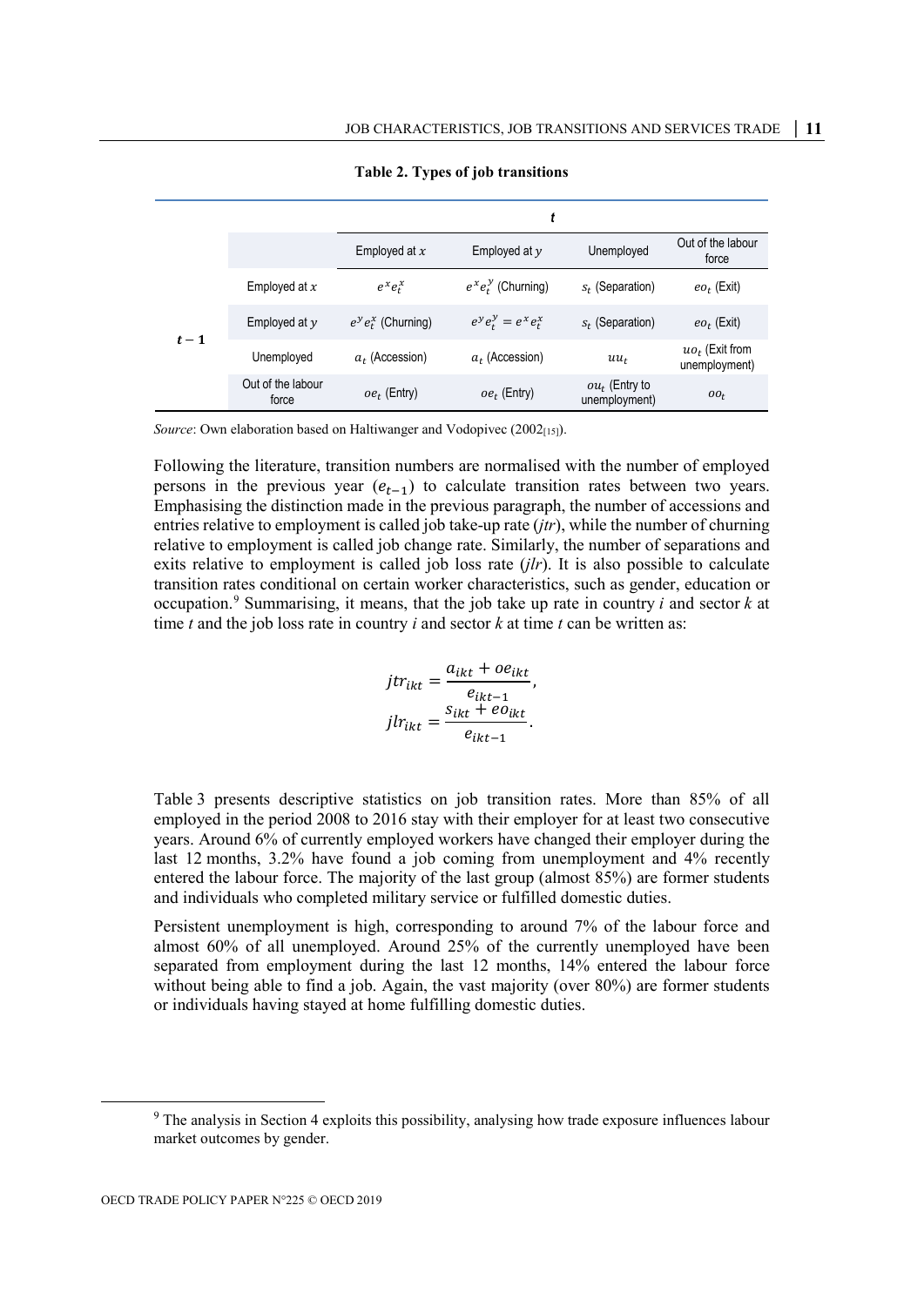**Table 2. Types of job transitions**

| | | *t* | | | |
|---|---|---|---|---|---|
| | | Employed at $x$ | Employed at $y$ | Unemployed | Out of the labour force |
| $t-1$ | Employed at $x$ | $e^x e_t^x$ | $e^x e_t^y$ (Churning) | $s_t$ (Separation) | $eo_t$ (Exit) |
| | Employed at $y$ | $e^y e_t^x$ (Churning) | $e^y e_t^y = e^x e_t^x$ | $s_t$ (Separation) | $eo_t$ (Exit) |
| | Unemployed | $a_t$ (Accession) | $a_t$ (Accession) | $uu_t$ | $uo_t$ (Exit from unemployment) |
| | Out of the labour force | $oe_t$ (Entry) | $oe_t$ (Entry) | $ou_t$ (Entry to unemployment) | $oo_t$ |

*Source*: Own elaboration based on Haltiwanger and Vodopivec (2002[15]).

Following the literature, transition numbers are normalised with the number of employed persons in the previous year ($e_{t-1}$) to calculate transition rates between two years. Emphasising the distinction made in the previous paragraph, the number of accessions and entries relative to employment is called job take-up rate (*jtr*), while the number of churning relative to employment is called job change rate. Similarly, the number of separations and exits relative to employment is called job loss rate (*jlr*). It is also possible to calculate transition rates conditional on certain worker characteristics, such as gender, education or occupation.[9] Summarising, it means, that the job take up rate in country *i* and sector *k* at time *t* and the job loss rate in country *i* and sector *k* at time *t* can be written as:

$$jtr_{ikt} = \frac{a_{ikt} + oe_{ikt}}{e_{ikt-1}},$$
$$jlr_{ikt} = \frac{s_{ikt} + eo_{ikt}}{e_{ikt-1}}.$$

Table 3 presents descriptive statistics on job transition rates. More than 85% of all employed in the period 2008 to 2016 stay with their employer for at least two consecutive years. Around 6% of currently employed workers have changed their employer during the last 12 months, 3.2% have found a job coming from unemployment and 4% recently entered the labour force. The majority of the last group (almost 85%) are former students and individuals who completed military service or fulfilled domestic duties.

Persistent unemployment is high, corresponding to around 7% of the labour force and almost 60% of all unemployed. Around 25% of the currently unemployed have been separated from employment during the last 12 months, 14% entered the labour force without being able to find a job. Again, the vast majority (over 80%) are former students or individuals having stayed at home fulfilling domestic duties.

[9] The analysis in Section 4 exploits this possibility, analysing how trade exposure influences labour market outcomes by gender.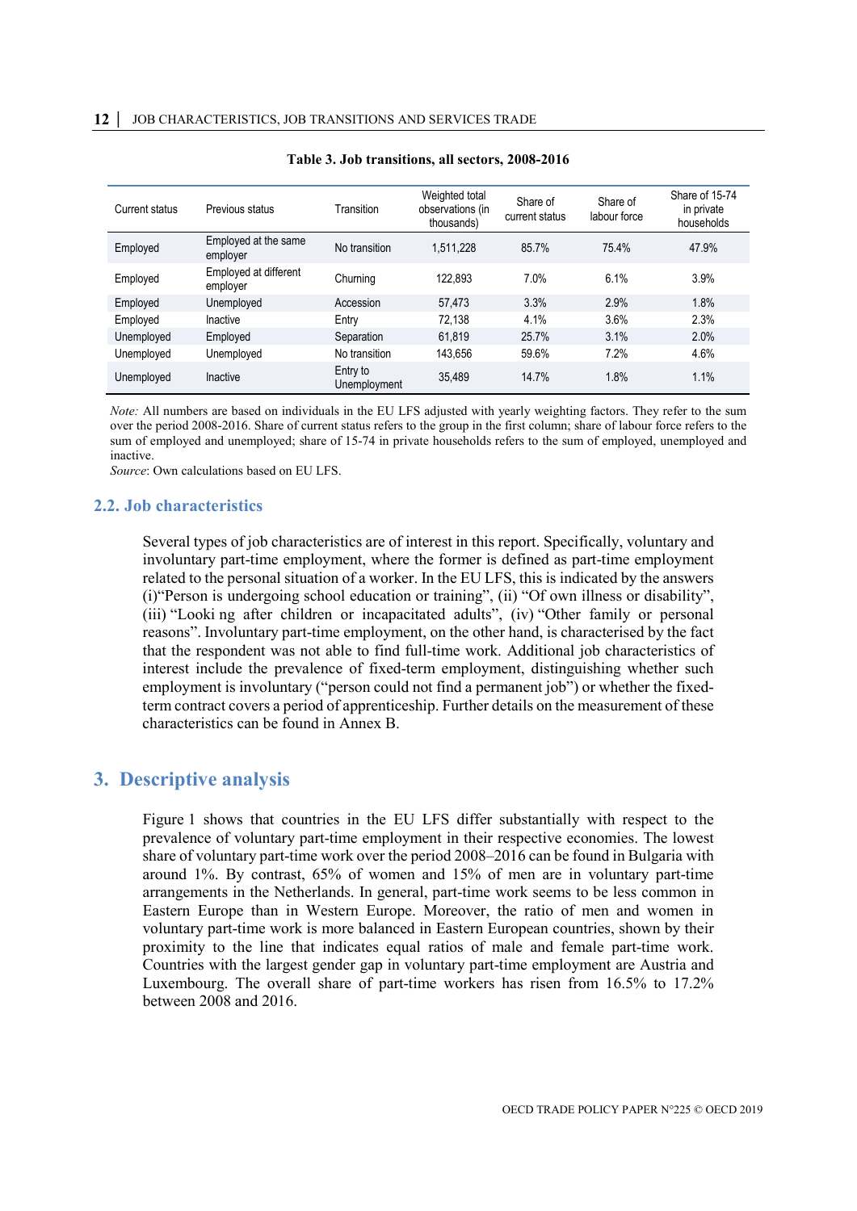**Table 3. Job transitions, all sectors, 2008-2016**

| Current status | Previous status | Transition | Weighted total observations (in thousands) | Share of current status | Share of labour force | Share of 15-74 in private households |
|---|---|---|---|---|---|---|
| Employed | Employed at the same employer | No transition | 1,511,228 | 85.7% | 75.4% | 47.9% |
| Employed | Employed at different employer | Churning | 122,893 | 7.0% | 6.1% | 3.9% |
| Employed | Unemployed | Accession | 57,473 | 3.3% | 2.9% | 1.8% |
| Employed | Inactive | Entry | 72,138 | 4.1% | 3.6% | 2.3% |
| Unemployed | Employed | Separation | 61,819 | 25.7% | 3.1% | 2.0% |
| Unemployed | Unemployed | No transition | 143,656 | 59.6% | 7.2% | 4.6% |
| Unemployed | Inactive | Entry to Unemployment | 35,489 | 14.7% | 1.8% | 1.1% |

*Note:* All numbers are based on individuals in the EU LFS adjusted with yearly weighting factors. They refer to the sum over the period 2008-2016. Share of current status refers to the group in the first column; share of labour force refers to the sum of employed and unemployed; share of 15-74 in private households refers to the sum of employed, unemployed and inactive.
*Source*: Own calculations based on EU LFS.

## 2.2. Job characteristics

Several types of job characteristics are of interest in this report. Specifically, voluntary and involuntary part-time employment, where the former is defined as part-time employment related to the personal situation of a worker. In the EU LFS, this is indicated by the answers (i)"Person is undergoing school education or training", (ii) "Of own illness or disability", (iii) "Looki ng after children or incapacitated adults", (iv) "Other family or personal reasons". Involuntary part-time employment, on the other hand, is characterised by the fact that the respondent was not able to find full-time work. Additional job characteristics of interest include the prevalence of fixed-term employment, distinguishing whether such employment is involuntary ("person could not find a permanent job") or whether the fixed-term contract covers a period of apprenticeship. Further details on the measurement of these characteristics can be found in Annex B.

# 3. Descriptive analysis

Figure 1 shows that countries in the EU LFS differ substantially with respect to the prevalence of voluntary part-time employment in their respective economies. The lowest share of voluntary part-time work over the period 2008–2016 can be found in Bulgaria with around 1%. By contrast, 65% of women and 15% of men are in voluntary part-time arrangements in the Netherlands. In general, part-time work seems to be less common in Eastern Europe than in Western Europe. Moreover, the ratio of men and women in voluntary part-time work is more balanced in Eastern European countries, shown by their proximity to the line that indicates equal ratios of male and female part-time work. Countries with the largest gender gap in voluntary part-time employment are Austria and Luxembourg. The overall share of part-time workers has risen from 16.5% to 17.2% between 2008 and 2016.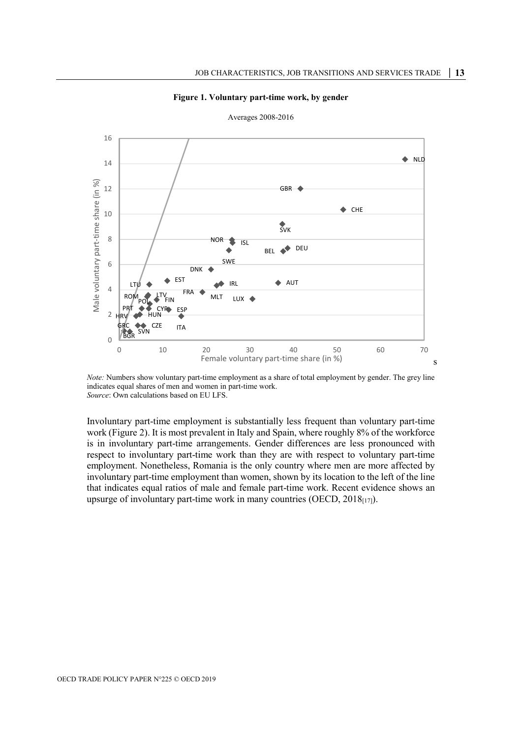**Figure 1. Voluntary part-time work, by gender**

Averages 2008-2016

*Note:* Numbers show voluntary part-time employment as a share of total employment by gender. The grey line indicates equal shares of men and women in part-time work.
*Source*: Own calculations based on EU LFS.

Involuntary part-time employment is substantially less frequent than voluntary part-time work (Figure 2). It is most prevalent in Italy and Spain, where roughly 8% of the workforce is in involuntary part-time arrangements. Gender differences are less pronounced with respect to involuntary part-time work than they are with respect to voluntary part-time employment. Nonetheless, Romania is the only country where men are more affected by involuntary part-time employment than women, shown by its location to the left of the line that indicates equal ratios of male and female part-time work. Recent evidence shows an upsurge of involuntary part-time work in many countries (OECD, 2018[17]).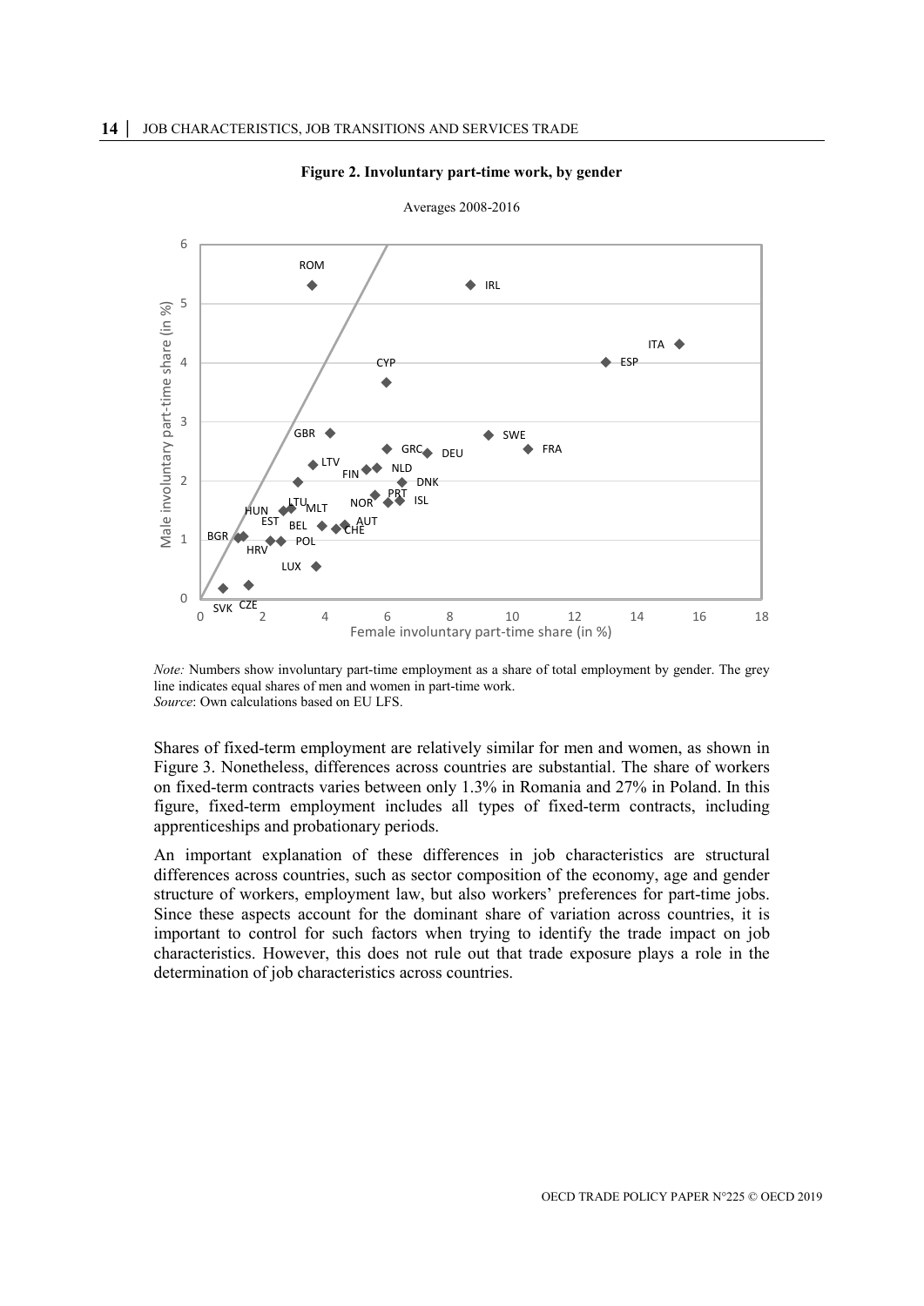**Figure 2. Involuntary part-time work, by gender**

Averages 2008-2016

*Note:* Numbers show involuntary part-time employment as a share of total employment by gender. The grey line indicates equal shares of men and women in part-time work.
*Source*: Own calculations based on EU LFS.

Shares of fixed-term employment are relatively similar for men and women, as shown in Figure 3. Nonetheless, differences across countries are substantial. The share of workers on fixed-term contracts varies between only 1.3% in Romania and 27% in Poland. In this figure, fixed-term employment includes all types of fixed-term contracts, including apprenticeships and probationary periods.

An important explanation of these differences in job characteristics are structural differences across countries, such as sector composition of the economy, age and gender structure of workers, employment law, but also workers' preferences for part-time jobs. Since these aspects account for the dominant share of variation across countries, it is important to control for such factors when trying to identify the trade impact on job characteristics. However, this does not rule out that trade exposure plays a role in the determination of job characteristics across countries.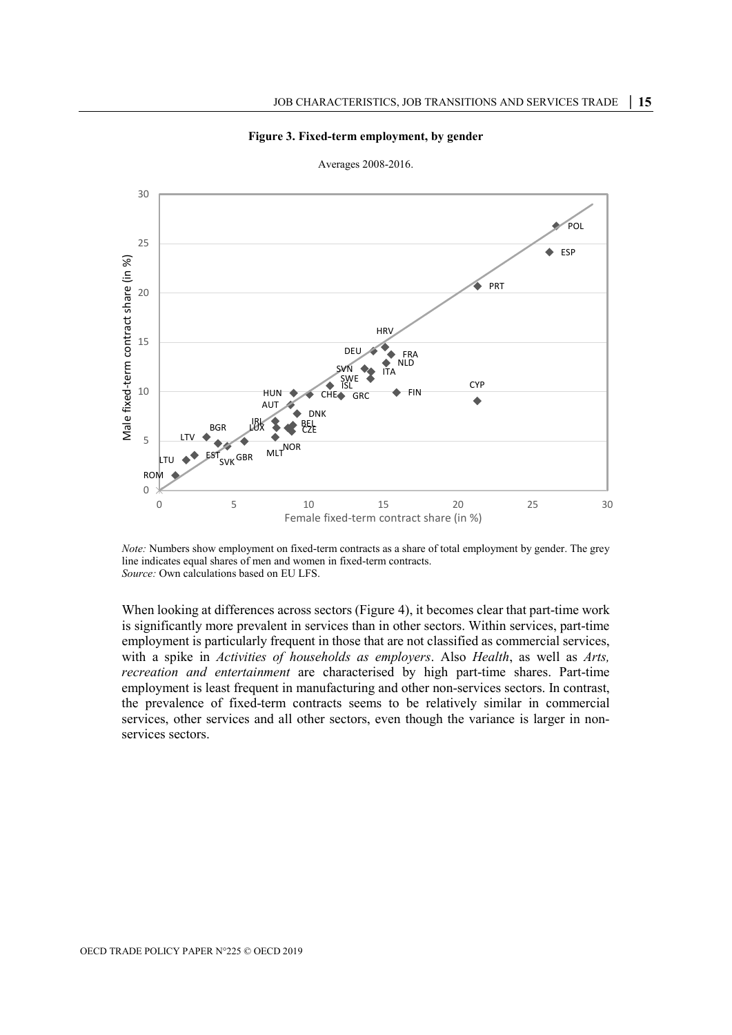**Figure 3. Fixed-term employment, by gender**

Averages 2008-2016.

*Note:* Numbers show employment on fixed-term contracts as a share of total employment by gender. The grey line indicates equal shares of men and women in fixed-term contracts.
*Source:* Own calculations based on EU LFS.

When looking at differences across sectors (Figure 4), it becomes clear that part-time work is significantly more prevalent in services than in other sectors. Within services, part-time employment is particularly frequent in those that are not classified as commercial services, with a spike in *Activities of households as employers*. Also *Health*, as well as *Arts, recreation and entertainment* are characterised by high part-time shares. Part-time employment is least frequent in manufacturing and other non-services sectors. In contrast, the prevalence of fixed-term contracts seems to be relatively similar in commercial services, other services and all other sectors, even though the variance is larger in non-services sectors.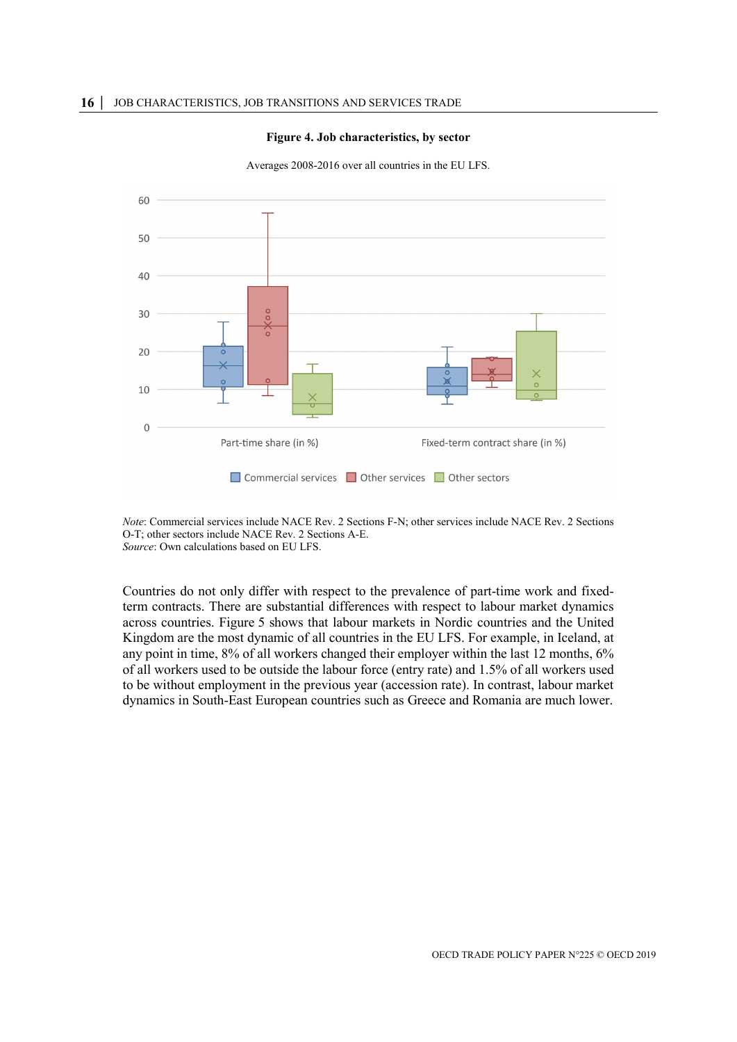**Figure 4. Job characteristics, by sector**

Averages 2008-2016 over all countries in the EU LFS.

*Note*: Commercial services include NACE Rev. 2 Sections F-N; other services include NACE Rev. 2 Sections O-T; other sectors include NACE Rev. 2 Sections A-E.
*Source*: Own calculations based on EU LFS.

Countries do not only differ with respect to the prevalence of part-time work and fixed-term contracts. There are substantial differences with respect to labour market dynamics across countries. Figure 5 shows that labour markets in Nordic countries and the United Kingdom are the most dynamic of all countries in the EU LFS. For example, in Iceland, at any point in time, 8% of all workers changed their employer within the last 12 months, 6% of all workers used to be outside the labour force (entry rate) and 1.5% of all workers used to be without employment in the previous year (accession rate). In contrast, labour market dynamics in South-East European countries such as Greece and Romania are much lower.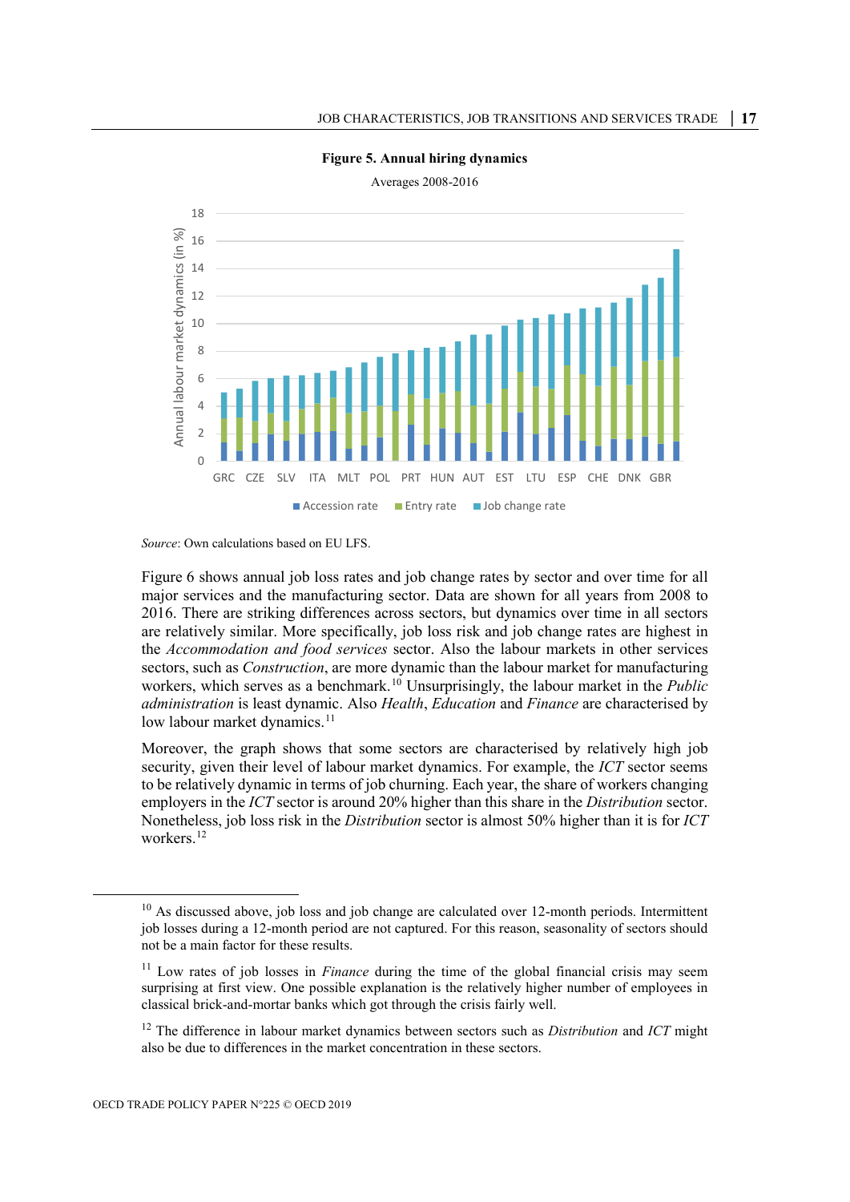**Figure 5. Annual hiring dynamics**

Averages 2008-2016

*Source*: Own calculations based on EU LFS.

Figure 6 shows annual job loss rates and job change rates by sector and over time for all major services and the manufacturing sector. Data are shown for all years from 2008 to 2016. There are striking differences across sectors, but dynamics over time in all sectors are relatively similar. More specifically, job loss risk and job change rates are highest in the *Accommodation and food services* sector. Also the labour markets in other services sectors, such as *Construction*, are more dynamic than the labour market for manufacturing workers, which serves as a benchmark.[10] Unsurprisingly, the labour market in the *Public administration* is least dynamic. Also *Health*, *Education* and *Finance* are characterised by low labour market dynamics.[11]

Moreover, the graph shows that some sectors are characterised by relatively high job security, given their level of labour market dynamics. For example, the *ICT* sector seems to be relatively dynamic in terms of job churning. Each year, the share of workers changing employers in the *ICT* sector is around 20% higher than this share in the *Distribution* sector. Nonetheless, job loss risk in the *Distribution* sector is almost 50% higher than it is for *ICT* workers.[12]

[10] As discussed above, job loss and job change are calculated over 12-month periods. Intermittent job losses during a 12-month period are not captured. For this reason, seasonality of sectors should not be a main factor for these results.

[11] Low rates of job losses in *Finance* during the time of the global financial crisis may seem surprising at first view. One possible explanation is the relatively higher number of employees in classical brick-and-mortar banks which got through the crisis fairly well.

[12] The difference in labour market dynamics between sectors such as *Distribution* and *ICT* might also be due to differences in the market concentration in these sectors.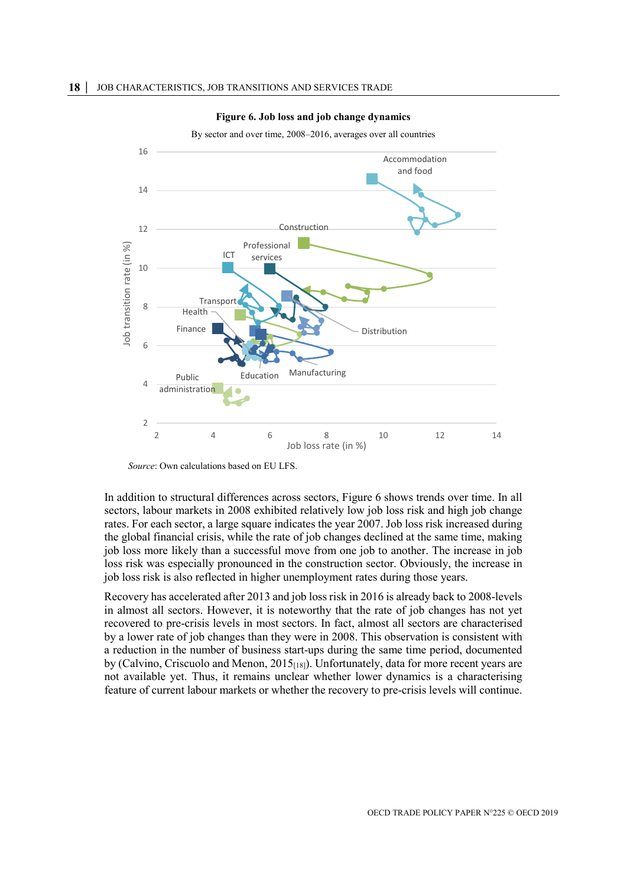**Figure 6. Job loss and job change dynamics**

By sector and over time, 2008–2016, averages over all countries

*Source*: Own calculations based on EU LFS.

In addition to structural differences across sectors, Figure 6 shows trends over time. In all sectors, labour markets in 2008 exhibited relatively low job loss risk and high job change rates. For each sector, a large square indicates the year 2007. Job loss risk increased during the global financial crisis, while the rate of job changes declined at the same time, making job loss more likely than a successful move from one job to another. The increase in job loss risk was especially pronounced in the construction sector. Obviously, the increase in job loss risk is also reflected in higher unemployment rates during those years.

Recovery has accelerated after 2013 and job loss risk in 2016 is already back to 2008-levels in almost all sectors. However, it is noteworthy that the rate of job changes has not yet recovered to pre-crisis levels in most sectors. In fact, almost all sectors are characterised by a lower rate of job changes than they were in 2008. This observation is consistent with a reduction in the number of business start-ups during the same time period, documented by (Calvino, Criscuolo and Menon, 2015[18]). Unfortunately, data for more recent years are not available yet. Thus, it remains unclear whether lower dynamics is a characterising feature of current labour markets or whether the recovery to pre-crisis levels will continue.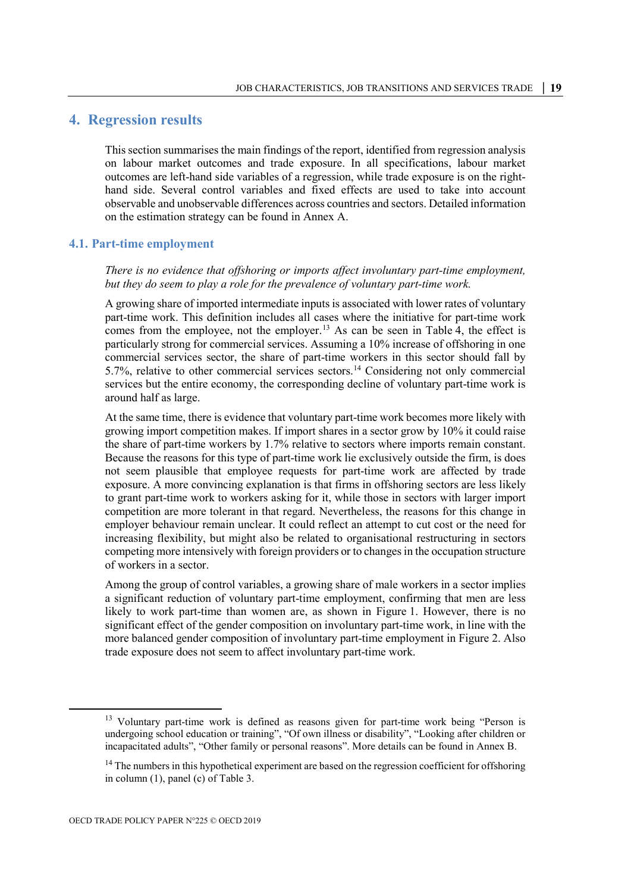# 4. Regression results

This section summarises the main findings of the report, identified from regression analysis on labour market outcomes and trade exposure. In all specifications, labour market outcomes are left-hand side variables of a regression, while trade exposure is on the right-hand side. Several control variables and fixed effects are used to take into account observable and unobservable differences across countries and sectors. Detailed information on the estimation strategy can be found in Annex A.

## 4.1. Part-time employment

*There is no evidence that offshoring or imports affect involuntary part-time employment, but they do seem to play a role for the prevalence of voluntary part-time work.*

A growing share of imported intermediate inputs is associated with lower rates of voluntary part-time work. This definition includes all cases where the initiative for part-time work comes from the employee, not the employer.[13] As can be seen in Table 4, the effect is particularly strong for commercial services. Assuming a 10% increase of offshoring in one commercial services sector, the share of part-time workers in this sector should fall by 5.7%, relative to other commercial services sectors.[14] Considering not only commercial services but the entire economy, the corresponding decline of voluntary part-time work is around half as large.

At the same time, there is evidence that voluntary part-time work becomes more likely with growing import competition makes. If import shares in a sector grow by 10% it could raise the share of part-time workers by 1.7% relative to sectors where imports remain constant. Because the reasons for this type of part-time work lie exclusively outside the firm, is does not seem plausible that employee requests for part-time work are affected by trade exposure. A more convincing explanation is that firms in offshoring sectors are less likely to grant part-time work to workers asking for it, while those in sectors with larger import competition are more tolerant in that regard. Nevertheless, the reasons for this change in employer behaviour remain unclear. It could reflect an attempt to cut cost or the need for increasing flexibility, but might also be related to organisational restructuring in sectors competing more intensively with foreign providers or to changes in the occupation structure of workers in a sector.

Among the group of control variables, a growing share of male workers in a sector implies a significant reduction of voluntary part-time employment, confirming that men are less likely to work part-time than women are, as shown in Figure 1. However, there is no significant effect of the gender composition on involuntary part-time work, in line with the more balanced gender composition of involuntary part-time employment in Figure 2. Also trade exposure does not seem to affect involuntary part-time work.

[13] Voluntary part-time work is defined as reasons given for part-time work being "Person is undergoing school education or training", "Of own illness or disability", "Looking after children or incapacitated adults", "Other family or personal reasons". More details can be found in Annex B.

[14] The numbers in this hypothetical experiment are based on the regression coefficient for offshoring in column (1), panel (c) of Table 3.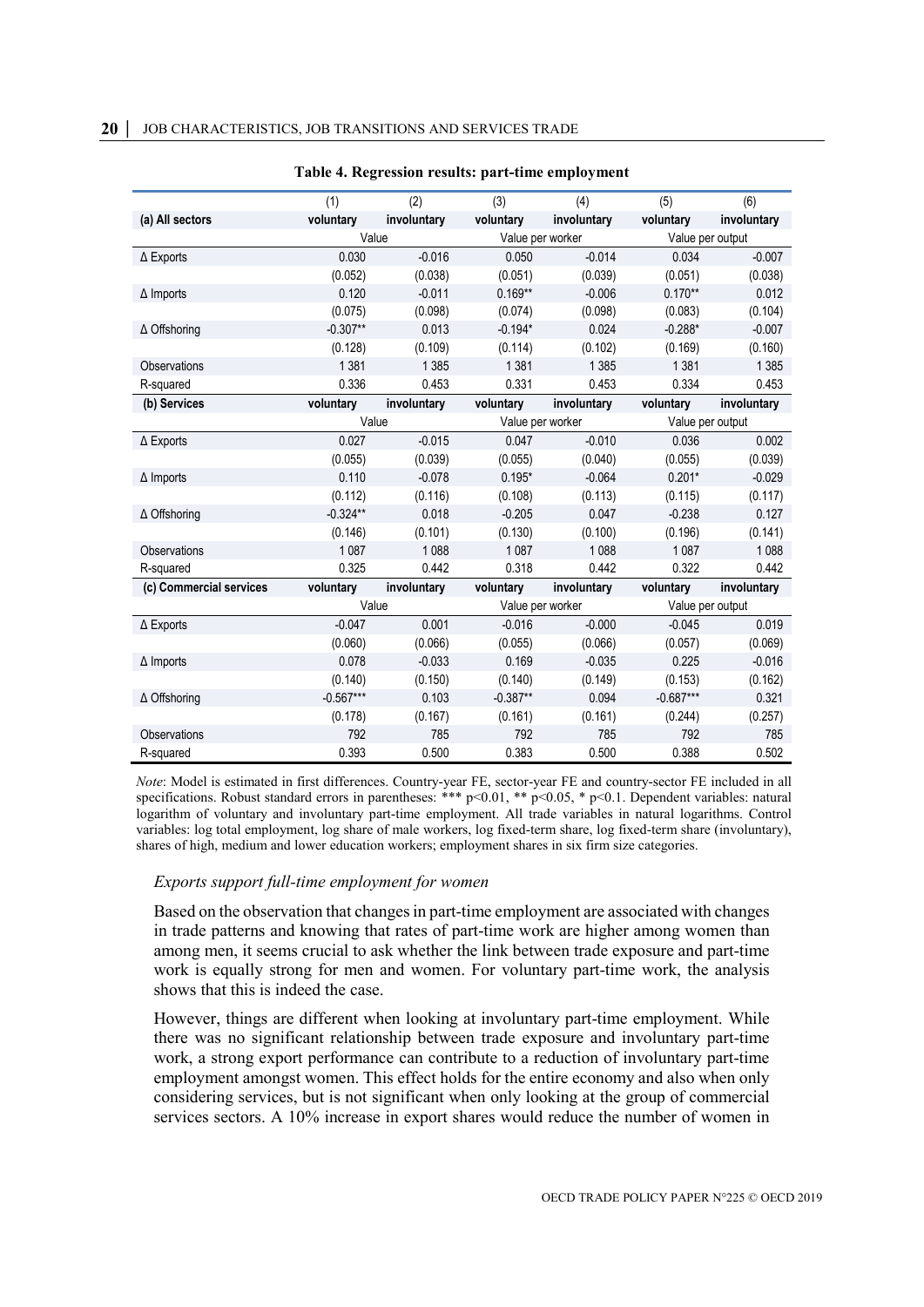**Table 4. Regression results: part-time employment**

| | (1) | (2) | (3) | (4) | (5) | (6) |
|---|---|---|---|---|---|---|
| **(a) All sectors** | **voluntary** | **involuntary** | **voluntary** | **involuntary** | **voluntary** | **involuntary** |
| | Value | | Value per worker | | Value per output | |
| Δ Exports | 0.030 | -0.016 | 0.050 | -0.014 | 0.034 | -0.007 |
| | (0.052) | (0.038) | (0.051) | (0.039) | (0.051) | (0.038) |
| Δ Imports | 0.120 | -0.011 | 0.169** | -0.006 | 0.170** | 0.012 |
| | (0.075) | (0.098) | (0.074) | (0.098) | (0.083) | (0.104) |
| Δ Offshoring | -0.307** | 0.013 | -0.194* | 0.024 | -0.288* | -0.007 |
| | (0.128) | (0.109) | (0.114) | (0.102) | (0.169) | (0.160) |
| Observations | 1 381 | 1 385 | 1 381 | 1 385 | 1 381 | 1 385 |
| R-squared | 0.336 | 0.453 | 0.331 | 0.453 | 0.334 | 0.453 |
| **(b) Services** | **voluntary** | **involuntary** | **voluntary** | **involuntary** | **voluntary** | **involuntary** |
| | Value | | Value per worker | | Value per output | |
| Δ Exports | 0.027 | -0.015 | 0.047 | -0.010 | 0.036 | 0.002 |
| | (0.055) | (0.039) | (0.055) | (0.040) | (0.055) | (0.039) |
| Δ Imports | 0.110 | -0.078 | 0.195* | -0.064 | 0.201* | -0.029 |
| | (0.112) | (0.116) | (0.108) | (0.113) | (0.115) | (0.117) |
| Δ Offshoring | -0.324** | 0.018 | -0.205 | 0.047 | -0.238 | 0.127 |
| | (0.146) | (0.101) | (0.130) | (0.100) | (0.196) | (0.141) |
| Observations | 1 087 | 1 088 | 1 087 | 1 088 | 1 087 | 1 088 |
| R-squared | 0.325 | 0.442 | 0.318 | 0.442 | 0.322 | 0.442 |
| **(c) Commercial services** | **voluntary** | **involuntary** | **voluntary** | **involuntary** | **voluntary** | **involuntary** |
| | Value | | Value per worker | | Value per output | |
| Δ Exports | -0.047 | 0.001 | -0.016 | -0.000 | -0.045 | 0.019 |
| | (0.060) | (0.066) | (0.055) | (0.066) | (0.057) | (0.069) |
| Δ Imports | 0.078 | -0.033 | 0.169 | -0.035 | 0.225 | -0.016 |
| | (0.140) | (0.150) | (0.140) | (0.149) | (0.153) | (0.162) |
| Δ Offshoring | -0.567*** | 0.103 | -0.387** | 0.094 | -0.687*** | 0.321 |
| | (0.178) | (0.167) | (0.161) | (0.161) | (0.244) | (0.257) |
| Observations | 792 | 785 | 792 | 785 | 792 | 785 |
| R-squared | 0.393 | 0.500 | 0.383 | 0.500 | 0.388 | 0.502 |

*Note*: Model is estimated in first differences. Country-year FE, sector-year FE and country-sector FE included in all specifications. Robust standard errors in parentheses: *** p<0.01, ** p<0.05, * p<0.1. Dependent variables: natural logarithm of voluntary and involuntary part-time employment. All trade variables in natural logarithms. Control variables: log total employment, log share of male workers, log fixed-term share, log fixed-term share (involuntary), shares of high, medium and lower education workers; employment shares in six firm size categories.

*Exports support full-time employment for women*

Based on the observation that changes in part-time employment are associated with changes in trade patterns and knowing that rates of part-time work are higher among women than among men, it seems crucial to ask whether the link between trade exposure and part-time work is equally strong for men and women. For voluntary part-time work, the analysis shows that this is indeed the case.

However, things are different when looking at involuntary part-time employment. While there was no significant relationship between trade exposure and involuntary part-time work, a strong export performance can contribute to a reduction of involuntary part-time employment amongst women. This effect holds for the entire economy and also when only considering services, but is not significant when only looking at the group of commercial services sectors. A 10% increase in export shares would reduce the number of women in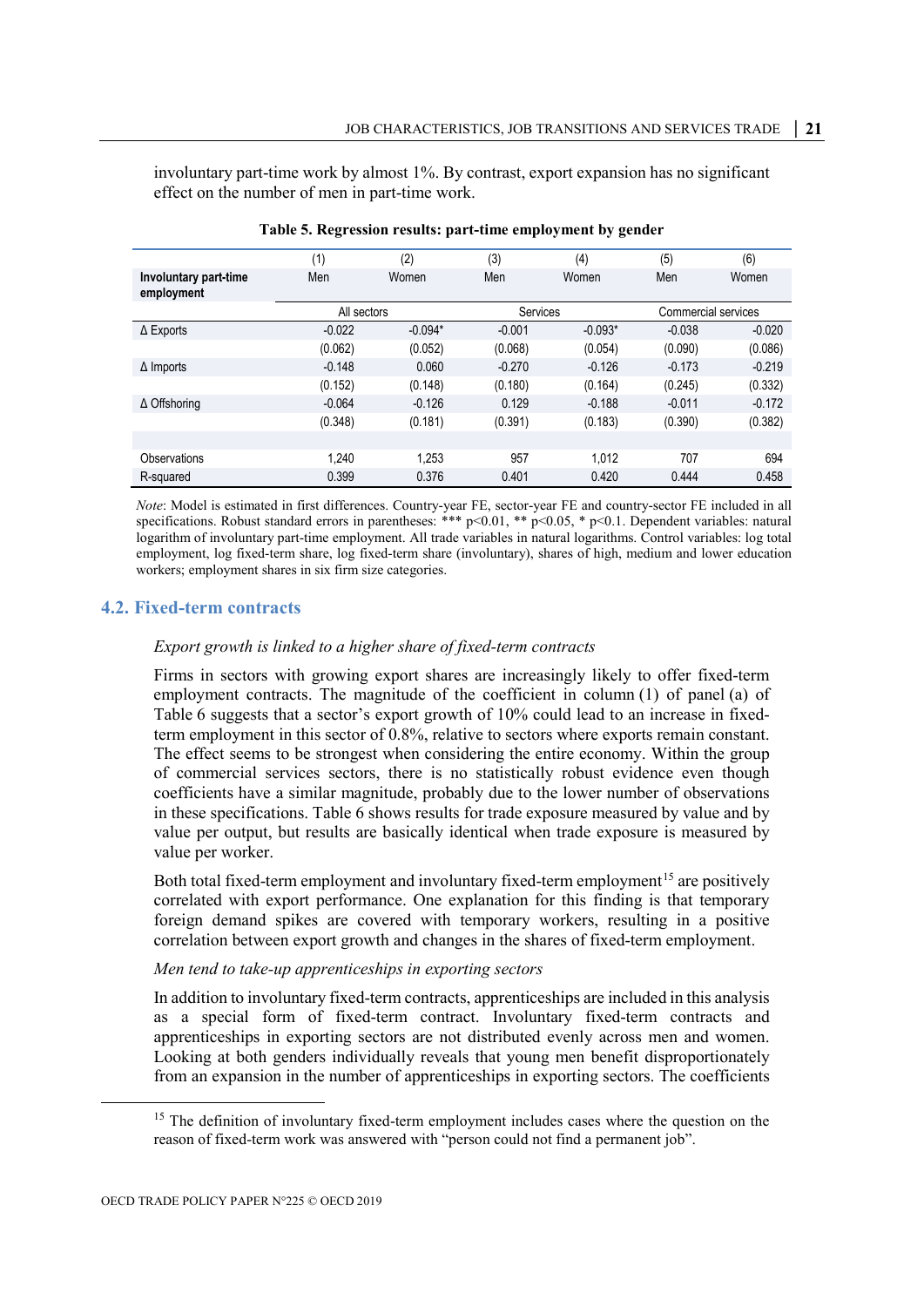involuntary part-time work by almost 1%. By contrast, export expansion has no significant effect on the number of men in part-time work.

**Table 5. Regression results: part-time employment by gender**

| | (1) | (2) | (3) | (4) | (5) | (6) |
|---|---|---|---|---|---|---|
| **Involuntary part-time employment** | Men | Women | Men | Women | Men | Women |
| | All sectors | | Services | | Commercial services | |
| Δ Exports | -0.022 | -0.094* | -0.001 | -0.093* | -0.038 | -0.020 |
| | (0.062) | (0.052) | (0.068) | (0.054) | (0.090) | (0.086) |
| Δ Imports | -0.148 | 0.060 | -0.270 | -0.126 | -0.173 | -0.219 |
| | (0.152) | (0.148) | (0.180) | (0.164) | (0.245) | (0.332) |
| Δ Offshoring | -0.064 | -0.126 | 0.129 | -0.188 | -0.011 | -0.172 |
| | (0.348) | (0.181) | (0.391) | (0.183) | (0.390) | (0.382) |
| | | | | | | |
| Observations | 1,240 | 1,253 | 957 | 1,012 | 707 | 694 |
| R-squared | 0.399 | 0.376 | 0.401 | 0.420 | 0.444 | 0.458 |

*Note*: Model is estimated in first differences. Country-year FE, sector-year FE and country-sector FE included in all specifications. Robust standard errors in parentheses: *** p<0.01, ** p<0.05, * p<0.1. Dependent variables: natural logarithm of involuntary part-time employment. All trade variables in natural logarithms. Control variables: log total employment, log fixed-term share, log fixed-term share (involuntary), shares of high, medium and lower education workers; employment shares in six firm size categories.

## 4.2. Fixed-term contracts

*Export growth is linked to a higher share of fixed-term contracts*

Firms in sectors with growing export shares are increasingly likely to offer fixed-term employment contracts. The magnitude of the coefficient in column (1) of panel (a) of Table 6 suggests that a sector's export growth of 10% could lead to an increase in fixed-term employment in this sector of 0.8%, relative to sectors where exports remain constant. The effect seems to be strongest when considering the entire economy. Within the group of commercial services sectors, there is no statistically robust evidence even though coefficients have a similar magnitude, probably due to the lower number of observations in these specifications. Table 6 shows results for trade exposure measured by value and by value per output, but results are basically identical when trade exposure is measured by value per worker.

Both total fixed-term employment and involuntary fixed-term employment[15] are positively correlated with export performance. One explanation for this finding is that temporary foreign demand spikes are covered with temporary workers, resulting in a positive correlation between export growth and changes in the shares of fixed-term employment.

*Men tend to take-up apprenticeships in exporting sectors*

In addition to involuntary fixed-term contracts, apprenticeships are included in this analysis as a special form of fixed-term contract. Involuntary fixed-term contracts and apprenticeships in exporting sectors are not distributed evenly across men and women. Looking at both genders individually reveals that young men benefit disproportionately from an expansion in the number of apprenticeships in exporting sectors. The coefficients

[15] The definition of involuntary fixed-term employment includes cases where the question on the reason of fixed-term work was answered with "person could not find a permanent job".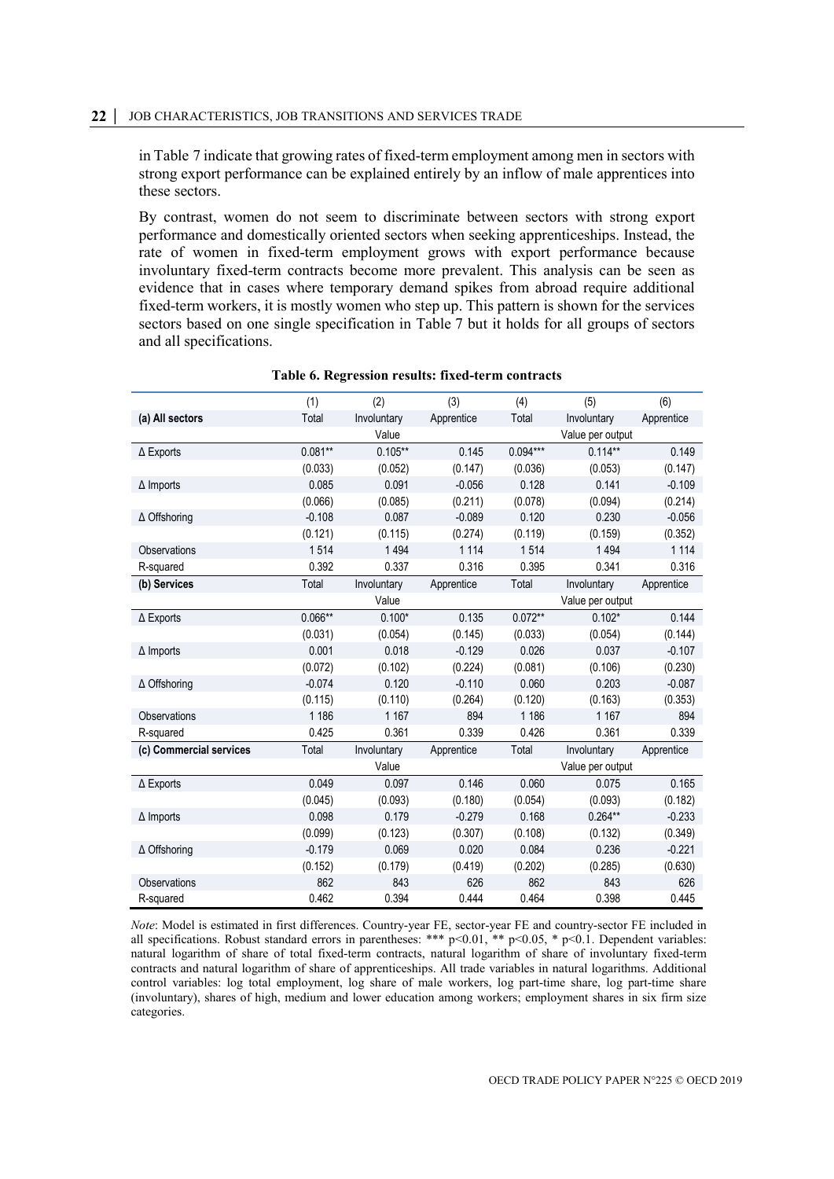in Table 7 indicate that growing rates of fixed-term employment among men in sectors with strong export performance can be explained entirely by an inflow of male apprentices into these sectors.

By contrast, women do not seem to discriminate between sectors with strong export performance and domestically oriented sectors when seeking apprenticeships. Instead, the rate of women in fixed-term employment grows with export performance because involuntary fixed-term contracts become more prevalent. This analysis can be seen as evidence that in cases where temporary demand spikes from abroad require additional fixed-term workers, it is mostly women who step up. This pattern is shown for the services sectors based on one single specification in Table 7 but it holds for all groups of sectors and all specifications.

**Table 6. Regression results: fixed-term contracts**

| | (1) | (2) | (3) | (4) | (5) | (6) |
|---|---|---|---|---|---|---|
| **(a) All sectors** | Total | Involuntary | Apprentice | Total | Involuntary | Apprentice |
| | | Value | | | Value per output | |
| Δ Exports | 0.081** | 0.105** | 0.145 | 0.094*** | 0.114** | 0.149 |
| | (0.033) | (0.052) | (0.147) | (0.036) | (0.053) | (0.147) |
| Δ Imports | 0.085 | 0.091 | -0.056 | 0.128 | 0.141 | -0.109 |
| | (0.066) | (0.085) | (0.211) | (0.078) | (0.094) | (0.214) |
| Δ Offshoring | -0.108 | 0.087 | -0.089 | 0.120 | 0.230 | -0.056 |
| | (0.121) | (0.115) | (0.274) | (0.119) | (0.159) | (0.352) |
| Observations | 1 514 | 1 494 | 1 114 | 1 514 | 1 494 | 1 114 |
| R-squared | 0.392 | 0.337 | 0.316 | 0.395 | 0.341 | 0.316 |
| **(b) Services** | Total | Involuntary | Apprentice | Total | Involuntary | Apprentice |
| | | Value | | | Value per output | |
| Δ Exports | 0.066** | 0.100* | 0.135 | 0.072** | 0.102* | 0.144 |
| | (0.031) | (0.054) | (0.145) | (0.033) | (0.054) | (0.144) |
| Δ Imports | 0.001 | 0.018 | -0.129 | 0.026 | 0.037 | -0.107 |
| | (0.072) | (0.102) | (0.224) | (0.081) | (0.106) | (0.230) |
| Δ Offshoring | -0.074 | 0.120 | -0.110 | 0.060 | 0.203 | -0.087 |
| | (0.115) | (0.110) | (0.264) | (0.120) | (0.163) | (0.353) |
| Observations | 1 186 | 1 167 | 894 | 1 186 | 1 167 | 894 |
| R-squared | 0.425 | 0.361 | 0.339 | 0.426 | 0.361 | 0.339 |
| **(c) Commercial services** | Total | Involuntary | Apprentice | Total | Involuntary | Apprentice |
| | | Value | | | Value per output | |
| Δ Exports | 0.049 | 0.097 | 0.146 | 0.060 | 0.075 | 0.165 |
| | (0.045) | (0.093) | (0.180) | (0.054) | (0.093) | (0.182) |
| Δ Imports | 0.098 | 0.179 | -0.279 | 0.168 | 0.264** | -0.233 |
| | (0.099) | (0.123) | (0.307) | (0.108) | (0.132) | (0.349) |
| Δ Offshoring | -0.179 | 0.069 | 0.020 | 0.084 | 0.236 | -0.221 |
| | (0.152) | (0.179) | (0.419) | (0.202) | (0.285) | (0.630) |
| Observations | 862 | 843 | 626 | 862 | 843 | 626 |
| R-squared | 0.462 | 0.394 | 0.444 | 0.464 | 0.398 | 0.445 |

*Note*: Model is estimated in first differences. Country-year FE, sector-year FE and country-sector FE included in all specifications. Robust standard errors in parentheses: *** $p<0.01$, ** $p<0.05$, * $p<0.1$. Dependent variables: natural logarithm of share of total fixed-term contracts, natural logarithm of share of involuntary fixed-term contracts and natural logarithm of share of apprenticeships. All trade variables in natural logarithms. Additional control variables: log total employment, log share of male workers, log part-time share, log part-time share (involuntary), shares of high, medium and lower education among workers; employment shares in six firm size categories.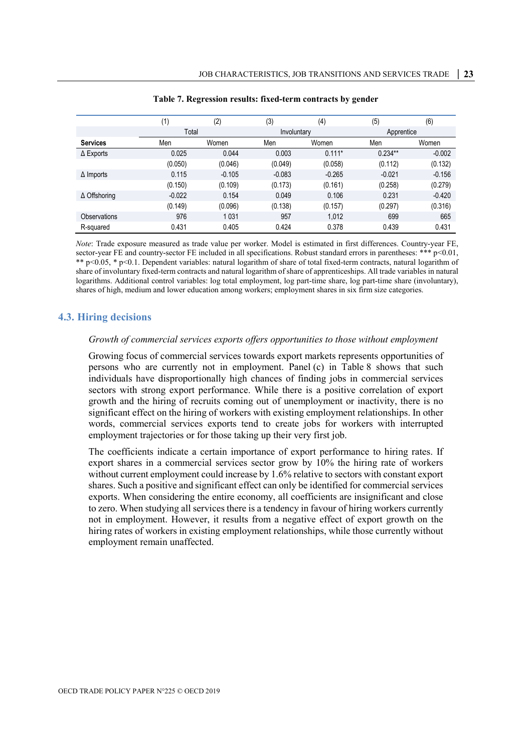**Table 7. Regression results: fixed-term contracts by gender**

| | (1) | (2) | (3) | (4) | (5) | (6) |
|---|---|---|---|---|---|---|
| | Total | | Involuntary | | Apprentice | |
| **Services** | Men | Women | Men | Women | Men | Women |
| Δ Exports | 0.025 | 0.044 | 0.003 | 0.111* | 0.234** | -0.002 |
| | (0.050) | (0.046) | (0.049) | (0.058) | (0.112) | (0.132) |
| Δ Imports | 0.115 | -0.105 | -0.083 | -0.265 | -0.021 | -0.156 |
| | (0.150) | (0.109) | (0.173) | (0.161) | (0.258) | (0.279) |
| Δ Offshoring | -0.022 | 0.154 | 0.049 | 0.106 | 0.231 | -0.420 |
| | (0.149) | (0.096) | (0.138) | (0.157) | (0.297) | (0.316) |
| Observations | 976 | 1 031 | 957 | 1,012 | 699 | 665 |
| R-squared | 0.431 | 0.405 | 0.424 | 0.378 | 0.439 | 0.431 |

*Note*: Trade exposure measured as trade value per worker. Model is estimated in first differences. Country-year FE, sector-year FE and country-sector FE included in all specifications. Robust standard errors in parentheses: *** p<0.01, ** p<0.05, * p<0.1. Dependent variables: natural logarithm of share of total fixed-term contracts, natural logarithm of share of involuntary fixed-term contracts and natural logarithm of share of apprenticeships. All trade variables in natural logarithms. Additional control variables: log total employment, log part-time share, log part-time share (involuntary), shares of high, medium and lower education among workers; employment shares in six firm size categories.

## 4.3. Hiring decisions

*Growth of commercial services exports offers opportunities to those without employment*

Growing focus of commercial services towards export markets represents opportunities of persons who are currently not in employment. Panel (c) in Table 8 shows that such individuals have disproportionally high chances of finding jobs in commercial services sectors with strong export performance. While there is a positive correlation of export growth and the hiring of recruits coming out of unemployment or inactivity, there is no significant effect on the hiring of workers with existing employment relationships. In other words, commercial services exports tend to create jobs for workers with interrupted employment trajectories or for those taking up their very first job.

The coefficients indicate a certain importance of export performance to hiring rates. If export shares in a commercial services sector grow by 10% the hiring rate of workers without current employment could increase by 1.6% relative to sectors with constant export shares. Such a positive and significant effect can only be identified for commercial services exports. When considering the entire economy, all coefficients are insignificant and close to zero. When studying all services there is a tendency in favour of hiring workers currently not in employment. However, it results from a negative effect of export growth on the hiring rates of workers in existing employment relationships, while those currently without employment remain unaffected.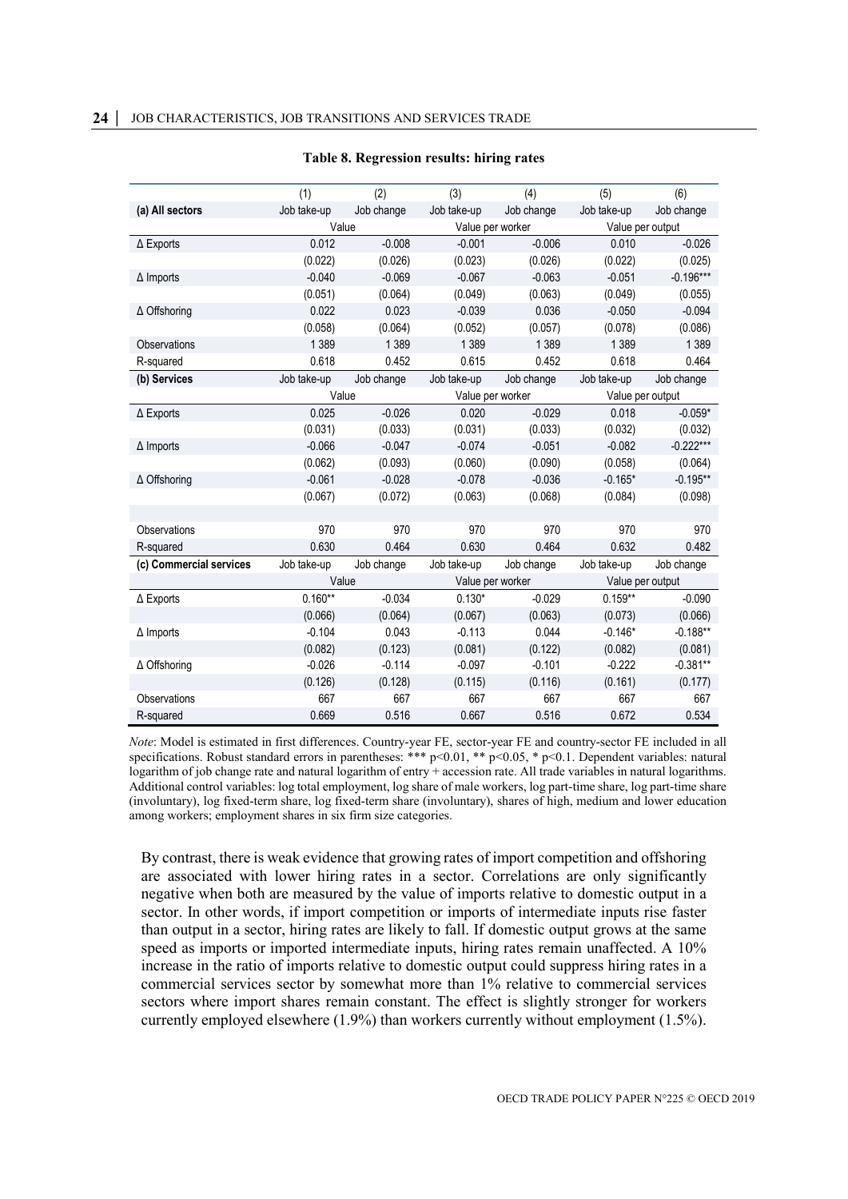**Table 8. Regression results: hiring rates**

| | (1) | (2) | (3) | (4) | (5) | (6) |
|---|---|---|---|---|---|---|
| **(a) All sectors** | Job take-up | Job change | Job take-up | Job change | Job take-up | Job change |
| | Value | | Value per worker | | Value per output | |
| Δ Exports | 0.012 | -0.008 | -0.001 | -0.006 | 0.010 | -0.026 |
| | (0.022) | (0.026) | (0.023) | (0.026) | (0.022) | (0.025) |
| Δ Imports | -0.040 | -0.069 | -0.067 | -0.063 | -0.051 | -0.196*** |
| | (0.051) | (0.064) | (0.049) | (0.063) | (0.049) | (0.055) |
| Δ Offshoring | 0.022 | 0.023 | -0.039 | 0.036 | -0.050 | -0.094 |
| | (0.058) | (0.064) | (0.052) | (0.057) | (0.078) | (0.086) |
| Observations | 1 389 | 1 389 | 1 389 | 1 389 | 1 389 | 1 389 |
| R-squared | 0.618 | 0.452 | 0.615 | 0.452 | 0.618 | 0.464 |
| **(b) Services** | Job take-up | Job change | Job take-up | Job change | Job take-up | Job change |
| | Value | | Value per worker | | Value per output | |
| Δ Exports | 0.025 | -0.026 | 0.020 | -0.029 | 0.018 | -0.059* |
| | (0.031) | (0.033) | (0.031) | (0.033) | (0.032) | (0.032) |
| Δ Imports | -0.066 | -0.047 | -0.074 | -0.051 | -0.082 | -0.222*** |
| | (0.062) | (0.093) | (0.060) | (0.090) | (0.058) | (0.064) |
| Δ Offshoring | -0.061 | -0.028 | -0.078 | -0.036 | -0.165* | -0.195** |
| | (0.067) | (0.072) | (0.063) | (0.068) | (0.084) | (0.098) |
| | | | | | | |
| Observations | 970 | 970 | 970 | 970 | 970 | 970 |
| R-squared | 0.630 | 0.464 | 0.630 | 0.464 | 0.632 | 0.482 |
| **(c) Commercial services** | Job take-up | Job change | Job take-up | Job change | Job take-up | Job change |
| | Value | | Value per worker | | Value per output | |
| Δ Exports | 0.160** | -0.034 | 0.130* | -0.029 | 0.159** | -0.090 |
| | (0.066) | (0.064) | (0.067) | (0.063) | (0.073) | (0.066) |
| Δ Imports | -0.104 | 0.043 | -0.113 | 0.044 | -0.146* | -0.188** |
| | (0.082) | (0.123) | (0.081) | (0.122) | (0.082) | (0.081) |
| Δ Offshoring | -0.026 | -0.114 | -0.097 | -0.101 | -0.222 | -0.381** |
| | (0.126) | (0.128) | (0.115) | (0.116) | (0.161) | (0.177) |
| Observations | 667 | 667 | 667 | 667 | 667 | 667 |
| R-squared | 0.669 | 0.516 | 0.667 | 0.516 | 0.672 | 0.534 |

*Note*: Model is estimated in first differences. Country-year FE, sector-year FE and country-sector FE included in all specifications. Robust standard errors in parentheses: *** p<0.01, ** p<0.05, * p<0.1. Dependent variables: natural logarithm of job change rate and natural logarithm of entry + accession rate. All trade variables in natural logarithms. Additional control variables: log total employment, log share of male workers, log part-time share, log part-time share (involuntary), log fixed-term share, log fixed-term share (involuntary), shares of high, medium and lower education among workers; employment shares in six firm size categories.

By contrast, there is weak evidence that growing rates of import competition and offshoring are associated with lower hiring rates in a sector. Correlations are only significantly negative when both are measured by the value of imports relative to domestic output in a sector. In other words, if import competition or imports of intermediate inputs rise faster than output in a sector, hiring rates are likely to fall. If domestic output grows at the same speed as imports or imported intermediate inputs, hiring rates remain unaffected. A 10% increase in the ratio of imports relative to domestic output could suppress hiring rates in a commercial services sector by somewhat more than 1% relative to commercial services sectors where import shares remain constant. The effect is slightly stronger for workers currently employed elsewhere (1.9%) than workers currently without employment (1.5%).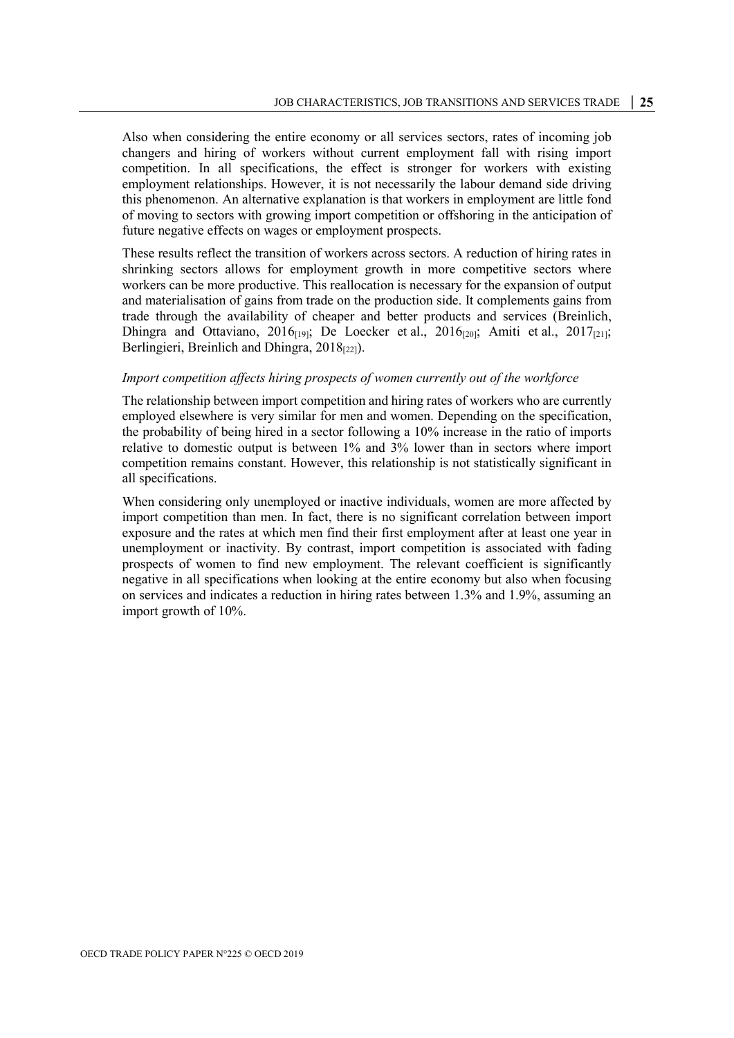Also when considering the entire economy or all services sectors, rates of incoming job changers and hiring of workers without current employment fall with rising import competition. In all specifications, the effect is stronger for workers with existing employment relationships. However, it is not necessarily the labour demand side driving this phenomenon. An alternative explanation is that workers in employment are little fond of moving to sectors with growing import competition or offshoring in the anticipation of future negative effects on wages or employment prospects.

These results reflect the transition of workers across sectors. A reduction of hiring rates in shrinking sectors allows for employment growth in more competitive sectors where workers can be more productive. This reallocation is necessary for the expansion of output and materialisation of gains from trade on the production side. It complements gains from trade through the availability of cheaper and better products and services (Breinlich, Dhingra and Ottaviano, 2016[19]; De Loecker et al., 2016[20]; Amiti et al., 2017[21]; Berlingieri, Breinlich and Dhingra, 2018[22]).

*Import competition affects hiring prospects of women currently out of the workforce*

The relationship between import competition and hiring rates of workers who are currently employed elsewhere is very similar for men and women. Depending on the specification, the probability of being hired in a sector following a 10% increase in the ratio of imports relative to domestic output is between 1% and 3% lower than in sectors where import competition remains constant. However, this relationship is not statistically significant in all specifications.

When considering only unemployed or inactive individuals, women are more affected by import competition than men. In fact, there is no significant correlation between import exposure and the rates at which men find their first employment after at least one year in unemployment or inactivity. By contrast, import competition is associated with fading prospects of women to find new employment. The relevant coefficient is significantly negative in all specifications when looking at the entire economy but also when focusing on services and indicates a reduction in hiring rates between 1.3% and 1.9%, assuming an import growth of 10%.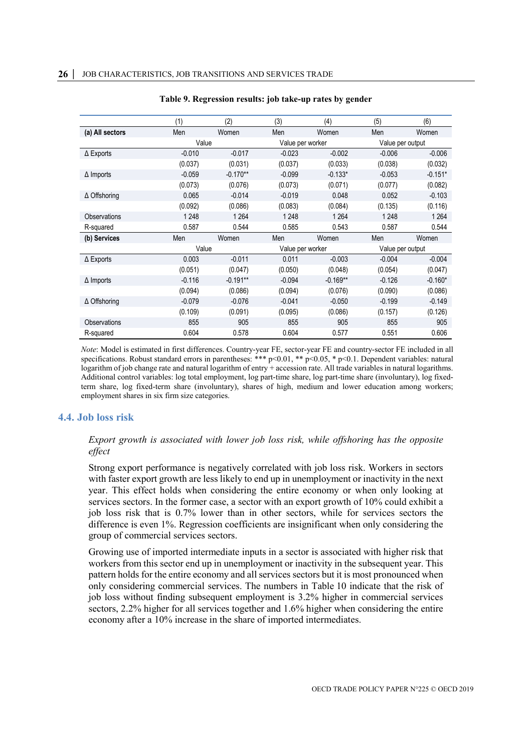**Table 9. Regression results: job take-up rates by gender**

| | (1) | (2) | (3) | (4) | (5) | (6) |
|---|---|---|---|---|---|---|
| **(a) All sectors** | Men | Women | Men | Women | Men | Women |
| | Value | | Value per worker | | Value per output | |
| Δ Exports | -0.010 | -0.017 | -0.023 | -0.002 | -0.006 | -0.006 |
| | (0.037) | (0.031) | (0.037) | (0.033) | (0.038) | (0.032) |
| Δ Imports | -0.059 | -0.170** | -0.099 | -0.133* | -0.053 | -0.151* |
| | (0.073) | (0.076) | (0.073) | (0.071) | (0.077) | (0.082) |
| Δ Offshoring | 0.065 | -0.014 | -0.019 | 0.048 | 0.052 | -0.103 |
| | (0.092) | (0.086) | (0.083) | (0.084) | (0.135) | (0.116) |
| Observations | 1 248 | 1 264 | 1 248 | 1 264 | 1 248 | 1 264 |
| R-squared | 0.587 | 0.544 | 0.585 | 0.543 | 0.587 | 0.544 |
| **(b) Services** | Men | Women | Men | Women | Men | Women |
| | Value | | Value per worker | | Value per output | |
| Δ Exports | 0.003 | -0.011 | 0.011 | -0.003 | -0.004 | -0.004 |
| | (0.051) | (0.047) | (0.050) | (0.048) | (0.054) | (0.047) |
| Δ Imports | -0.116 | -0.191** | -0.094 | -0.169** | -0.126 | -0.160* |
| | (0.094) | (0.086) | (0.094) | (0.076) | (0.090) | (0.086) |
| Δ Offshoring | -0.079 | -0.076 | -0.041 | -0.050 | -0.199 | -0.149 |
| | (0.109) | (0.091) | (0.095) | (0.086) | (0.157) | (0.126) |
| Observations | 855 | 905 | 855 | 905 | 855 | 905 |
| R-squared | 0.604 | 0.578 | 0.604 | 0.577 | 0.551 | 0.606 |

*Note*: Model is estimated in first differences. Country-year FE, sector-year FE and country-sector FE included in all specifications. Robust standard errors in parentheses: *** p<0.01, ** p<0.05, * p<0.1. Dependent variables: natural logarithm of job change rate and natural logarithm of entry + accession rate. All trade variables in natural logarithms. Additional control variables: log total employment, log part-time share, log part-time share (involuntary), log fixed-term share, log fixed-term share (involuntary), shares of high, medium and lower education among workers; employment shares in six firm size categories.

### 4.4. Job loss risk

*Export growth is associated with lower job loss risk, while offshoring has the opposite effect*

Strong export performance is negatively correlated with job loss risk. Workers in sectors with faster export growth are less likely to end up in unemployment or inactivity in the next year. This effect holds when considering the entire economy or when only looking at services sectors. In the former case, a sector with an export growth of 10% could exhibit a job loss risk that is 0.7% lower than in other sectors, while for services sectors the difference is even 1%. Regression coefficients are insignificant when only considering the group of commercial services sectors.

Growing use of imported intermediate inputs in a sector is associated with higher risk that workers from this sector end up in unemployment or inactivity in the subsequent year. This pattern holds for the entire economy and all services sectors but it is most pronounced when only considering commercial services. The numbers in Table 10 indicate that the risk of job loss without finding subsequent employment is 3.2% higher in commercial services sectors, 2.2% higher for all services together and 1.6% higher when considering the entire economy after a 10% increase in the share of imported intermediates.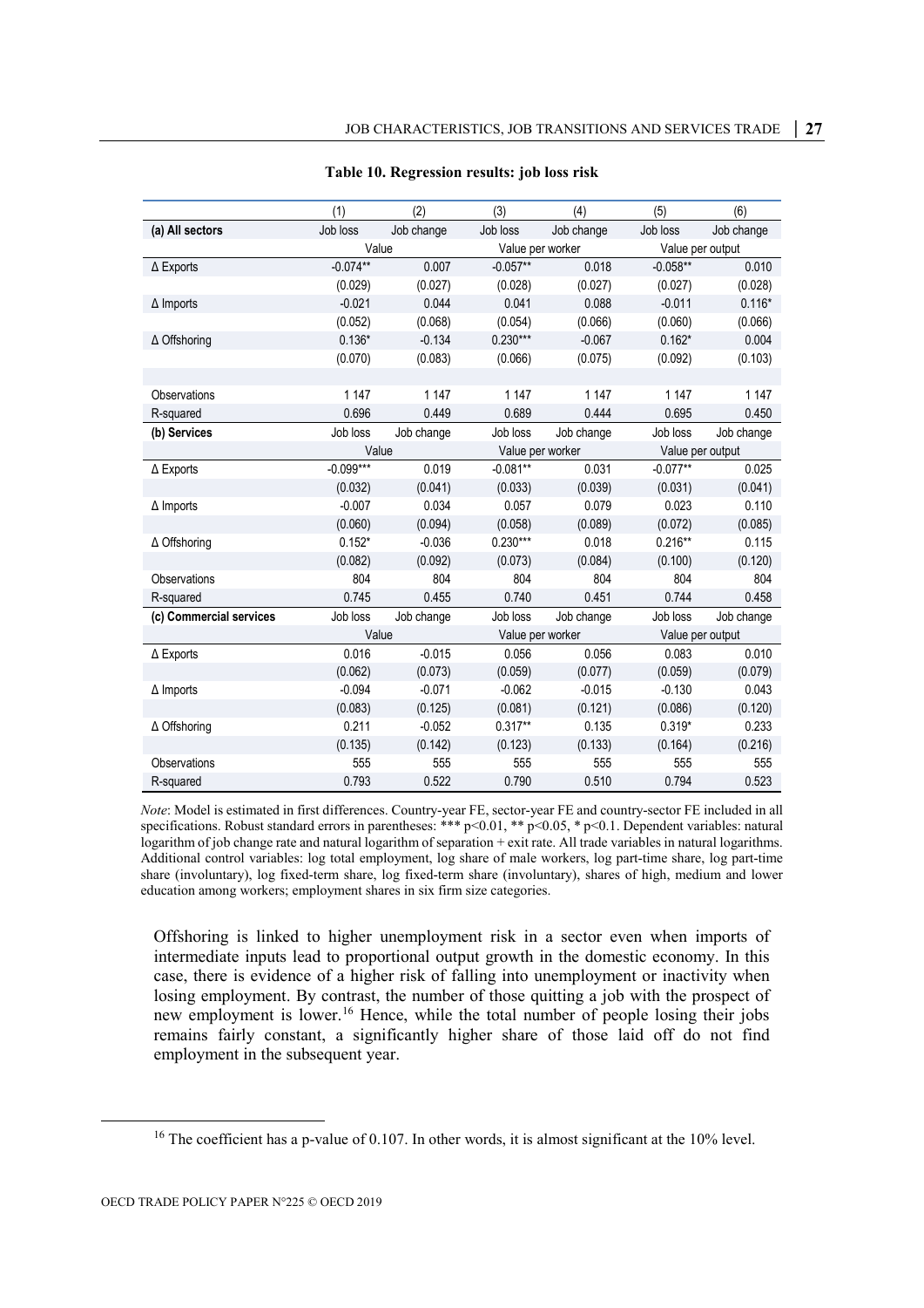**Table 10. Regression results: job loss risk**

| | (1) | (2) | (3) | (4) | (5) | (6) |
|---|---|---|---|---|---|---|
| **(a) All sectors** | Job loss | Job change | Job loss | Job change | Job loss | Job change |
| | Value | | Value per worker | | Value per output | |
| Δ Exports | -0.074** | 0.007 | -0.057** | 0.018 | -0.058** | 0.010 |
| | (0.029) | (0.027) | (0.028) | (0.027) | (0.027) | (0.028) |
| Δ Imports | -0.021 | 0.044 | 0.041 | 0.088 | -0.011 | 0.116* |
| | (0.052) | (0.068) | (0.054) | (0.066) | (0.060) | (0.066) |
| Δ Offshoring | 0.136* | -0.134 | 0.230*** | -0.067 | 0.162* | 0.004 |
| | (0.070) | (0.083) | (0.066) | (0.075) | (0.092) | (0.103) |
| | | | | | | |
| Observations | 1 147 | 1 147 | 1 147 | 1 147 | 1 147 | 1 147 |
| R-squared | 0.696 | 0.449 | 0.689 | 0.444 | 0.695 | 0.450 |
| **(b) Services** | Job loss | Job change | Job loss | Job change | Job loss | Job change |
| | Value | | Value per worker | | Value per output | |
| Δ Exports | -0.099*** | 0.019 | -0.081** | 0.031 | -0.077** | 0.025 |
| | (0.032) | (0.041) | (0.033) | (0.039) | (0.031) | (0.041) |
| Δ Imports | -0.007 | 0.034 | 0.057 | 0.079 | 0.023 | 0.110 |
| | (0.060) | (0.094) | (0.058) | (0.089) | (0.072) | (0.085) |
| Δ Offshoring | 0.152* | -0.036 | 0.230*** | 0.018 | 0.216** | 0.115 |
| | (0.082) | (0.092) | (0.073) | (0.084) | (0.100) | (0.120) |
| Observations | 804 | 804 | 804 | 804 | 804 | 804 |
| R-squared | 0.745 | 0.455 | 0.740 | 0.451 | 0.744 | 0.458 |
| **(c) Commercial services** | Job loss | Job change | Job loss | Job change | Job loss | Job change |
| | Value | | Value per worker | | Value per output | |
| Δ Exports | 0.016 | -0.015 | 0.056 | 0.056 | 0.083 | 0.010 |
| | (0.062) | (0.073) | (0.059) | (0.077) | (0.059) | (0.079) |
| Δ Imports | -0.094 | -0.071 | -0.062 | -0.015 | -0.130 | 0.043 |
| | (0.083) | (0.125) | (0.081) | (0.121) | (0.086) | (0.120) |
| Δ Offshoring | 0.211 | -0.052 | 0.317** | 0.135 | 0.319* | 0.233 |
| | (0.135) | (0.142) | (0.123) | (0.133) | (0.164) | (0.216) |
| Observations | 555 | 555 | 555 | 555 | 555 | 555 |
| R-squared | 0.793 | 0.522 | 0.790 | 0.510 | 0.794 | 0.523 |

*Note*: Model is estimated in first differences. Country-year FE, sector-year FE and country-sector FE included in all specifications. Robust standard errors in parentheses: *** p<0.01, ** p<0.05, * p<0.1. Dependent variables: natural logarithm of job change rate and natural logarithm of separation + exit rate. All trade variables in natural logarithms. Additional control variables: log total employment, log share of male workers, log part-time share, log part-time share (involuntary), log fixed-term share, log fixed-term share (involuntary), shares of high, medium and lower education among workers; employment shares in six firm size categories.

Offshoring is linked to higher unemployment risk in a sector even when imports of intermediate inputs lead to proportional output growth in the domestic economy. In this case, there is evidence of a higher risk of falling into unemployment or inactivity when losing employment. By contrast, the number of those quitting a job with the prospect of new employment is lower.[16] Hence, while the total number of people losing their jobs remains fairly constant, a significantly higher share of those laid off do not find employment in the subsequent year.

[16] The coefficient has a p-value of 0.107. In other words, it is almost significant at the 10% level.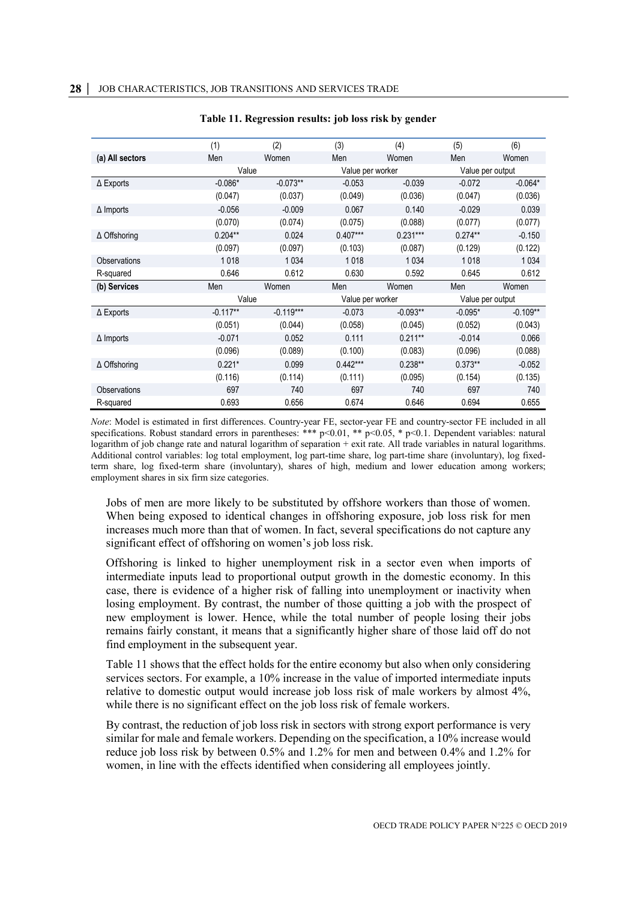**Table 11. Regression results: job loss risk by gender**

| | (1) | (2) | (3) | (4) | (5) | (6) |
|---|---|---|---|---|---|---|
| **(a) All sectors** | Men | Women | Men | Women | Men | Women |
| | Value | | Value per worker | | Value per output | |
| Δ Exports | -0.086* | -0.073** | -0.053 | -0.039 | -0.072 | -0.064* |
| | (0.047) | (0.037) | (0.049) | (0.036) | (0.047) | (0.036) |
| Δ Imports | -0.056 | -0.009 | 0.067 | 0.140 | -0.029 | 0.039 |
| | (0.070) | (0.074) | (0.075) | (0.088) | (0.077) | (0.077) |
| Δ Offshoring | 0.204** | 0.024 | 0.407*** | 0.231*** | 0.274** | -0.150 |
| | (0.097) | (0.097) | (0.103) | (0.087) | (0.129) | (0.122) |
| Observations | 1 018 | 1 034 | 1 018 | 1 034 | 1 018 | 1 034 |
| R-squared | 0.646 | 0.612 | 0.630 | 0.592 | 0.645 | 0.612 |
| **(b) Services** | Men | Women | Men | Women | Men | Women |
| | Value | | Value per worker | | Value per output | |
| Δ Exports | -0.117** | -0.119*** | -0.073 | -0.093** | -0.095* | -0.109** |
| | (0.051) | (0.044) | (0.058) | (0.045) | (0.052) | (0.043) |
| Δ Imports | -0.071 | 0.052 | 0.111 | 0.211** | -0.014 | 0.066 |
| | (0.096) | (0.089) | (0.100) | (0.083) | (0.096) | (0.088) |
| Δ Offshoring | 0.221* | 0.099 | 0.442*** | 0.238** | 0.373** | -0.052 |
| | (0.116) | (0.114) | (0.111) | (0.095) | (0.154) | (0.135) |
| Observations | 697 | 740 | 697 | 740 | 697 | 740 |
| R-squared | 0.693 | 0.656 | 0.674 | 0.646 | 0.694 | 0.655 |

*Note*: Model is estimated in first differences. Country-year FE, sector-year FE and country-sector FE included in all specifications. Robust standard errors in parentheses: *** p<0.01, ** p<0.05, * p<0.1. Dependent variables: natural logarithm of job change rate and natural logarithm of separation + exit rate. All trade variables in natural logarithms. Additional control variables: log total employment, log part-time share, log part-time share (involuntary), log fixed-term share, log fixed-term share (involuntary), shares of high, medium and lower education among workers; employment shares in six firm size categories.

Jobs of men are more likely to be substituted by offshore workers than those of women. When being exposed to identical changes in offshoring exposure, job loss risk for men increases much more than that of women. In fact, several specifications do not capture any significant effect of offshoring on women's job loss risk.

Offshoring is linked to higher unemployment risk in a sector even when imports of intermediate inputs lead to proportional output growth in the domestic economy. In this case, there is evidence of a higher risk of falling into unemployment or inactivity when losing employment. By contrast, the number of those quitting a job with the prospect of new employment is lower. Hence, while the total number of people losing their jobs remains fairly constant, it means that a significantly higher share of those laid off do not find employment in the subsequent year.

Table 11 shows that the effect holds for the entire economy but also when only considering services sectors. For example, a 10% increase in the value of imported intermediate inputs relative to domestic output would increase job loss risk of male workers by almost 4%, while there is no significant effect on the job loss risk of female workers.

By contrast, the reduction of job loss risk in sectors with strong export performance is very similar for male and female workers. Depending on the specification, a 10% increase would reduce job loss risk by between 0.5% and 1.2% for men and between 0.4% and 1.2% for women, in line with the effects identified when considering all employees jointly.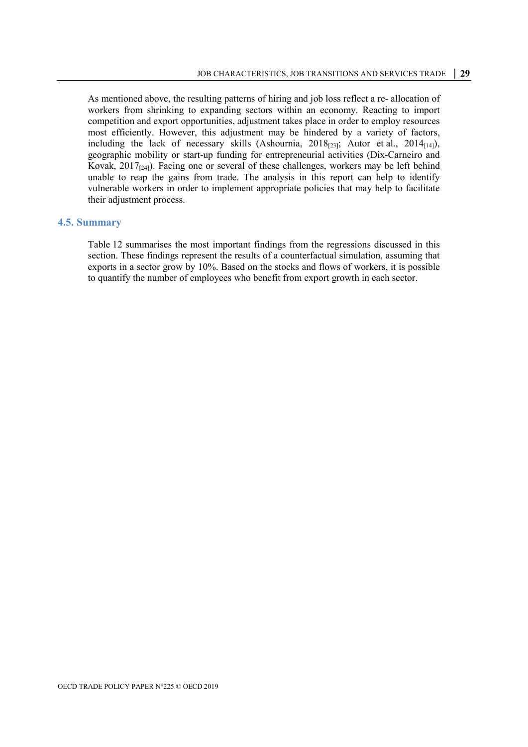As mentioned above, the resulting patterns of hiring and job loss reflect a re- allocation of workers from shrinking to expanding sectors within an economy. Reacting to import competition and export opportunities, adjustment takes place in order to employ resources most efficiently. However, this adjustment may be hindered by a variety of factors, including the lack of necessary skills (Ashournia, 2018[23]; Autor et al., 2014[14]), geographic mobility or start-up funding for entrepreneurial activities (Dix-Carneiro and Kovak, 2017[24]). Facing one or several of these challenges, workers may be left behind unable to reap the gains from trade. The analysis in this report can help to identify vulnerable workers in order to implement appropriate policies that may help to facilitate their adjustment process.

## 4.5. Summary

Table 12 summarises the most important findings from the regressions discussed in this section. These findings represent the results of a counterfactual simulation, assuming that exports in a sector grow by 10%. Based on the stocks and flows of workers, it is possible to quantify the number of employees who benefit from export growth in each sector.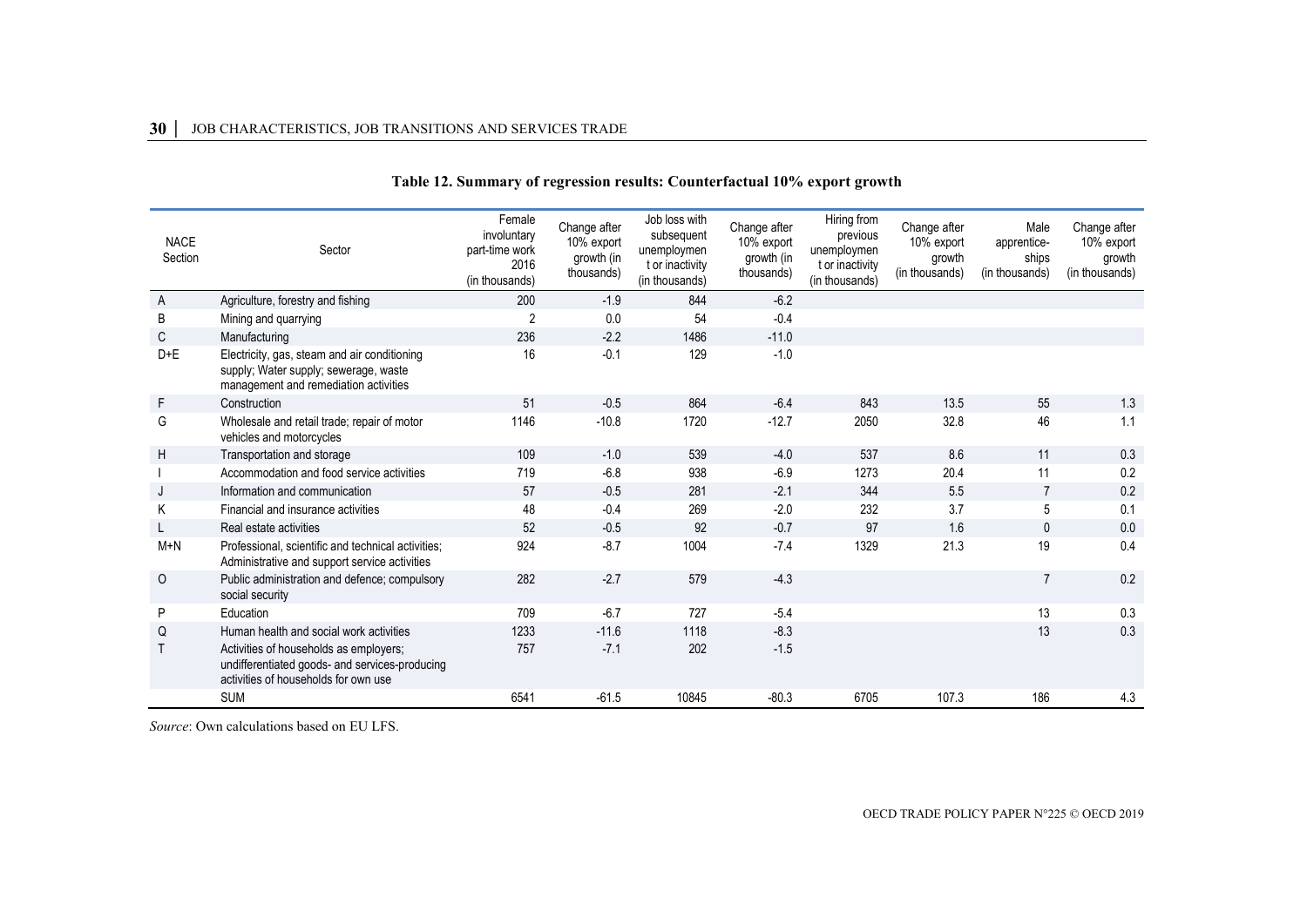**Table 12. Summary of regression results: Counterfactual 10% export growth**

| NACE Section | Sector | Female involuntary part-time work 2016 (in thousands) | Change after 10% export growth (in thousands) | Job loss with subsequent unemployment or inactivity (in thousands) | Change after 10% export growth (in thousands) | Hiring from previous unemployment or inactivity (in thousands) | Change after 10% export growth (in thousands) | Male apprentice-ships (in thousands) | Change after 10% export growth (in thousands) |
|---|---|---|---|---|---|---|---|---|---|
| A | Agriculture, forestry and fishing | 200 | -1.9 | 844 | -6.2 | | | | |
| B | Mining and quarrying | 2 | 0.0 | 54 | -0.4 | | | | |
| C | Manufacturing | 236 | -2.2 | 1486 | -11.0 | | | | |
| D+E | Electricity, gas, steam and air conditioning supply; Water supply; sewerage, waste management and remediation activities | 16 | -0.1 | 129 | -1.0 | | | | |
| F | Construction | 51 | -0.5 | 864 | -6.4 | 843 | 13.5 | 55 | 1.3 |
| G | Wholesale and retail trade; repair of motor vehicles and motorcycles | 1146 | -10.8 | 1720 | -12.7 | 2050 | 32.8 | 46 | 1.1 |
| H | Transportation and storage | 109 | -1.0 | 539 | -4.0 | 537 | 8.6 | 11 | 0.3 |
| I | Accommodation and food service activities | 719 | -6.8 | 938 | -6.9 | 1273 | 20.4 | 11 | 0.2 |
| J | Information and communication | 57 | -0.5 | 281 | -2.1 | 344 | 5.5 | 7 | 0.2 |
| K | Financial and insurance activities | 48 | -0.4 | 269 | -2.0 | 232 | 3.7 | 5 | 0.1 |
| L | Real estate activities | 52 | -0.5 | 92 | -0.7 | 97 | 1.6 | 0 | 0.0 |
| M+N | Professional, scientific and technical activities; Administrative and support service activities | 924 | -8.7 | 1004 | -7.4 | 1329 | 21.3 | 19 | 0.4 |
| O | Public administration and defence; compulsory social security | 282 | -2.7 | 579 | -4.3 | | | 7 | 0.2 |
| P | Education | 709 | -6.7 | 727 | -5.4 | | | 13 | 0.3 |
| Q | Human health and social work activities | 1233 | -11.6 | 1118 | -8.3 | | | 13 | 0.3 |
| T | Activities of households as employers; undifferentiated goods- and services-producing activities of households for own use | 757 | -7.1 | 202 | -1.5 | | | | |
| | SUM | 6541 | -61.5 | 10845 | -80.3 | 6705 | 107.3 | 186 | 4.3 |

*Source*: Own calculations based on EU LFS.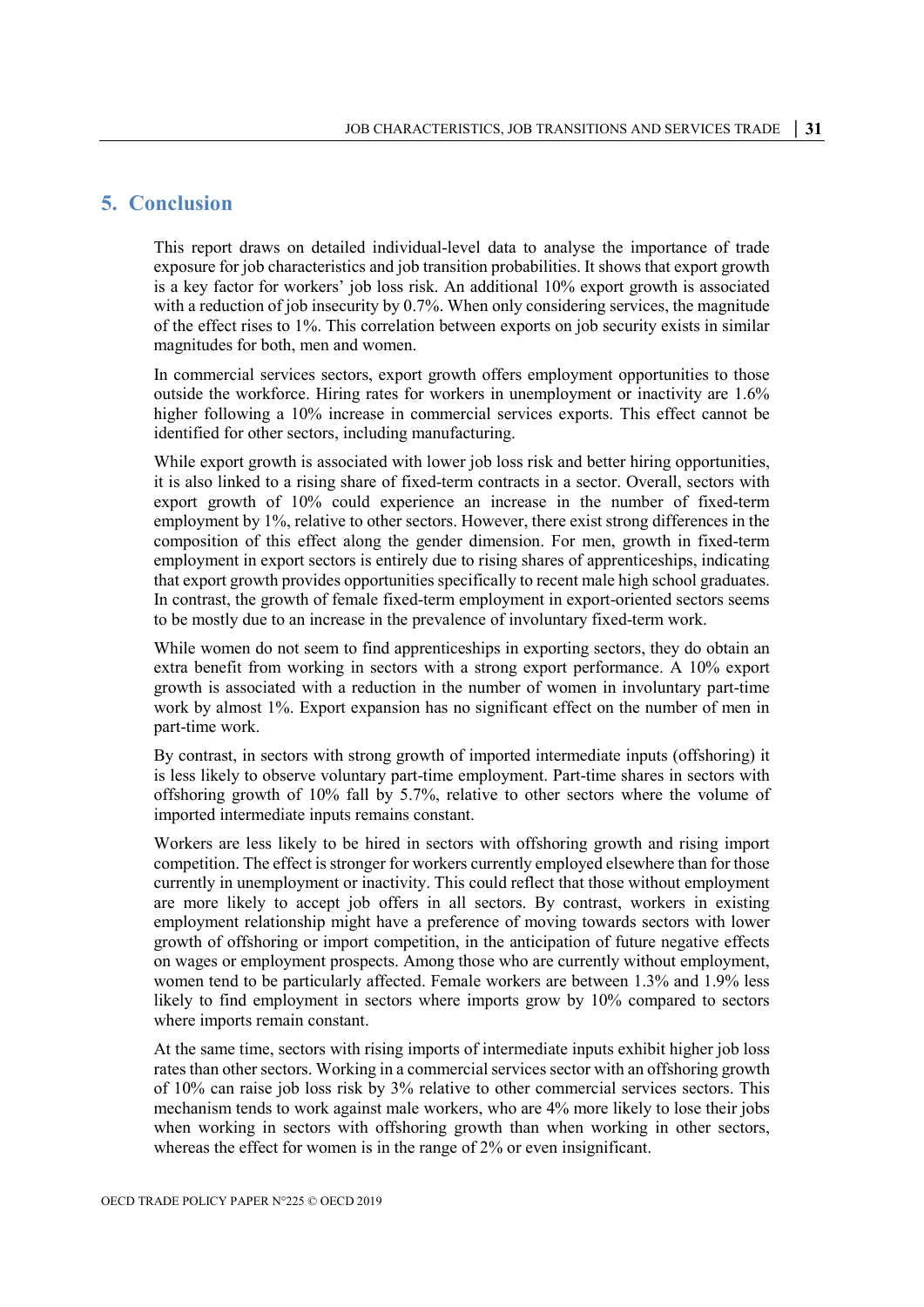## 5. Conclusion

This report draws on detailed individual-level data to analyse the importance of trade exposure for job characteristics and job transition probabilities. It shows that export growth is a key factor for workers' job loss risk. An additional 10% export growth is associated with a reduction of job insecurity by 0.7%. When only considering services, the magnitude of the effect rises to 1%. This correlation between exports on job security exists in similar magnitudes for both, men and women.

In commercial services sectors, export growth offers employment opportunities to those outside the workforce. Hiring rates for workers in unemployment or inactivity are 1.6% higher following a 10% increase in commercial services exports. This effect cannot be identified for other sectors, including manufacturing.

While export growth is associated with lower job loss risk and better hiring opportunities, it is also linked to a rising share of fixed-term contracts in a sector. Overall, sectors with export growth of 10% could experience an increase in the number of fixed-term employment by 1%, relative to other sectors. However, there exist strong differences in the composition of this effect along the gender dimension. For men, growth in fixed-term employment in export sectors is entirely due to rising shares of apprenticeships, indicating that export growth provides opportunities specifically to recent male high school graduates. In contrast, the growth of female fixed-term employment in export-oriented sectors seems to be mostly due to an increase in the prevalence of involuntary fixed-term work.

While women do not seem to find apprenticeships in exporting sectors, they do obtain an extra benefit from working in sectors with a strong export performance. A 10% export growth is associated with a reduction in the number of women in involuntary part-time work by almost 1%. Export expansion has no significant effect on the number of men in part-time work.

By contrast, in sectors with strong growth of imported intermediate inputs (offshoring) it is less likely to observe voluntary part-time employment. Part-time shares in sectors with offshoring growth of 10% fall by 5.7%, relative to other sectors where the volume of imported intermediate inputs remains constant.

Workers are less likely to be hired in sectors with offshoring growth and rising import competition. The effect is stronger for workers currently employed elsewhere than for those currently in unemployment or inactivity. This could reflect that those without employment are more likely to accept job offers in all sectors. By contrast, workers in existing employment relationship might have a preference of moving towards sectors with lower growth of offshoring or import competition, in the anticipation of future negative effects on wages or employment prospects. Among those who are currently without employment, women tend to be particularly affected. Female workers are between 1.3% and 1.9% less likely to find employment in sectors where imports grow by 10% compared to sectors where imports remain constant.

At the same time, sectors with rising imports of intermediate inputs exhibit higher job loss rates than other sectors. Working in a commercial services sector with an offshoring growth of 10% can raise job loss risk by 3% relative to other commercial services sectors. This mechanism tends to work against male workers, who are 4% more likely to lose their jobs when working in sectors with offshoring growth than when working in other sectors, whereas the effect for women is in the range of 2% or even insignificant.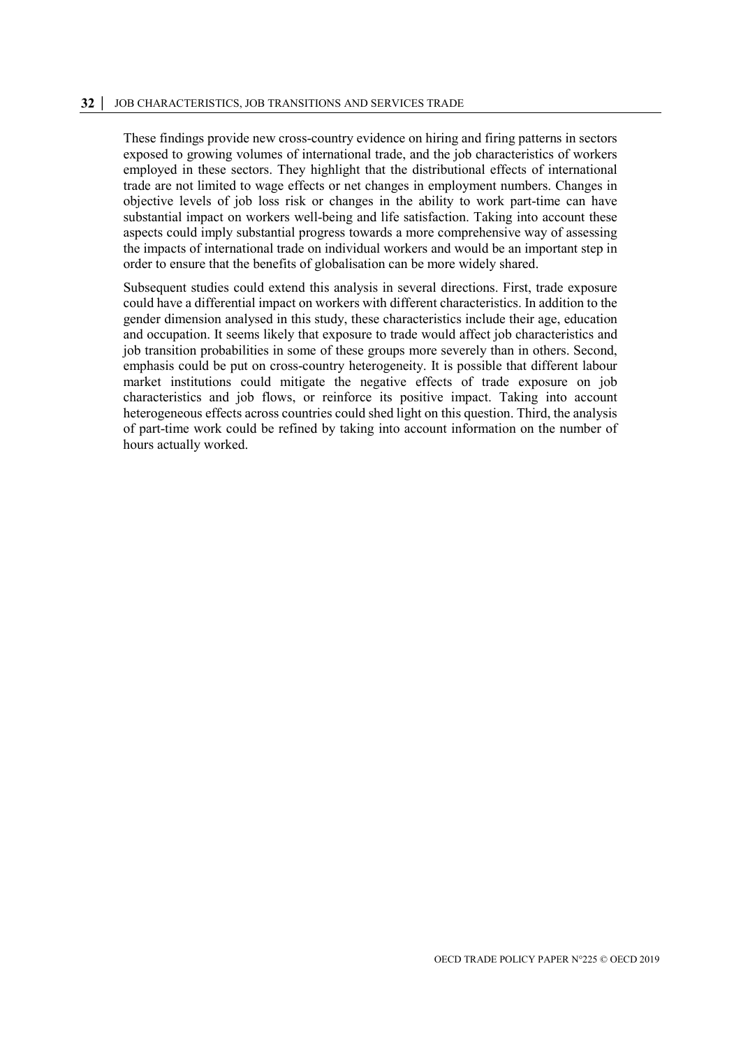These findings provide new cross-country evidence on hiring and firing patterns in sectors exposed to growing volumes of international trade, and the job characteristics of workers employed in these sectors. They highlight that the distributional effects of international trade are not limited to wage effects or net changes in employment numbers. Changes in objective levels of job loss risk or changes in the ability to work part-time can have substantial impact on workers well-being and life satisfaction. Taking into account these aspects could imply substantial progress towards a more comprehensive way of assessing the impacts of international trade on individual workers and would be an important step in order to ensure that the benefits of globalisation can be more widely shared.

Subsequent studies could extend this analysis in several directions. First, trade exposure could have a differential impact on workers with different characteristics. In addition to the gender dimension analysed in this study, these characteristics include their age, education and occupation. It seems likely that exposure to trade would affect job characteristics and job transition probabilities in some of these groups more severely than in others. Second, emphasis could be put on cross-country heterogeneity. It is possible that different labour market institutions could mitigate the negative effects of trade exposure on job characteristics and job flows, or reinforce its positive impact. Taking into account heterogeneous effects across countries could shed light on this question. Third, the analysis of part-time work could be refined by taking into account information on the number of hours actually worked.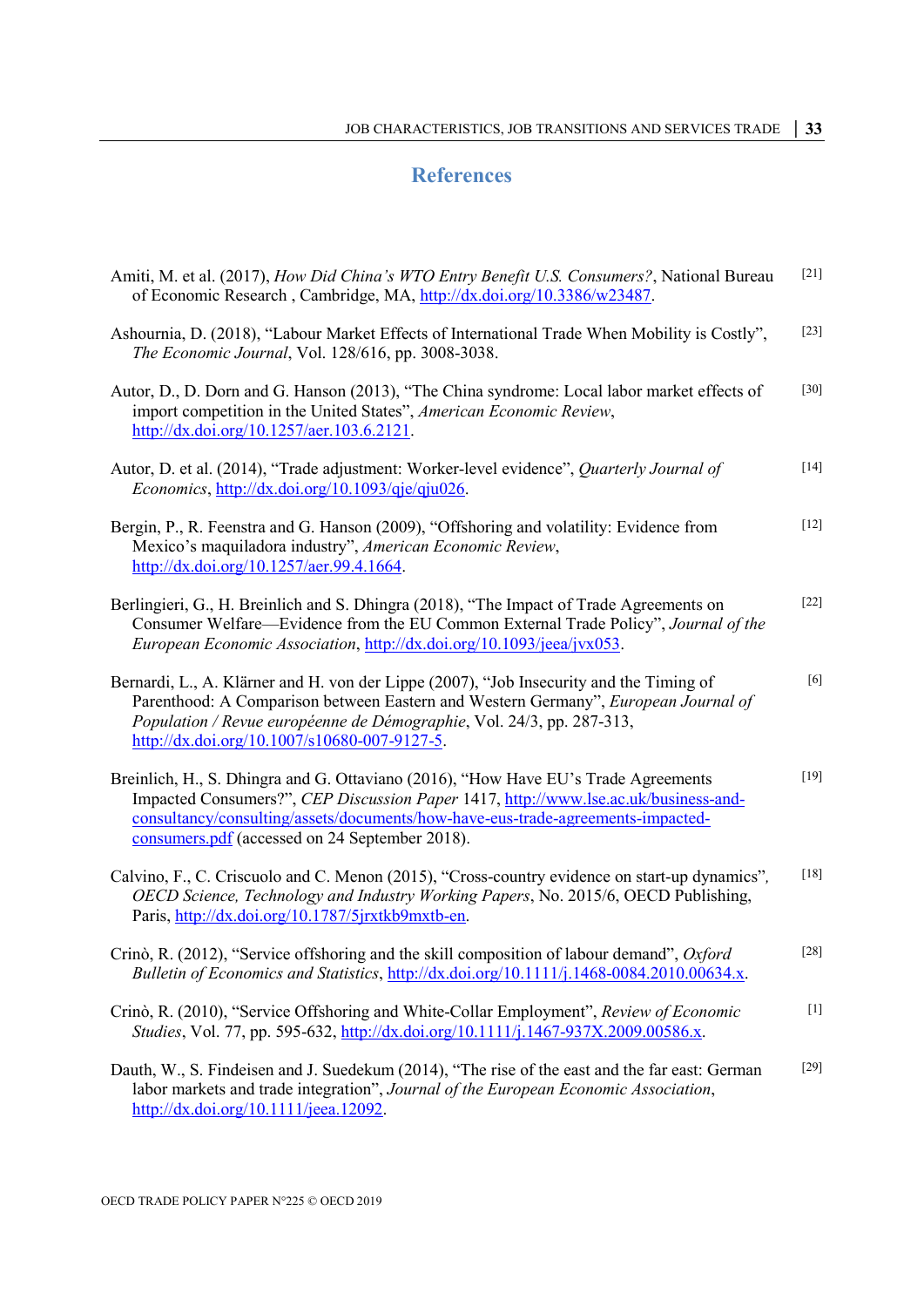## References

Amiti, M. et al. (2017), *How Did China's WTO Entry Benefit U.S. Consumers?*, National Bureau of Economic Research , Cambridge, MA, http://dx.doi.org/10.3386/w23487. [21]

Ashournia, D. (2018), "Labour Market Effects of International Trade When Mobility is Costly", *The Economic Journal*, Vol. 128/616, pp. 3008-3038. [23]

Autor, D., D. Dorn and G. Hanson (2013), "The China syndrome: Local labor market effects of import competition in the United States", *American Economic Review*, http://dx.doi.org/10.1257/aer.103.6.2121. [30]

Autor, D. et al. (2014), "Trade adjustment: Worker-level evidence", *Quarterly Journal of Economics*, http://dx.doi.org/10.1093/qje/qju026. [14]

Bergin, P., R. Feenstra and G. Hanson (2009), "Offshoring and volatility: Evidence from Mexico's maquiladora industry", *American Economic Review*, http://dx.doi.org/10.1257/aer.99.4.1664. [12]

Berlingieri, G., H. Breinlich and S. Dhingra (2018), "The Impact of Trade Agreements on Consumer Welfare—Evidence from the EU Common External Trade Policy", *Journal of the European Economic Association*, http://dx.doi.org/10.1093/jeea/jvx053. [22]

Bernardi, L., A. Klärner and H. von der Lippe (2007), "Job Insecurity and the Timing of Parenthood: A Comparison between Eastern and Western Germany", *European Journal of Population / Revue européenne de Démographie*, Vol. 24/3, pp. 287-313, http://dx.doi.org/10.1007/s10680-007-9127-5. [6]

Breinlich, H., S. Dhingra and G. Ottaviano (2016), "How Have EU's Trade Agreements Impacted Consumers?", *CEP Discussion Paper* 1417, http://www.lse.ac.uk/business-and-consultancy/consulting/assets/documents/how-have-eus-trade-agreements-impacted-consumers.pdf (accessed on 24 September 2018). [19]

Calvino, F., C. Criscuolo and C. Menon (2015), "Cross-country evidence on start-up dynamics", *OECD Science, Technology and Industry Working Papers*, No. 2015/6, OECD Publishing, Paris, http://dx.doi.org/10.1787/5jrxtkb9mxtb-en. [18]

Crinò, R. (2012), "Service offshoring and the skill composition of labour demand", *Oxford Bulletin of Economics and Statistics*, http://dx.doi.org/10.1111/j.1468-0084.2010.00634.x. [28]

Crinò, R. (2010), "Service Offshoring and White-Collar Employment", *Review of Economic Studies*, Vol. 77, pp. 595-632, http://dx.doi.org/10.1111/j.1467-937X.2009.00586.x. [1]

Dauth, W., S. Findeisen and J. Suedekum (2014), "The rise of the east and the far east: German labor markets and trade integration", *Journal of the European Economic Association*, http://dx.doi.org/10.1111/jeea.12092. [29]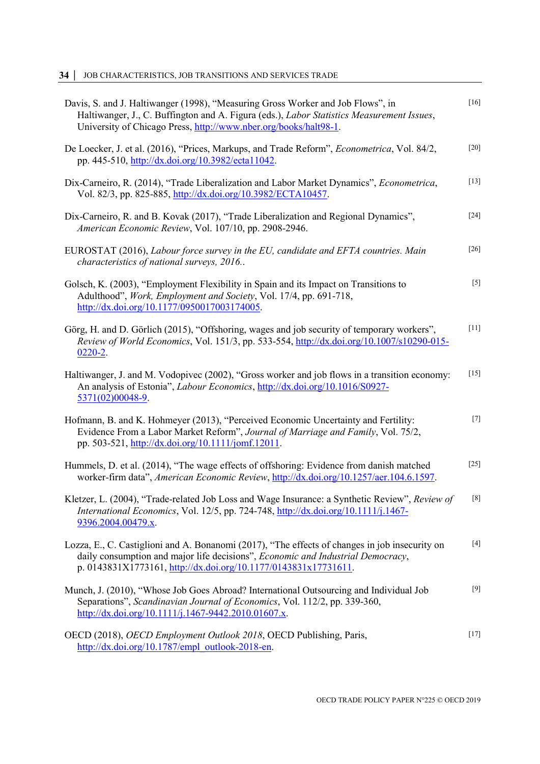Davis, S. and J. Haltiwanger (1998), "Measuring Gross Worker and Job Flows", in Haltiwanger, J., C. Buffington and A. Figura (eds.), *Labor Statistics Measurement Issues*, University of Chicago Press, http://www.nber.org/books/halt98-1. [16]

De Loecker, J. et al. (2016), "Prices, Markups, and Trade Reform", *Econometrica*, Vol. 84/2, pp. 445-510, http://dx.doi.org/10.3982/ecta11042. [20]

Dix-Carneiro, R. (2014), "Trade Liberalization and Labor Market Dynamics", *Econometrica*, Vol. 82/3, pp. 825-885, http://dx.doi.org/10.3982/ECTA10457. [13]

Dix-Carneiro, R. and B. Kovak (2017), "Trade Liberalization and Regional Dynamics", *American Economic Review*, Vol. 107/10, pp. 2908-2946. [24]

EUROSTAT (2016), *Labour force survey in the EU, candidate and EFTA countries. Main characteristics of national surveys, 2016.*. [26]

Golsch, K. (2003), "Employment Flexibility in Spain and its Impact on Transitions to Adulthood", *Work, Employment and Society*, Vol. 17/4, pp. 691-718, http://dx.doi.org/10.1177/0950017003174005. [5]

Görg, H. and D. Görlich (2015), "Offshoring, wages and job security of temporary workers", *Review of World Economics*, Vol. 151/3, pp. 533-554, http://dx.doi.org/10.1007/s10290-015-0220-2. [11]

Haltiwanger, J. and M. Vodopivec (2002), "Gross worker and job flows in a transition economy: An analysis of Estonia", *Labour Economics*, http://dx.doi.org/10.1016/S0927-5371(02)00048-9. [15]

Hofmann, B. and K. Hohmeyer (2013), "Perceived Economic Uncertainty and Fertility: Evidence From a Labor Market Reform", *Journal of Marriage and Family*, Vol. 75/2, pp. 503-521, http://dx.doi.org/10.1111/jomf.12011. [7]

Hummels, D. et al. (2014), "The wage effects of offshoring: Evidence from danish matched worker-firm data", *American Economic Review*, http://dx.doi.org/10.1257/aer.104.6.1597. [25]

Kletzer, L. (2004), "Trade-related Job Loss and Wage Insurance: a Synthetic Review", *Review of International Economics*, Vol. 12/5, pp. 724-748, http://dx.doi.org/10.1111/j.1467-9396.2004.00479.x. [8]

Lozza, E., C. Castiglioni and A. Bonanomi (2017), "The effects of changes in job insecurity on daily consumption and major life decisions", *Economic and Industrial Democracy*, p. 0143831X1773161, http://dx.doi.org/10.1177/0143831x17731611. [4]

Munch, J. (2010), "Whose Job Goes Abroad? International Outsourcing and Individual Job Separations", *Scandinavian Journal of Economics*, Vol. 112/2, pp. 339-360, http://dx.doi.org/10.1111/j.1467-9442.2010.01607.x. [9]

OECD (2018), *OECD Employment Outlook 2018*, OECD Publishing, Paris, http://dx.doi.org/10.1787/empl_outlook-2018-en. [17]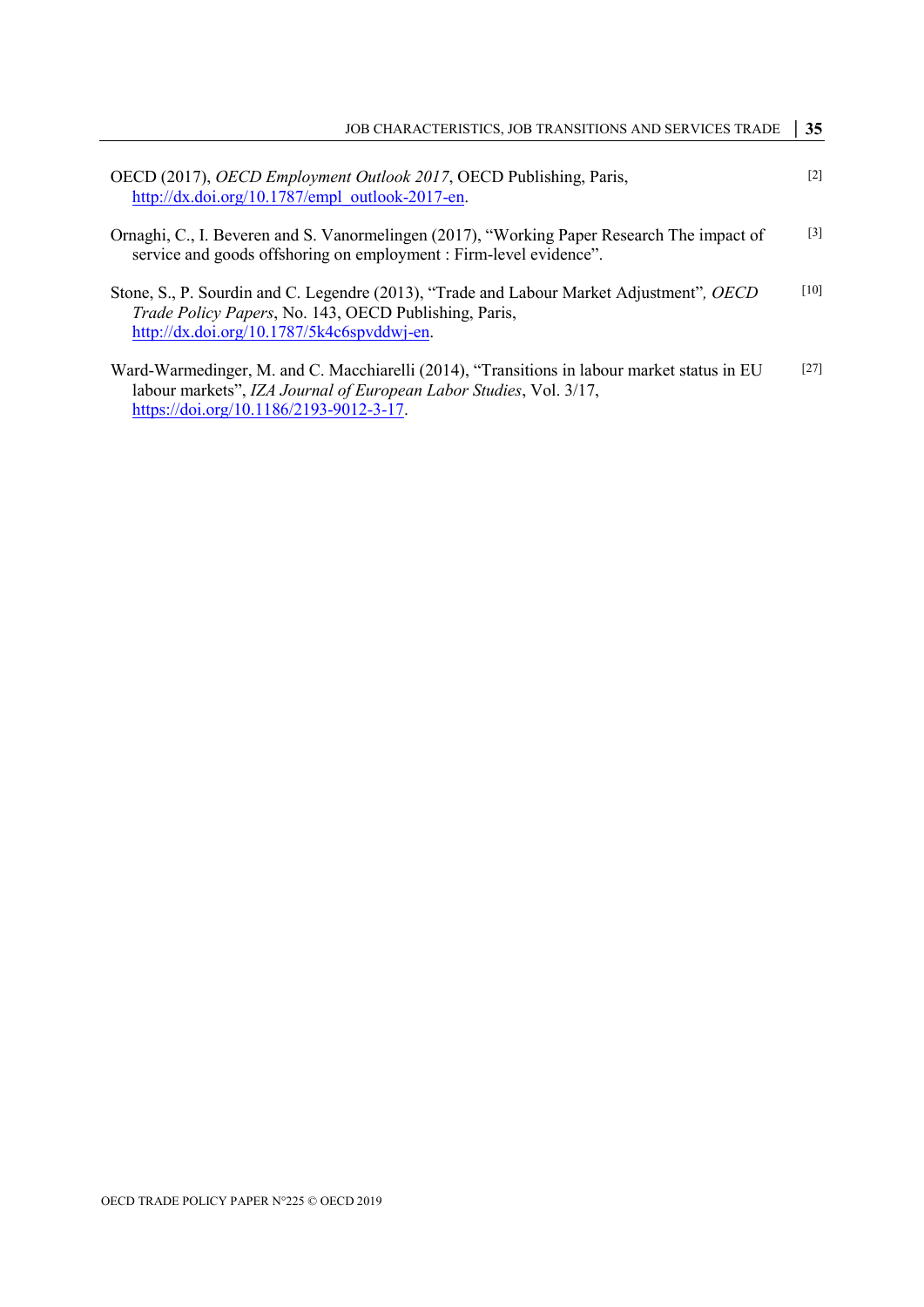OECD (2017), *OECD Employment Outlook 2017*, OECD Publishing, Paris, http://dx.doi.org/10.1787/empl_outlook-2017-en. [2]

Ornaghi, C., I. Beveren and S. Vanormelingen (2017), "Working Paper Research The impact of service and goods offshoring on employment : Firm-level evidence". [3]

Stone, S., P. Sourdin and C. Legendre (2013), "Trade and Labour Market Adjustment", *OECD Trade Policy Papers*, No. 143, OECD Publishing, Paris, http://dx.doi.org/10.1787/5k4c6spvddwj-en. [10]

Ward-Warmedinger, M. and C. Macchiarelli (2014), "Transitions in labour market status in EU labour markets", *IZA Journal of European Labor Studies*, Vol. 3/17, https://doi.org/10.1186/2193-9012-3-17. [27]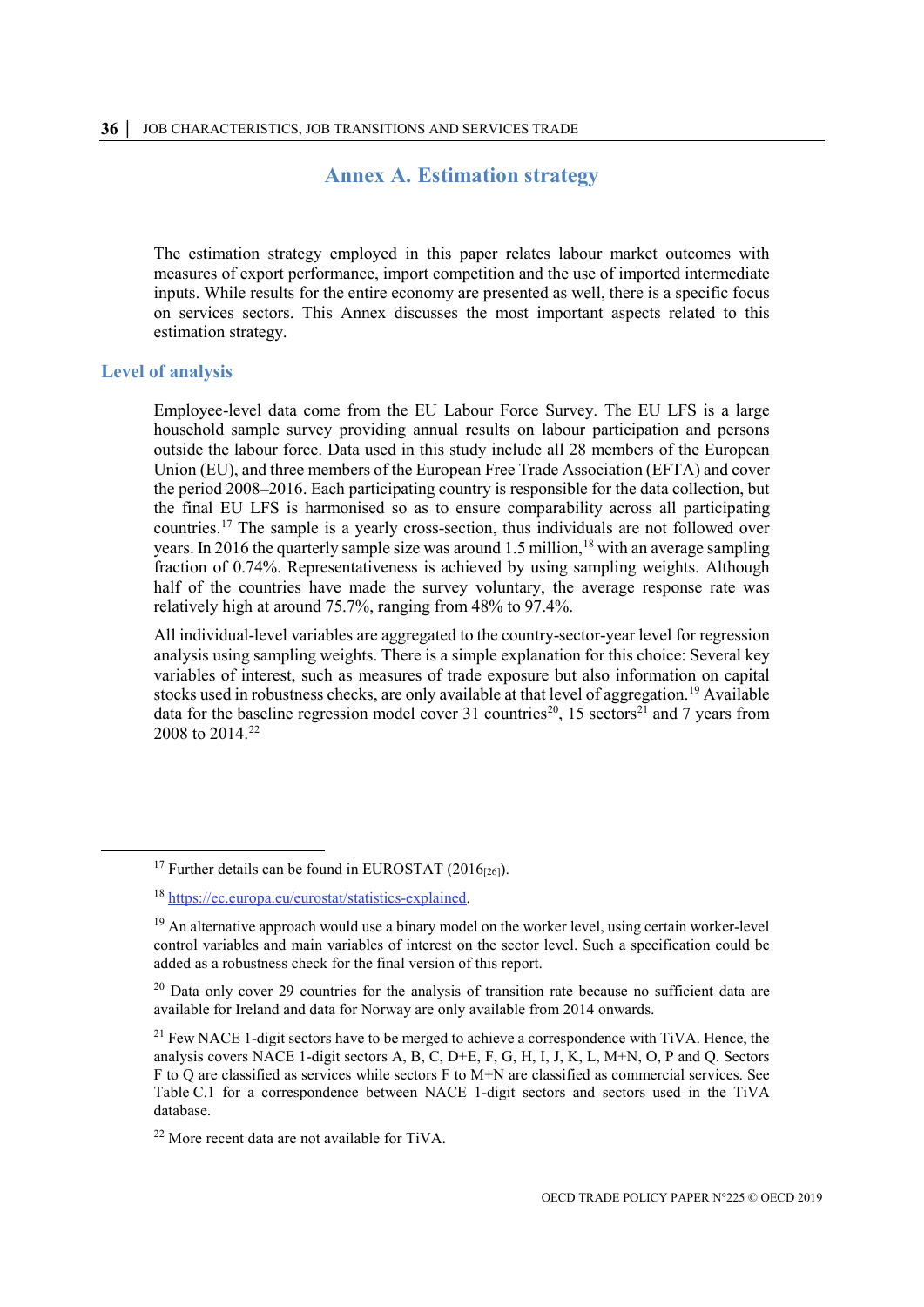# Annex A. Estimation strategy

The estimation strategy employed in this paper relates labour market outcomes with measures of export performance, import competition and the use of imported intermediate inputs. While results for the entire economy are presented as well, there is a specific focus on services sectors. This Annex discusses the most important aspects related to this estimation strategy.

## Level of analysis

Employee-level data come from the EU Labour Force Survey. The EU LFS is a large household sample survey providing annual results on labour participation and persons outside the labour force. Data used in this study include all 28 members of the European Union (EU), and three members of the European Free Trade Association (EFTA) and cover the period 2008–2016. Each participating country is responsible for the data collection, but the final EU LFS is harmonised so as to ensure comparability across all participating countries.[17] The sample is a yearly cross-section, thus individuals are not followed over years. In 2016 the quarterly sample size was around 1.5 million,[18] with an average sampling fraction of 0.74%. Representativeness is achieved by using sampling weights. Although half of the countries have made the survey voluntary, the average response rate was relatively high at around 75.7%, ranging from 48% to 97.4%.

All individual-level variables are aggregated to the country-sector-year level for regression analysis using sampling weights. There is a simple explanation for this choice: Several key variables of interest, such as measures of trade exposure but also information on capital stocks used in robustness checks, are only available at that level of aggregation.[19] Available data for the baseline regression model cover 31 countries[20], 15 sectors[21] and 7 years from 2008 to 2014.[22]

---

[17] Further details can be found in EUROSTAT (2016[26]).

[18] https://ec.europa.eu/eurostat/statistics-explained.

[19] An alternative approach would use a binary model on the worker level, using certain worker-level control variables and main variables of interest on the sector level. Such a specification could be added as a robustness check for the final version of this report.

[20] Data only cover 29 countries for the analysis of transition rate because no sufficient data are available for Ireland and data for Norway are only available from 2014 onwards.

[21] Few NACE 1-digit sectors have to be merged to achieve a correspondence with TiVA. Hence, the analysis covers NACE 1-digit sectors A, B, C, D+E, F, G, H, I, J, K, L, M+N, O, P and Q. Sectors F to Q are classified as services while sectors F to M+N are classified as commercial services. See Table C.1 for a correspondence between NACE 1-digit sectors and sectors used in the TiVA database.

[22] More recent data are not available for TiVA.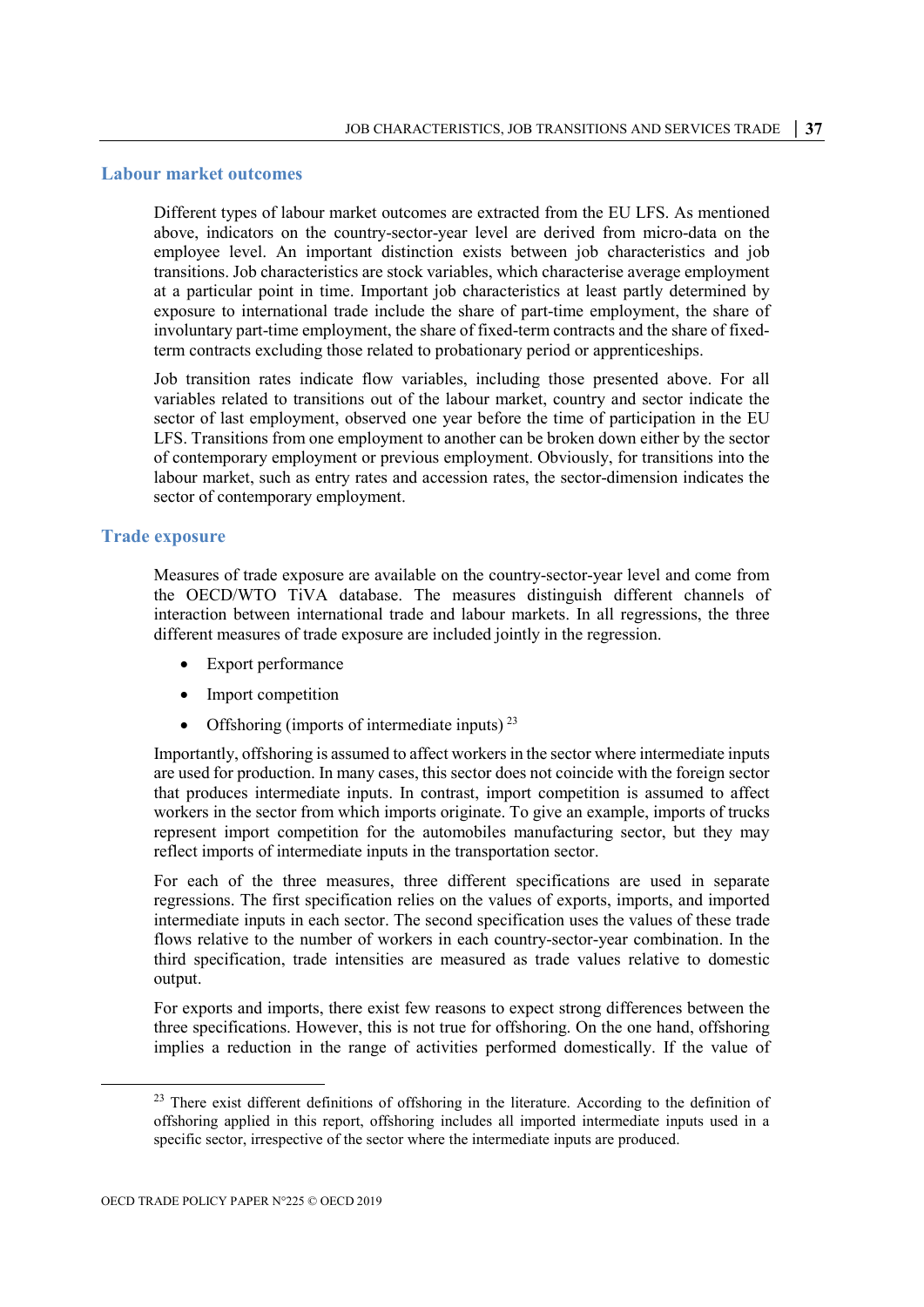### Labour market outcomes

Different types of labour market outcomes are extracted from the EU LFS. As mentioned above, indicators on the country-sector-year level are derived from micro-data on the employee level. An important distinction exists between job characteristics and job transitions. Job characteristics are stock variables, which characterise average employment at a particular point in time. Important job characteristics at least partly determined by exposure to international trade include the share of part-time employment, the share of involuntary part-time employment, the share of fixed-term contracts and the share of fixed-term contracts excluding those related to probationary period or apprenticeships.

Job transition rates indicate flow variables, including those presented above. For all variables related to transitions out of the labour market, country and sector indicate the sector of last employment, observed one year before the time of participation in the EU LFS. Transitions from one employment to another can be broken down either by the sector of contemporary employment or previous employment. Obviously, for transitions into the labour market, such as entry rates and accession rates, the sector-dimension indicates the sector of contemporary employment.

### Trade exposure

Measures of trade exposure are available on the country-sector-year level and come from the OECD/WTO TiVA database. The measures distinguish different channels of interaction between international trade and labour markets. In all regressions, the three different measures of trade exposure are included jointly in the regression.

- Export performance
- Import competition
- Offshoring (imports of intermediate inputs) [23]

Importantly, offshoring is assumed to affect workers in the sector where intermediate inputs are used for production. In many cases, this sector does not coincide with the foreign sector that produces intermediate inputs. In contrast, import competition is assumed to affect workers in the sector from which imports originate. To give an example, imports of trucks represent import competition for the automobiles manufacturing sector, but they may reflect imports of intermediate inputs in the transportation sector.

For each of the three measures, three different specifications are used in separate regressions. The first specification relies on the values of exports, imports, and imported intermediate inputs in each sector. The second specification uses the values of these trade flows relative to the number of workers in each country-sector-year combination. In the third specification, trade intensities are measured as trade values relative to domestic output.

For exports and imports, there exist few reasons to expect strong differences between the three specifications. However, this is not true for offshoring. On the one hand, offshoring implies a reduction in the range of activities performed domestically. If the value of

[23] There exist different definitions of offshoring in the literature. According to the definition of offshoring applied in this report, offshoring includes all imported intermediate inputs used in a specific sector, irrespective of the sector where the intermediate inputs are produced.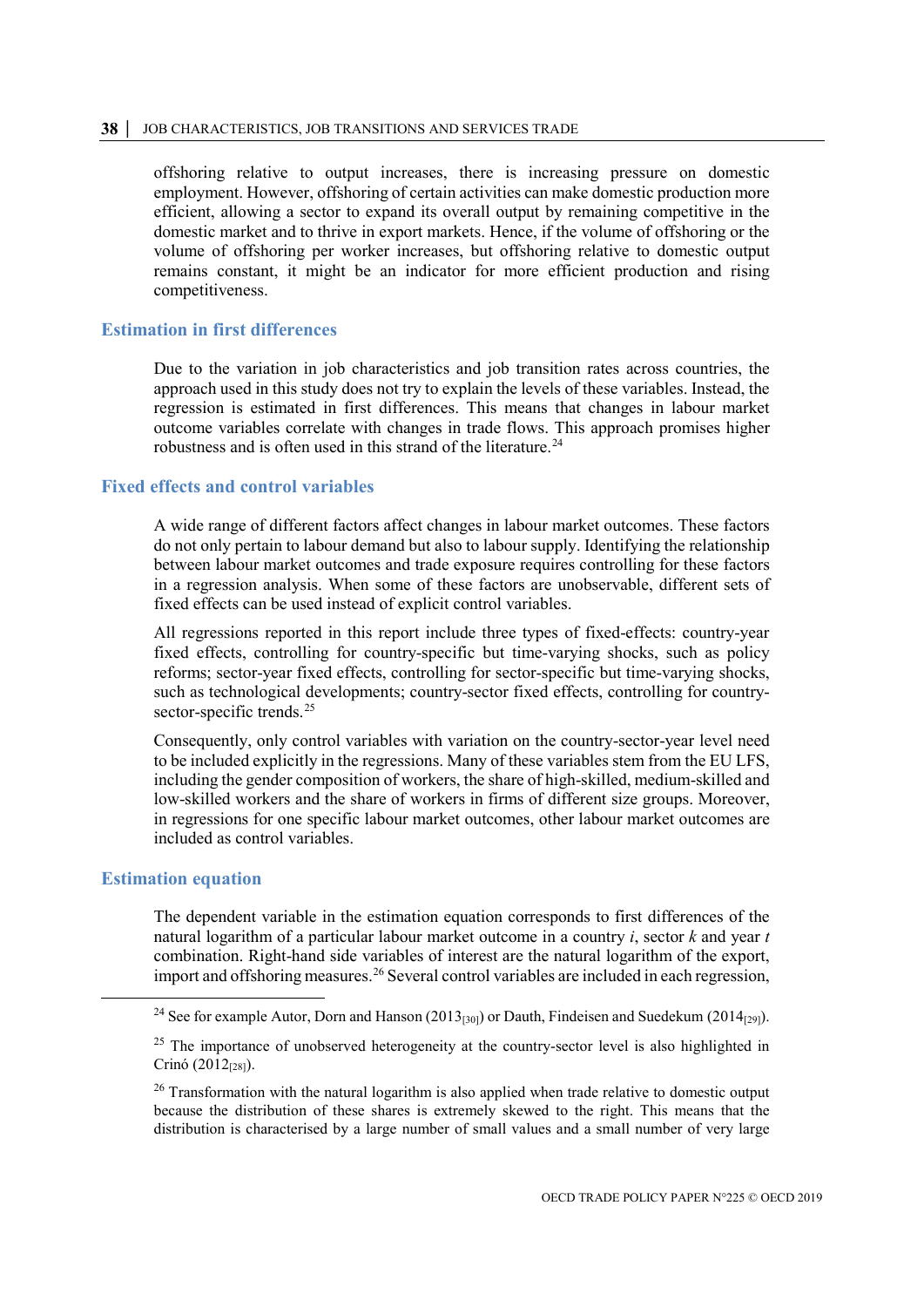offshoring relative to output increases, there is increasing pressure on domestic employment. However, offshoring of certain activities can make domestic production more efficient, allowing a sector to expand its overall output by remaining competitive in the domestic market and to thrive in export markets. Hence, if the volume of offshoring or the volume of offshoring per worker increases, but offshoring relative to domestic output remains constant, it might be an indicator for more efficient production and rising competitiveness.

## Estimation in first differences

Due to the variation in job characteristics and job transition rates across countries, the approach used in this study does not try to explain the levels of these variables. Instead, the regression is estimated in first differences. This means that changes in labour market outcome variables correlate with changes in trade flows. This approach promises higher robustness and is often used in this strand of the literature.[24]

## Fixed effects and control variables

A wide range of different factors affect changes in labour market outcomes. These factors do not only pertain to labour demand but also to labour supply. Identifying the relationship between labour market outcomes and trade exposure requires controlling for these factors in a regression analysis. When some of these factors are unobservable, different sets of fixed effects can be used instead of explicit control variables.

All regressions reported in this report include three types of fixed-effects: country-year fixed effects, controlling for country-specific but time-varying shocks, such as policy reforms; sector-year fixed effects, controlling for sector-specific but time-varying shocks, such as technological developments; country-sector fixed effects, controlling for country-sector-specific trends.[25]

Consequently, only control variables with variation on the country-sector-year level need to be included explicitly in the regressions. Many of these variables stem from the EU LFS, including the gender composition of workers, the share of high-skilled, medium-skilled and low-skilled workers and the share of workers in firms of different size groups. Moreover, in regressions for one specific labour market outcomes, other labour market outcomes are included as control variables.

## Estimation equation

The dependent variable in the estimation equation corresponds to first differences of the natural logarithm of a particular labour market outcome in a country $i$, sector $k$ and year $t$ combination. Right-hand side variables of interest are the natural logarithm of the export, import and offshoring measures.[26] Several control variables are included in each regression,

---

[24] See for example Autor, Dorn and Hanson (2013[30]) or Dauth, Findeisen and Suedekum (2014[29]).

[25] The importance of unobserved heterogeneity at the country-sector level is also highlighted in Crinó (2012[28]).

[26] Transformation with the natural logarithm is also applied when trade relative to domestic output because the distribution of these shares is extremely skewed to the right. This means that the distribution is characterised by a large number of small values and a small number of very large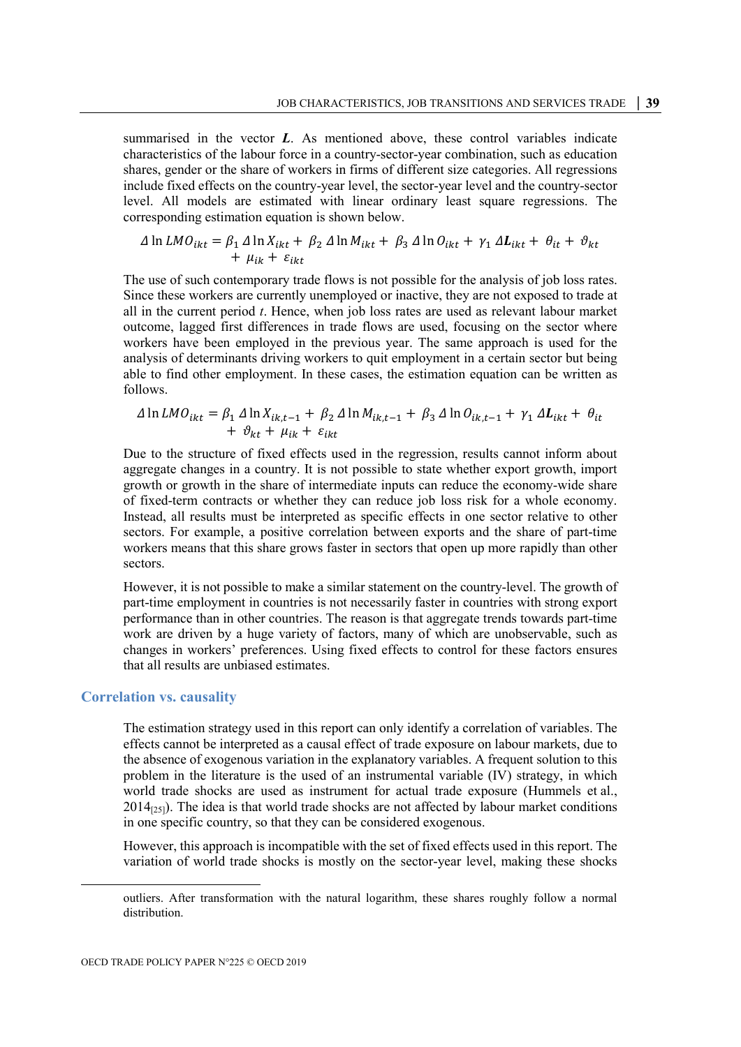summarised in the vector $\boldsymbol{L}$. As mentioned above, these control variables indicate characteristics of the labour force in a country-sector-year combination, such as education shares, gender or the share of workers in firms of different size categories. All regressions include fixed effects on the country-year level, the sector-year level and the country-sector level. All models are estimated with linear ordinary least square regressions. The corresponding estimation equation is shown below.

$$\Delta \ln LMO_{ikt} = \beta_1 \,\Delta \ln X_{ikt} + \beta_2 \,\Delta \ln M_{ikt} + \beta_3 \,\Delta \ln O_{ikt} + \gamma_1 \,\Delta \boldsymbol{L}_{ikt} + \theta_{it} + \vartheta_{kt} + \mu_{ik} + \varepsilon_{ikt}$$

The use of such contemporary trade flows is not possible for the analysis of job loss rates. Since these workers are currently unemployed or inactive, they are not exposed to trade at all in the current period $t$. Hence, when job loss rates are used as relevant labour market outcome, lagged first differences in trade flows are used, focusing on the sector where workers have been employed in the previous year. The same approach is used for the analysis of determinants driving workers to quit employment in a certain sector but being able to find other employment. In these cases, the estimation equation can be written as follows.

$$\Delta \ln LMO_{ikt} = \beta_1 \,\Delta \ln X_{ik,t-1} + \beta_2 \,\Delta \ln M_{ik,t-1} + \beta_3 \,\Delta \ln O_{ik,t-1} + \gamma_1 \,\Delta \boldsymbol{L}_{ikt} + \theta_{it} + \vartheta_{kt} + \mu_{ik} + \varepsilon_{ikt}$$

Due to the structure of fixed effects used in the regression, results cannot inform about aggregate changes in a country. It is not possible to state whether export growth, import growth or growth in the share of intermediate inputs can reduce the economy-wide share of fixed-term contracts or whether they can reduce job loss risk for a whole economy. Instead, all results must be interpreted as specific effects in one sector relative to other sectors. For example, a positive correlation between exports and the share of part-time workers means that this share grows faster in sectors that open up more rapidly than other sectors.

However, it is not possible to make a similar statement on the country-level. The growth of part-time employment in countries is not necessarily faster in countries with strong export performance than in other countries. The reason is that aggregate trends towards part-time work are driven by a huge variety of factors, many of which are unobservable, such as changes in workers' preferences. Using fixed effects to control for these factors ensures that all results are unbiased estimates.

## Correlation vs. causality

The estimation strategy used in this report can only identify a correlation of variables. The effects cannot be interpreted as a causal effect of trade exposure on labour markets, due to the absence of exogenous variation in the explanatory variables. A frequent solution to this problem in the literature is the used of an instrumental variable (IV) strategy, in which world trade shocks are used as instrument for actual trade exposure (Hummels et al., 2014[25]). The idea is that world trade shocks are not affected by labour market conditions in one specific country, so that they can be considered exogenous.

However, this approach is incompatible with the set of fixed effects used in this report. The variation of world trade shocks is mostly on the sector-year level, making these shocks

outliers. After transformation with the natural logarithm, these shares roughly follow a normal distribution.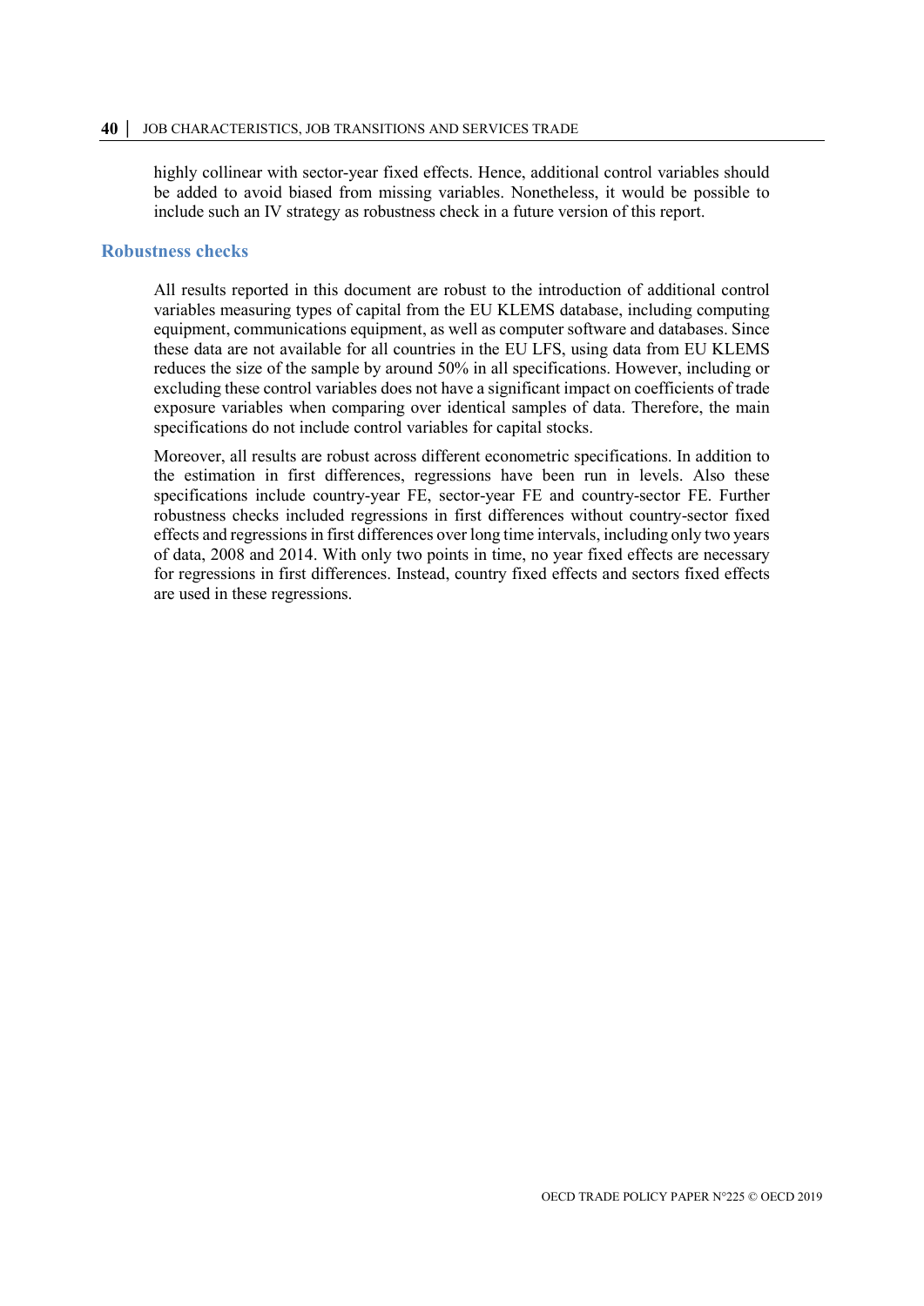highly collinear with sector-year fixed effects. Hence, additional control variables should be added to avoid biased from missing variables. Nonetheless, it would be possible to include such an IV strategy as robustness check in a future version of this report.

## Robustness checks

All results reported in this document are robust to the introduction of additional control variables measuring types of capital from the EU KLEMS database, including computing equipment, communications equipment, as well as computer software and databases. Since these data are not available for all countries in the EU LFS, using data from EU KLEMS reduces the size of the sample by around 50% in all specifications. However, including or excluding these control variables does not have a significant impact on coefficients of trade exposure variables when comparing over identical samples of data. Therefore, the main specifications do not include control variables for capital stocks.

Moreover, all results are robust across different econometric specifications. In addition to the estimation in first differences, regressions have been run in levels. Also these specifications include country-year FE, sector-year FE and country-sector FE. Further robustness checks included regressions in first differences without country-sector fixed effects and regressions in first differences over long time intervals, including only two years of data, 2008 and 2014. With only two points in time, no year fixed effects are necessary for regressions in first differences. Instead, country fixed effects and sectors fixed effects are used in these regressions.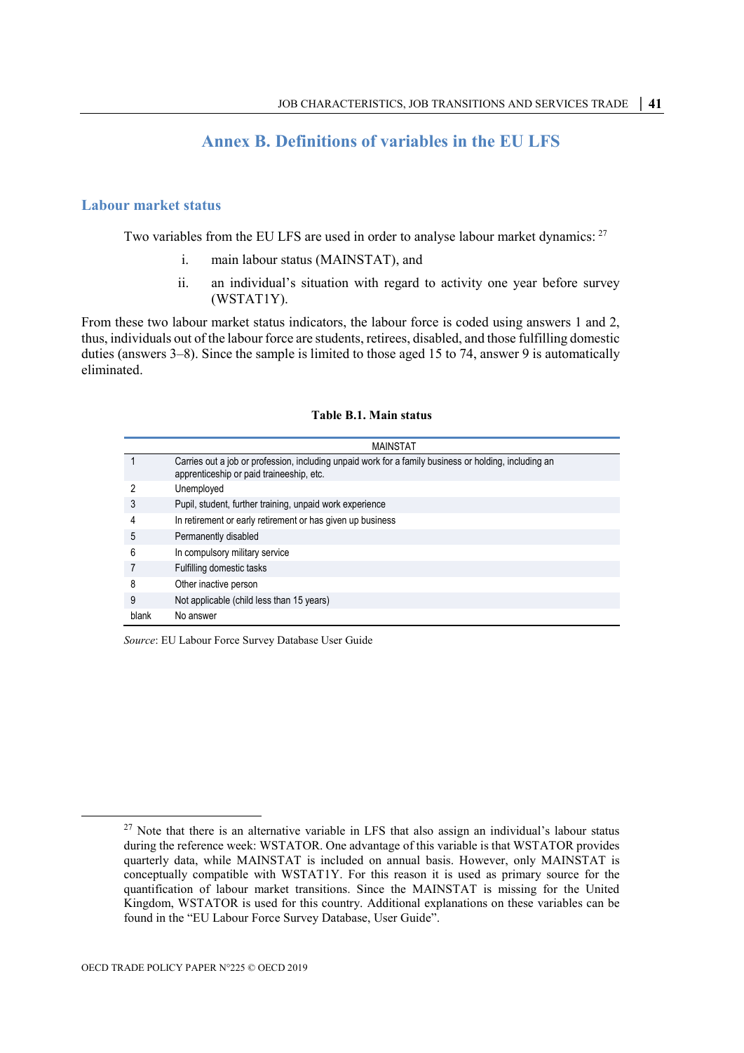# Annex B. Definitions of variables in the EU LFS

## Labour market status

Two variables from the EU LFS are used in order to analyse labour market dynamics: [27]

i. main labour status (MAINSTAT), and

ii. an individual's situation with regard to activity one year before survey (WSTAT1Y).

From these two labour market status indicators, the labour force is coded using answers 1 and 2, thus, individuals out of the labour force are students, retirees, disabled, and those fulfilling domestic duties (answers 3–8). Since the sample is limited to those aged 15 to 74, answer 9 is automatically eliminated.

**Table B.1. Main status**

| | MAINSTAT |
|---|---|
| 1 | Carries out a job or profession, including unpaid work for a family business or holding, including an apprenticeship or paid traineeship, etc. |
| 2 | Unemployed |
| 3 | Pupil, student, further training, unpaid work experience |
| 4 | In retirement or early retirement or has given up business |
| 5 | Permanently disabled |
| 6 | In compulsory military service |
| 7 | Fulfilling domestic tasks |
| 8 | Other inactive person |
| 9 | Not applicable (child less than 15 years) |
| blank | No answer |

*Source*: EU Labour Force Survey Database User Guide

[27] Note that there is an alternative variable in LFS that also assign an individual's labour status during the reference week: WSTATOR. One advantage of this variable is that WSTATOR provides quarterly data, while MAINSTAT is included on annual basis. However, only MAINSTAT is conceptually compatible with WSTAT1Y. For this reason it is used as primary source for the quantification of labour market transitions. Since the MAINSTAT is missing for the United Kingdom, WSTATOR is used for this country. Additional explanations on these variables can be found in the "EU Labour Force Survey Database, User Guide".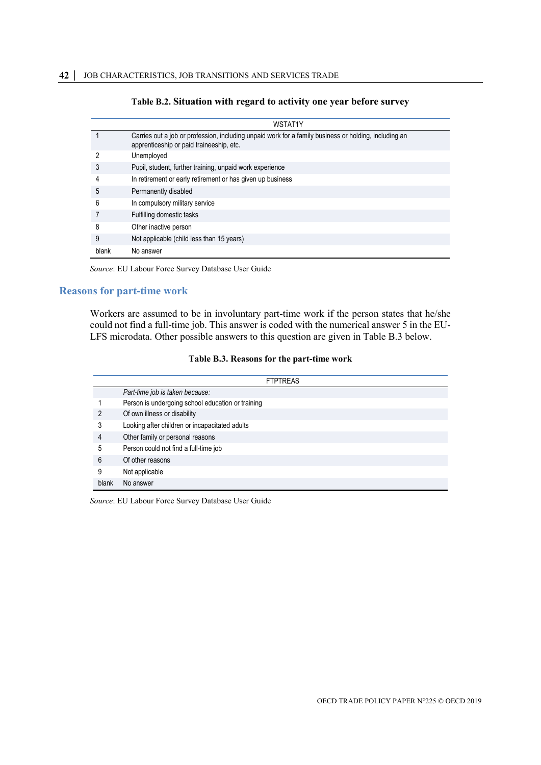**Table B.2. Situation with regard to activity one year before survey**

| | WSTAT1Y |
|---|---|
| 1 | Carries out a job or profession, including unpaid work for a family business or holding, including an apprenticeship or paid traineeship, etc. |
| 2 | Unemployed |
| 3 | Pupil, student, further training, unpaid work experience |
| 4 | In retirement or early retirement or has given up business |
| 5 | Permanently disabled |
| 6 | In compulsory military service |
| 7 | Fulfilling domestic tasks |
| 8 | Other inactive person |
| 9 | Not applicable (child less than 15 years) |
| blank | No answer |

*Source*: EU Labour Force Survey Database User Guide

## Reasons for part-time work

Workers are assumed to be in involuntary part-time work if the person states that he/she could not find a full-time job. This answer is coded with the numerical answer 5 in the EU-LFS microdata. Other possible answers to this question are given in Table B.3 below.

**Table B.3. Reasons for the part-time work**

| | FTPTREAS |
|---|---|
| | *Part-time job is taken because:* |
| 1 | Person is undergoing school education or training |
| 2 | Of own illness or disability |
| 3 | Looking after children or incapacitated adults |
| 4 | Other family or personal reasons |
| 5 | Person could not find a full-time job |
| 6 | Of other reasons |
| 9 | Not applicable |
| blank | No answer |

*Source*: EU Labour Force Survey Database User Guide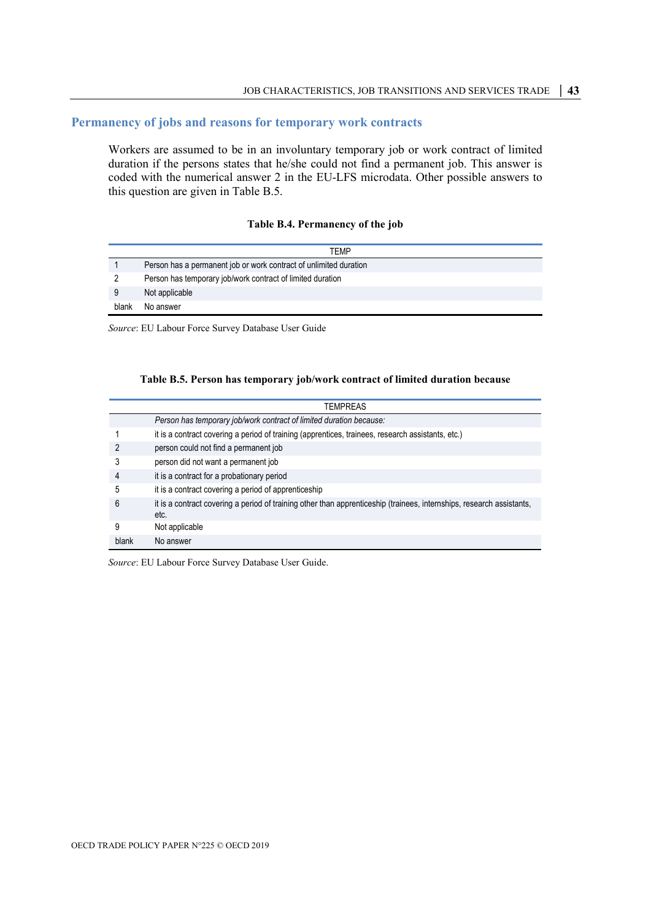## Permanency of jobs and reasons for temporary work contracts

Workers are assumed to be in an involuntary temporary job or work contract of limited duration if the persons states that he/she could not find a permanent job. This answer is coded with the numerical answer 2 in the EU-LFS microdata. Other possible answers to this question are given in Table B.5.

**Table B.4. Permanency of the job**

| | TEMP |
|---|---|
| 1 | Person has a permanent job or work contract of unlimited duration |
| 2 | Person has temporary job/work contract of limited duration |
| 9 | Not applicable |
| blank | No answer |

*Source*: EU Labour Force Survey Database User Guide

**Table B.5. Person has temporary job/work contract of limited duration because**

| | TEMPREAS |
|---|---|
| | *Person has temporary job/work contract of limited duration because:* |
| 1 | it is a contract covering a period of training (apprentices, trainees, research assistants, etc.) |
| 2 | person could not find a permanent job |
| 3 | person did not want a permanent job |
| 4 | it is a contract for a probationary period |
| 5 | it is a contract covering a period of apprenticeship |
| 6 | it is a contract covering a period of training other than apprenticeship (trainees, internships, research assistants, etc. |
| 9 | Not applicable |
| blank | No answer |

*Source*: EU Labour Force Survey Database User Guide.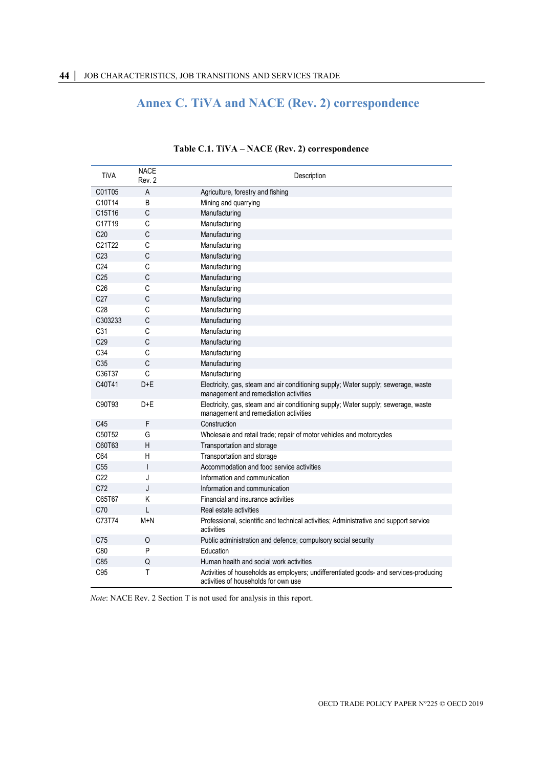# Annex C. TiVA and NACE (Rev. 2) correspondence

**Table C.1. TiVA – NACE (Rev. 2) correspondence**

| TiVA | NACE Rev. 2 | Description |
|---|---|---|
| C01T05 | A | Agriculture, forestry and fishing |
| C10T14 | B | Mining and quarrying |
| C15T16 | C | Manufacturing |
| C17T19 | C | Manufacturing |
| C20 | C | Manufacturing |
| C21T22 | C | Manufacturing |
| C23 | C | Manufacturing |
| C24 | C | Manufacturing |
| C25 | C | Manufacturing |
| C26 | C | Manufacturing |
| C27 | C | Manufacturing |
| C28 | C | Manufacturing |
| C303233 | C | Manufacturing |
| C31 | C | Manufacturing |
| C29 | C | Manufacturing |
| C34 | C | Manufacturing |
| C35 | C | Manufacturing |
| C36T37 | C | Manufacturing |
| C40T41 | D+E | Electricity, gas, steam and air conditioning supply; Water supply; sewerage, waste management and remediation activities |
| C90T93 | D+E | Electricity, gas, steam and air conditioning supply; Water supply; sewerage, waste management and remediation activities |
| C45 | F | Construction |
| C50T52 | G | Wholesale and retail trade; repair of motor vehicles and motorcycles |
| C60T63 | H | Transportation and storage |
| C64 | H | Transportation and storage |
| C55 | I | Accommodation and food service activities |
| C22 | J | Information and communication |
| C72 | J | Information and communication |
| C65T67 | K | Financial and insurance activities |
| C70 | L | Real estate activities |
| C73T74 | M+N | Professional, scientific and technical activities; Administrative and support service activities |
| C75 | O | Public administration and defence; compulsory social security |
| C80 | P | Education |
| C85 | Q | Human health and social work activities |
| C95 | T | Activities of households as employers; undifferentiated goods- and services-producing activities of households for own use |

*Note*: NACE Rev. 2 Section T is not used for analysis in this report.